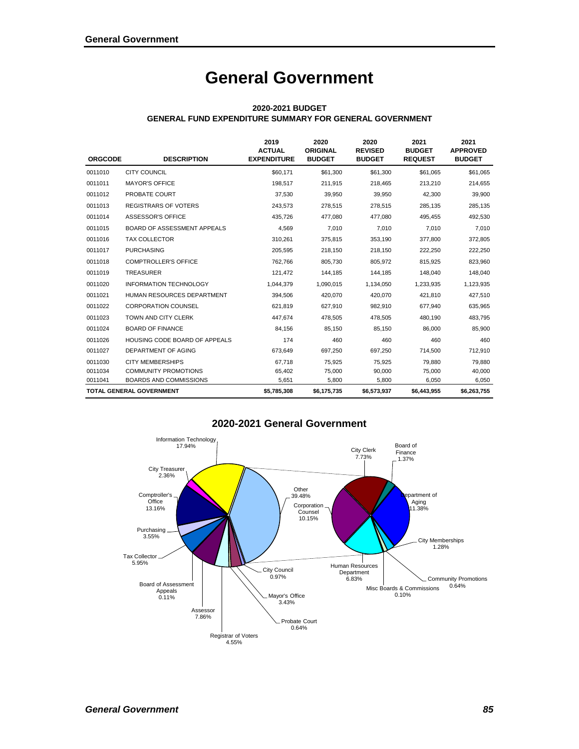# General Government

### 2020-2021 BUDGET
### GENERAL FUND EXPENDITURE SUMMARY FOR GENERAL GOVERNMENT

| ORGCODE | DESCRIPTION | 2019 ACTUAL EXPENDITURE | 2020 ORIGINAL BUDGET | 2020 REVISED BUDGET | 2021 BUDGET REQUEST | 2021 APPROVED BUDGET |
|---|---|---|---|---|---|---|
| 0011010 | CITY COUNCIL | $60,171 | $61,300 | $61,300 | $61,065 | $61,065 |
| 0011011 | MAYOR'S OFFICE | 198,517 | 211,915 | 218,465 | 213,210 | 214,655 |
| 0011012 | PROBATE COURT | 37,530 | 39,950 | 39,950 | 42,300 | 39,900 |
| 0011013 | REGISTRARS OF VOTERS | 243,573 | 278,515 | 278,515 | 285,135 | 285,135 |
| 0011014 | ASSESSOR'S OFFICE | 435,726 | 477,080 | 477,080 | 495,455 | 492,530 |
| 0011015 | BOARD OF ASSESSMENT APPEALS | 4,569 | 7,010 | 7,010 | 7,010 | 7,010 |
| 0011016 | TAX COLLECTOR | 310,261 | 375,815 | 353,190 | 377,800 | 372,805 |
| 0011017 | PURCHASING | 205,595 | 218,150 | 218,150 | 222,250 | 222,250 |
| 0011018 | COMPTROLLER'S OFFICE | 762,766 | 805,730 | 805,972 | 815,925 | 823,960 |
| 0011019 | TREASURER | 121,472 | 144,185 | 144,185 | 148,040 | 148,040 |
| 0011020 | INFORMATION TECHNOLOGY | 1,044,379 | 1,090,015 | 1,134,050 | 1,233,935 | 1,123,935 |
| 0011021 | HUMAN RESOURCES DEPARTMENT | 394,506 | 420,070 | 420,070 | 421,810 | 427,510 |
| 0011022 | CORPORATION COUNSEL | 621,819 | 627,910 | 982,910 | 677,940 | 635,965 |
| 0011023 | TOWN AND CITY CLERK | 447,674 | 478,505 | 478,505 | 480,190 | 483,795 |
| 0011024 | BOARD OF FINANCE | 84,156 | 85,150 | 85,150 | 86,000 | 85,900 |
| 0011026 | HOUSING CODE BOARD OF APPEALS | 174 | 460 | 460 | 460 | 460 |
| 0011027 | DEPARTMENT OF AGING | 673,649 | 697,250 | 697,250 | 714,500 | 712,910 |
| 0011030 | CITY MEMBERSHIPS | 67,718 | 75,925 | 75,925 | 79,880 | 79,880 |
| 0011034 | COMMUNITY PROMOTIONS | 65,402 | 75,000 | 90,000 | 75,000 | 40,000 |
| 0011041 | BOARDS AND COMMISSIONS | 5,651 | 5,800 | 5,800 | 6,050 | 6,050 |
| **TOTAL GENERAL GOVERNMENT** | | **$5,785,308** | **$6,175,735** | **$6,573,937** | **$6,443,955** | **$6,263,755** |

### 2020-2021 General Government

Information Technology 17.94%
City Treasurer 2.36%
Comptroller's Office 13.16%
Purchasing 3.55%
Tax Collector 5.95%
Board of Assessment Appeals 0.11%
Assessor 7.86%
Registrar of Voters 4.55%
Probate Court 0.64%
Mayor's Office 3.43%
City Council 0.97%
Other 39.48%
Corporation Counsel 10.15%
City Clerk 7.73%
Board of Finance 1.37%
Department of Aging 11.38%
City Memberships 1.28%
Community Promotions 0.64%
Misc Boards & Commissions 0.10%
Human Resources Department 6.83%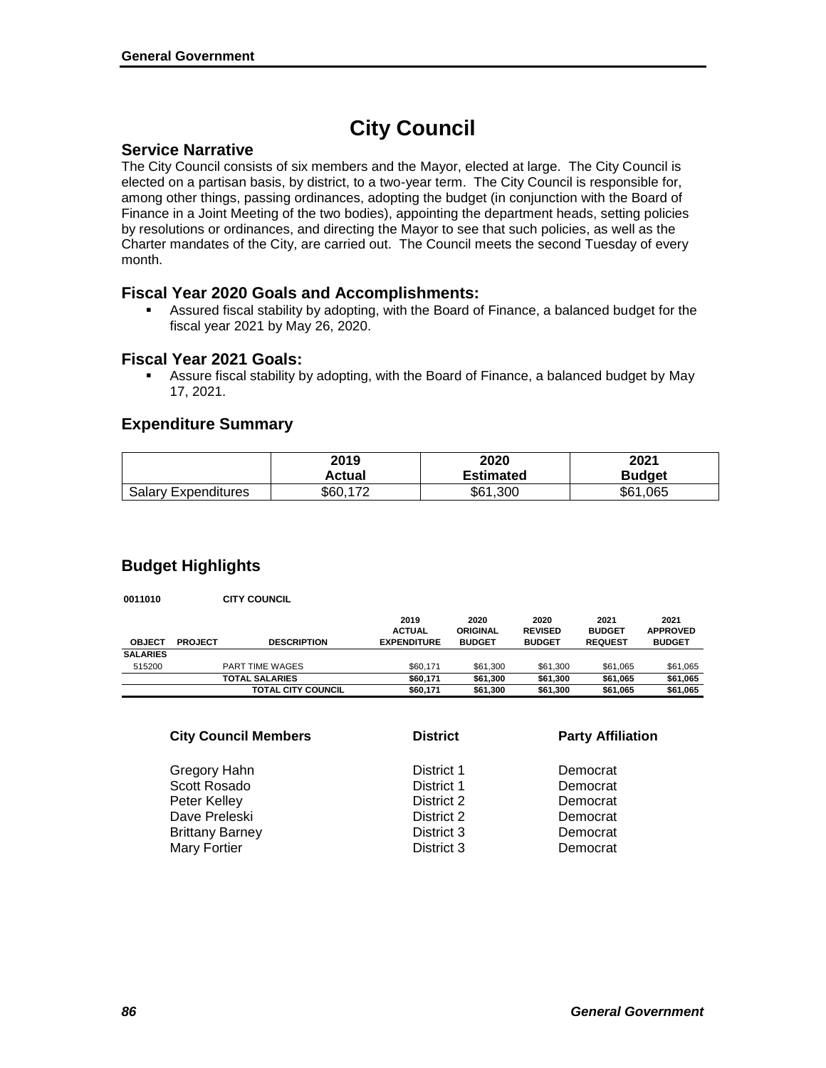# City Council

## Service Narrative

The City Council consists of six members and the Mayor, elected at large. The City Council is elected on a partisan basis, by district, to a two-year term. The City Council is responsible for, among other things, passing ordinances, adopting the budget (in conjunction with the Board of Finance in a Joint Meeting of the two bodies), appointing the department heads, setting policies by resolutions or ordinances, and directing the Mayor to see that such policies, as well as the Charter mandates of the City, are carried out. The Council meets the second Tuesday of every month.

## Fiscal Year 2020 Goals and Accomplishments:

- Assured fiscal stability by adopting, with the Board of Finance, a balanced budget for the fiscal year 2021 by May 26, 2020.

## Fiscal Year 2021 Goals:

- Assure fiscal stability by adopting, with the Board of Finance, a balanced budget by May 17, 2021.

## Expenditure Summary

| | 2019 Actual | 2020 Estimated | 2021 Budget |
|---|---|---|---|
| Salary Expenditures | $60,172 | $61,300 | $61,065 |

## Budget Highlights

**0011010 CITY COUNCIL**

| OBJECT | PROJECT | DESCRIPTION | 2019 ACTUAL EXPENDITURE | 2020 ORIGINAL BUDGET | 2020 REVISED BUDGET | 2021 BUDGET REQUEST | 2021 APPROVED BUDGET |
|---|---|---|---|---|---|---|---|
| **SALARIES** | | | | | | | |
| 515200 | | PART TIME WAGES | $60,171 | $61,300 | $61,300 | $61,065 | $61,065 |
| | | **TOTAL SALARIES** | **$60,171** | **$61,300** | **$61,300** | **$61,065** | **$61,065** |
| | | **TOTAL CITY COUNCIL** | **$60,171** | **$61,300** | **$61,300** | **$61,065** | **$61,065** |

| City Council Members | District | Party Affiliation |
|---|---|---|
| Gregory Hahn | District 1 | Democrat |
| Scott Rosado | District 1 | Democrat |
| Peter Kelley | District 2 | Democrat |
| Dave Preleski | District 2 | Democrat |
| Brittany Barney | District 3 | Democrat |
| Mary Fortier | District 3 | Democrat |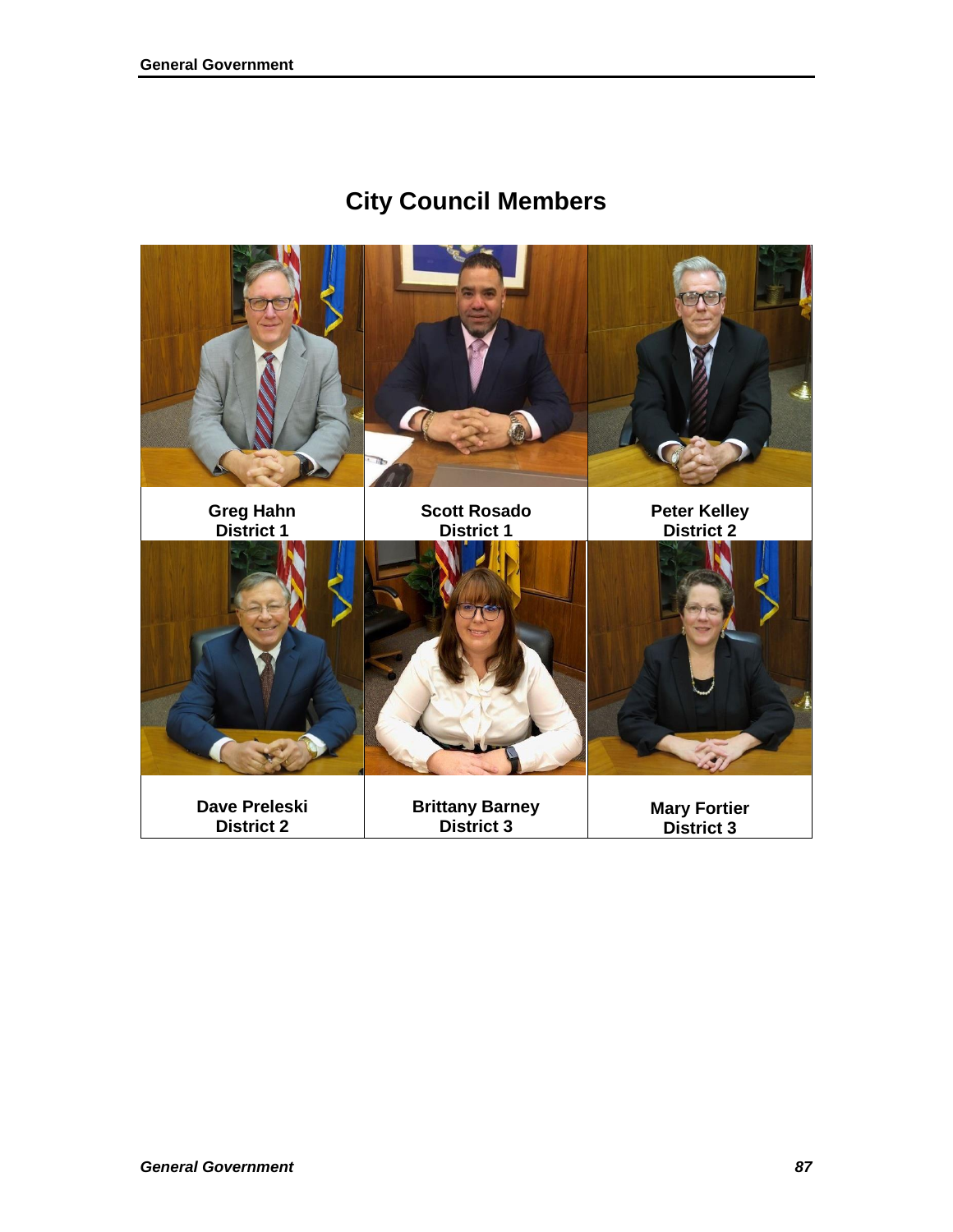# City Council Members

| | | |
|---|---|---|
| **Greg Hahn**<br>**District 1** | **Scott Rosado**<br>**District 1** | **Peter Kelley**<br>**District 2** |
| **Dave Preleski**<br>**District 2** | **Brittany Barney**<br>**District 3** | **Mary Fortier**<br>**District 3** |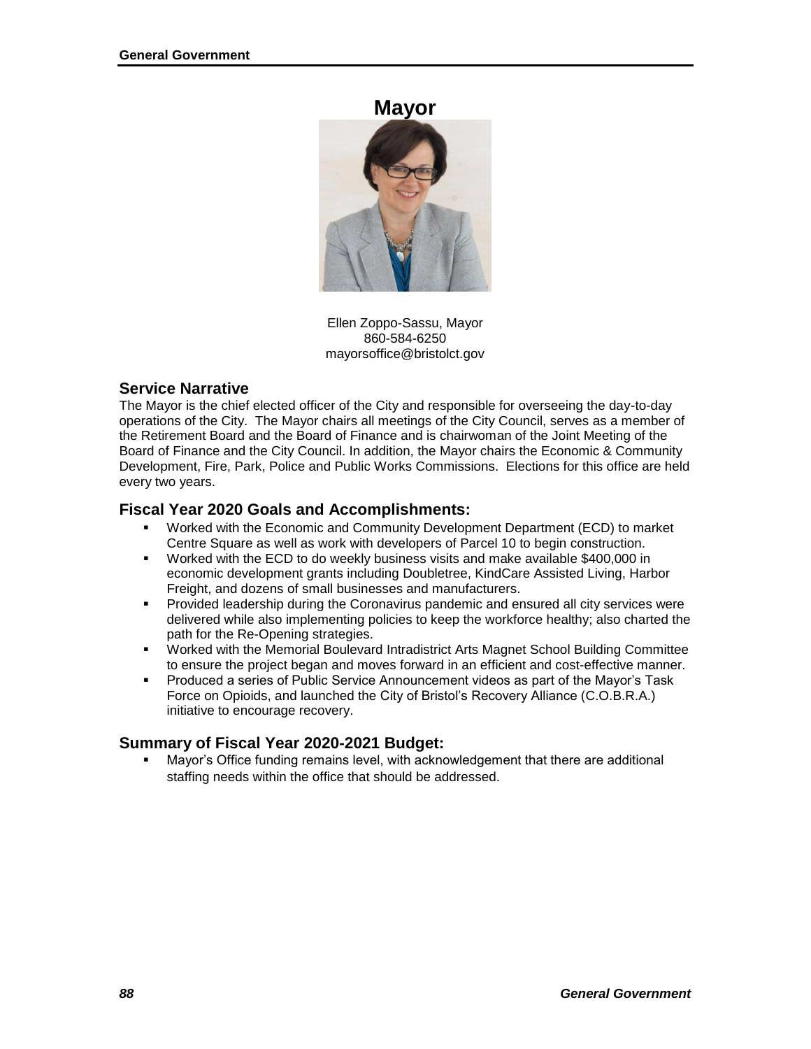# Mayor

Ellen Zoppo-Sassu, Mayor
860-584-6250
mayorsoffice@bristolct.gov

## Service Narrative

The Mayor is the chief elected officer of the City and responsible for overseeing the day-to-day operations of the City. The Mayor chairs all meetings of the City Council, serves as a member of the Retirement Board and the Board of Finance and is chairwoman of the Joint Meeting of the Board of Finance and the City Council. In addition, the Mayor chairs the Economic & Community Development, Fire, Park, Police and Public Works Commissions. Elections for this office are held every two years.

## Fiscal Year 2020 Goals and Accomplishments:

- Worked with the Economic and Community Development Department (ECD) to market Centre Square as well as work with developers of Parcel 10 to begin construction.
- Worked with the ECD to do weekly business visits and make available $400,000 in economic development grants including Doubletree, KindCare Assisted Living, Harbor Freight, and dozens of small businesses and manufacturers.
- Provided leadership during the Coronavirus pandemic and ensured all city services were delivered while also implementing policies to keep the workforce healthy; also charted the path for the Re-Opening strategies.
- Worked with the Memorial Boulevard Intradistrict Arts Magnet School Building Committee to ensure the project began and moves forward in an efficient and cost-effective manner.
- Produced a series of Public Service Announcement videos as part of the Mayor's Task Force on Opioids, and launched the City of Bristol's Recovery Alliance (C.O.B.R.A.) initiative to encourage recovery.

## Summary of Fiscal Year 2020-2021 Budget:

- Mayor's Office funding remains level, with acknowledgement that there are additional staffing needs within the office that should be addressed.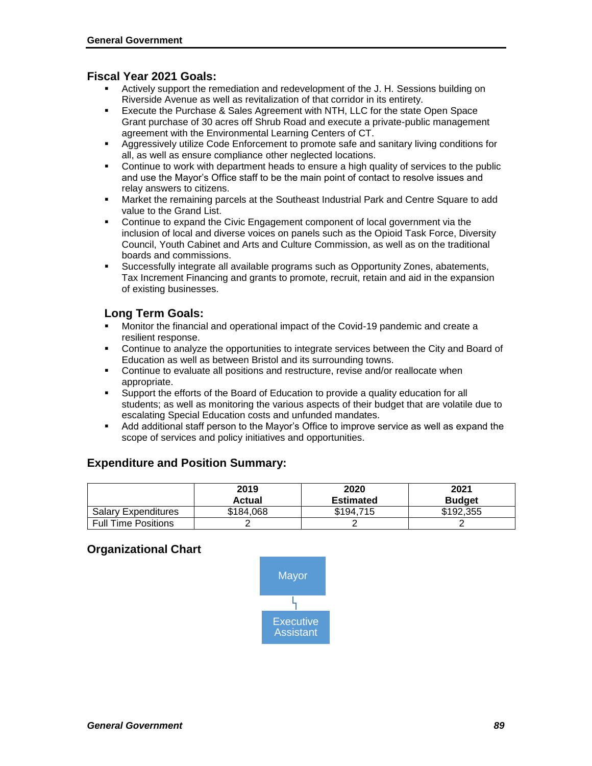## Fiscal Year 2021 Goals:

- Actively support the remediation and redevelopment of the J. H. Sessions building on Riverside Avenue as well as revitalization of that corridor in its entirety.
- Execute the Purchase & Sales Agreement with NTH, LLC for the state Open Space Grant purchase of 30 acres off Shrub Road and execute a private-public management agreement with the Environmental Learning Centers of CT.
- Aggressively utilize Code Enforcement to promote safe and sanitary living conditions for all, as well as ensure compliance other neglected locations.
- Continue to work with department heads to ensure a high quality of services to the public and use the Mayor's Office staff to be the main point of contact to resolve issues and relay answers to citizens.
- Market the remaining parcels at the Southeast Industrial Park and Centre Square to add value to the Grand List.
- Continue to expand the Civic Engagement component of local government via the inclusion of local and diverse voices on panels such as the Opioid Task Force, Diversity Council, Youth Cabinet and Arts and Culture Commission, as well as on the traditional boards and commissions.
- Successfully integrate all available programs such as Opportunity Zones, abatements, Tax Increment Financing and grants to promote, recruit, retain and aid in the expansion of existing businesses.

### Long Term Goals:

- Monitor the financial and operational impact of the Covid-19 pandemic and create a resilient response.
- Continue to analyze the opportunities to integrate services between the City and Board of Education as well as between Bristol and its surrounding towns.
- Continue to evaluate all positions and restructure, revise and/or reallocate when appropriate.
- Support the efforts of the Board of Education to provide a quality education for all students; as well as monitoring the various aspects of their budget that are volatile due to escalating Special Education costs and unfunded mandates.
- Add additional staff person to the Mayor's Office to improve service as well as expand the scope of services and policy initiatives and opportunities.

## Expenditure and Position Summary:

| | 2019 Actual | 2020 Estimated | 2021 Budget |
|---|---|---|---|
| Salary Expenditures | $184,068 | $194,715 | $192,355 |
| Full Time Positions | 2 | 2 | 2 |

## Organizational Chart

Mayor

Executive Assistant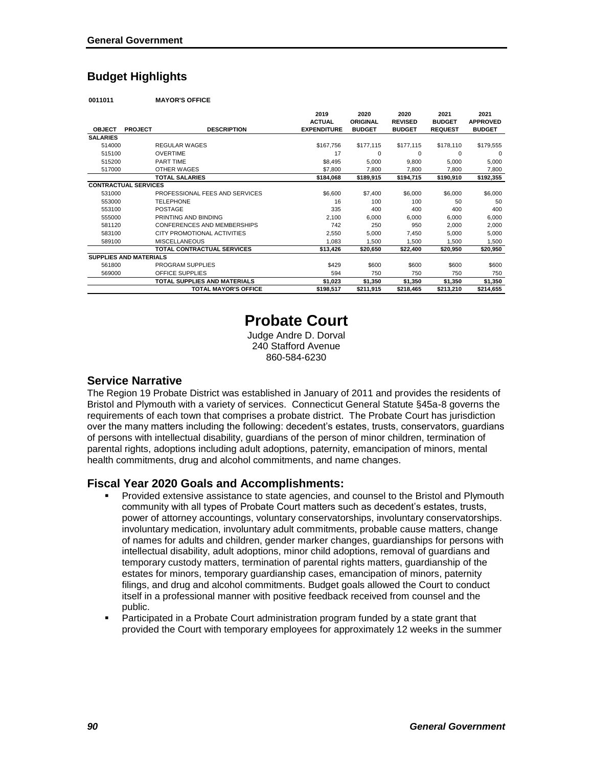## Budget Highlights

**0011011 MAYOR'S OFFICE**

| OBJECT | PROJECT | DESCRIPTION | 2019 ACTUAL EXPENDITURE | 2020 ORIGINAL BUDGET | 2020 REVISED BUDGET | 2021 BUDGET REQUEST | 2021 APPROVED BUDGET |
|---|---|---|---|---|---|---|---|
| **SALARIES** | | | | | | | |
| 514000 | | REGULAR WAGES | $167,756 | $177,115 | $177,115 | $178,110 | $179,555 |
| 515100 | | OVERTIME | 17 | 0 | 0 | 0 | 0 |
| 515200 | | PART TIME | $8,495 | 5,000 | 9,800 | 5,000 | 5,000 |
| 517000 | | OTHER WAGES | $7,800 | 7,800 | 7,800 | 7,800 | 7,800 |
| | | **TOTAL SALARIES** | **$184,068** | **$189,915** | **$194,715** | **$190,910** | **$192,355** |
| **CONTRACTUAL SERVICES** | | | | | | | |
| 531000 | | PROFESSIONAL FEES AND SERVICES | $6,600 | $7,400 | $6,000 | $6,000 | $6,000 |
| 553000 | | TELEPHONE | 16 | 100 | 100 | 50 | 50 |
| 553100 | | POSTAGE | 335 | 400 | 400 | 400 | 400 |
| 555000 | | PRINTING AND BINDING | 2,100 | 6,000 | 6,000 | 6,000 | 6,000 |
| 581120 | | CONFERENCES AND MEMBERSHIPS | 742 | 250 | 950 | 2,000 | 2,000 |
| 583100 | | CITY PROMOTIONAL ACTIVITIES | 2,550 | 5,000 | 7,450 | 5,000 | 5,000 |
| 589100 | | MISCELLANEOUS | 1,083 | 1,500 | 1,500 | 1,500 | 1,500 |
| | | **TOTAL CONTRACTUAL SERVICES** | **$13,426** | **$20,650** | **$22,400** | **$20,950** | **$20,950** |
| **SUPPLIES AND MATERIALS** | | | | | | | |
| 561800 | | PROGRAM SUPPLIES | $429 | $600 | $600 | $600 | $600 |
| 569000 | | OFFICE SUPPLIES | 594 | 750 | 750 | 750 | 750 |
| | | **TOTAL SUPPLIES AND MATERIALS** | **$1,023** | **$1,350** | **$1,350** | **$1,350** | **$1,350** |
| | | **TOTAL MAYOR'S OFFICE** | **$198,517** | **$211,915** | **$218,465** | **$213,210** | **$214,655** |

# Probate Court

Judge Andre D. Dorval
240 Stafford Avenue
860-584-6230

## Service Narrative

The Region 19 Probate District was established in January of 2011 and provides the residents of Bristol and Plymouth with a variety of services. Connecticut General Statute §45a-8 governs the requirements of each town that comprises a probate district. The Probate Court has jurisdiction over the many matters including the following: decedent's estates, trusts, conservators, guardians of persons with intellectual disability, guardians of the person of minor children, termination of parental rights, adoptions including adult adoptions, paternity, emancipation of minors, mental health commitments, drug and alcohol commitments, and name changes.

## Fiscal Year 2020 Goals and Accomplishments:

- Provided extensive assistance to state agencies, and counsel to the Bristol and Plymouth community with all types of Probate Court matters such as decedent's estates, trusts, power of attorney accountings, voluntary conservatorships, involuntary conservatorships. involuntary medication, involuntary adult commitments, probable cause matters, change of names for adults and children, gender marker changes, guardianships for persons with intellectual disability, adult adoptions, minor child adoptions, removal of guardians and temporary custody matters, termination of parental rights matters, guardianship of the estates for minors, temporary guardianship cases, emancipation of minors, paternity filings, and drug and alcohol commitments. Budget goals allowed the Court to conduct itself in a professional manner with positive feedback received from counsel and the public.
- Participated in a Probate Court administration program funded by a state grant that provided the Court with temporary employees for approximately 12 weeks in the summer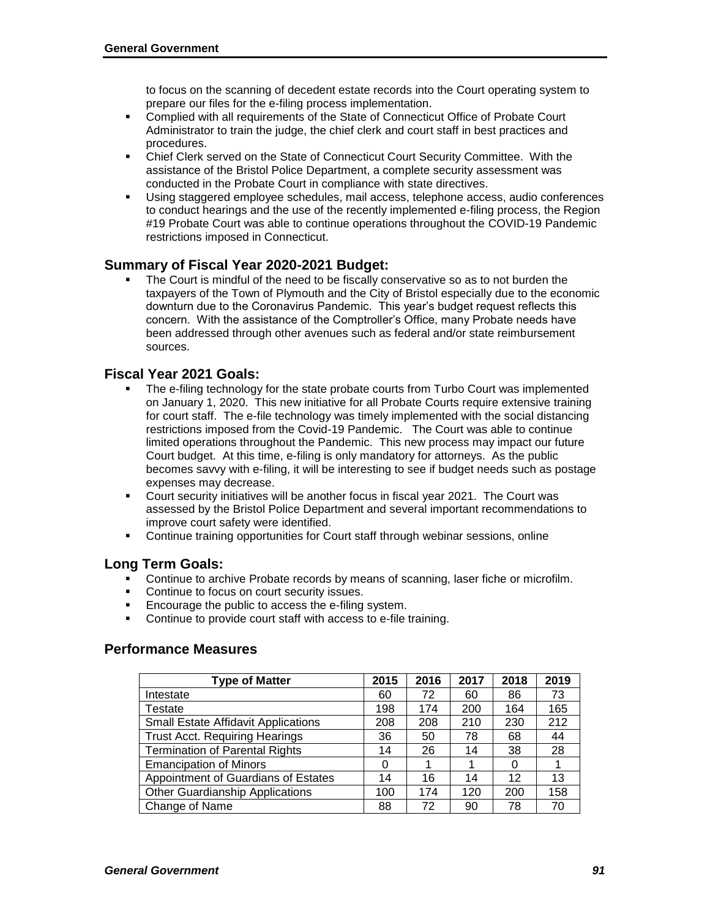to focus on the scanning of decedent estate records into the Court operating system to prepare our files for the e-filing process implementation.

- Complied with all requirements of the State of Connecticut Office of Probate Court Administrator to train the judge, the chief clerk and court staff in best practices and procedures.
- Chief Clerk served on the State of Connecticut Court Security Committee. With the assistance of the Bristol Police Department, a complete security assessment was conducted in the Probate Court in compliance with state directives.
- Using staggered employee schedules, mail access, telephone access, audio conferences to conduct hearings and the use of the recently implemented e-filing process, the Region #19 Probate Court was able to continue operations throughout the COVID-19 Pandemic restrictions imposed in Connecticut.

## Summary of Fiscal Year 2020-2021 Budget:

- The Court is mindful of the need to be fiscally conservative so as to not burden the taxpayers of the Town of Plymouth and the City of Bristol especially due to the economic downturn due to the Coronavirus Pandemic. This year's budget request reflects this concern. With the assistance of the Comptroller's Office, many Probate needs have been addressed through other avenues such as federal and/or state reimbursement sources.

## Fiscal Year 2021 Goals:

- The e-filing technology for the state probate courts from Turbo Court was implemented on January 1, 2020. This new initiative for all Probate Courts require extensive training for court staff. The e-file technology was timely implemented with the social distancing restrictions imposed from the Covid-19 Pandemic. The Court was able to continue limited operations throughout the Pandemic. This new process may impact our future Court budget. At this time, e-filing is only mandatory for attorneys. As the public becomes savvy with e-filing, it will be interesting to see if budget needs such as postage expenses may decrease.
- Court security initiatives will be another focus in fiscal year 2021. The Court was assessed by the Bristol Police Department and several important recommendations to improve court safety were identified.
- Continue training opportunities for Court staff through webinar sessions, online

## Long Term Goals:

- Continue to archive Probate records by means of scanning, laser fiche or microfilm.
- Continue to focus on court security issues.
- Encourage the public to access the e-filing system.
- Continue to provide court staff with access to e-file training.

## Performance Measures

| Type of Matter | 2015 | 2016 | 2017 | 2018 | 2019 |
|---|---|---|---|---|---|
| Intestate | 60 | 72 | 60 | 86 | 73 |
| Testate | 198 | 174 | 200 | 164 | 165 |
| Small Estate Affidavit Applications | 208 | 208 | 210 | 230 | 212 |
| Trust Acct. Requiring Hearings | 36 | 50 | 78 | 68 | 44 |
| Termination of Parental Rights | 14 | 26 | 14 | 38 | 28 |
| Emancipation of Minors | 0 | 1 | 1 | 0 | 1 |
| Appointment of Guardians of Estates | 14 | 16 | 14 | 12 | 13 |
| Other Guardianship Applications | 100 | 174 | 120 | 200 | 158 |
| Change of Name | 88 | 72 | 90 | 78 | 70 |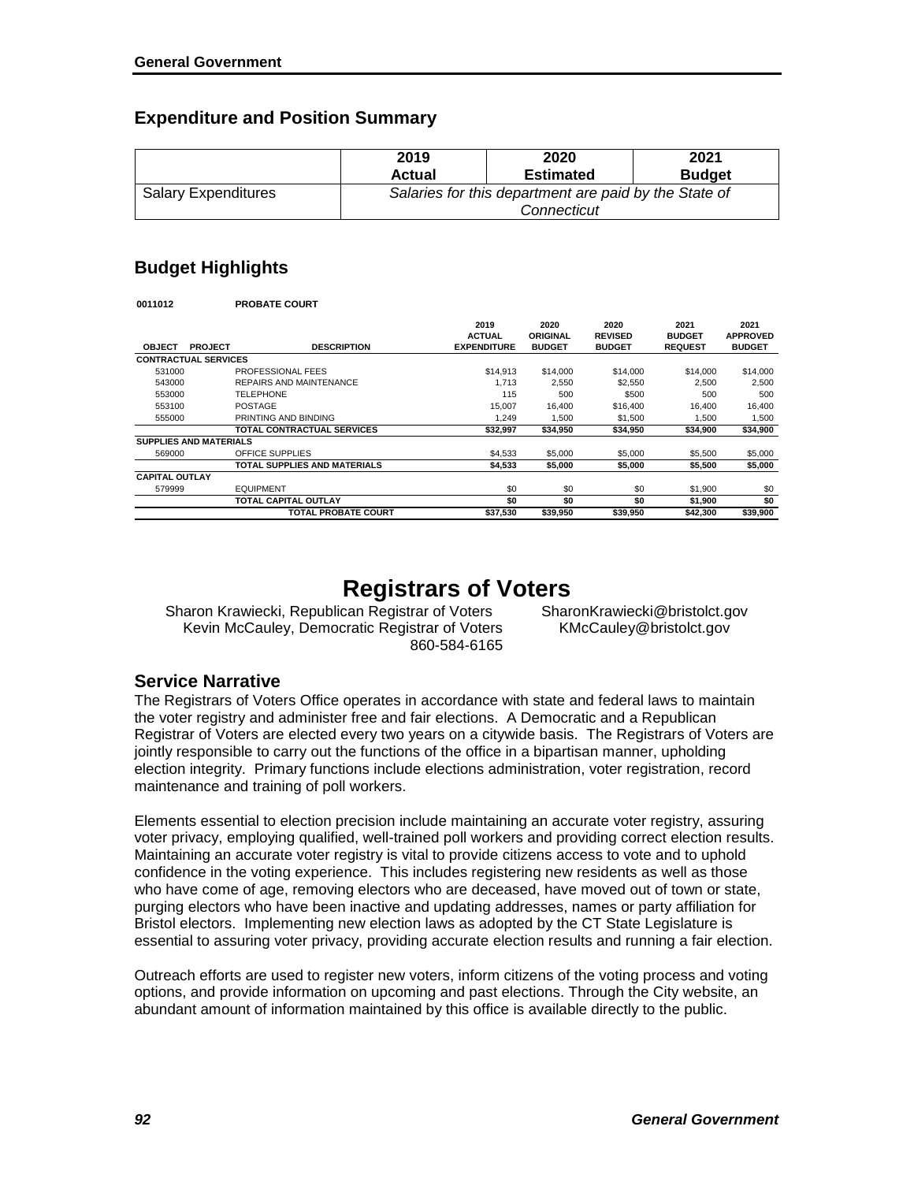## Expenditure and Position Summary

| | 2019 Actual | 2020 Estimated | 2021 Budget |
|---|---|---|---|
| Salary Expenditures | *Salaries for this department are paid by the State of Connecticut* | | |

## Budget Highlights

**0011012 PROBATE COURT**

| OBJECT | PROJECT | DESCRIPTION | 2019 ACTUAL EXPENDITURE | 2020 ORIGINAL BUDGET | 2020 REVISED BUDGET | 2021 BUDGET REQUEST | 2021 APPROVED BUDGET |
|---|---|---|---|---|---|---|---|
| **CONTRACTUAL SERVICES** | | | | | | | |
| 531000 | | PROFESSIONAL FEES | $14,913 | $14,000 | $14,000 | $14,000 | $14,000 |
| 543000 | | REPAIRS AND MAINTENANCE | 1,713 | 2,550 | $2,550 | 2,500 | 2,500 |
| 553000 | | TELEPHONE | 115 | 500 | $500 | 500 | 500 |
| 553100 | | POSTAGE | 15,007 | 16,400 | $16,400 | 16,400 | 16,400 |
| 555000 | | PRINTING AND BINDING | 1,249 | 1,500 | $1,500 | 1,500 | 1,500 |
| | | **TOTAL CONTRACTUAL SERVICES** | **$32,997** | **$34,950** | **$34,950** | **$34,900** | **$34,900** |
| **SUPPLIES AND MATERIALS** | | | | | | | |
| 569000 | | OFFICE SUPPLIES | $4,533 | $5,000 | $5,000 | $5,500 | $5,000 |
| | | **TOTAL SUPPLIES AND MATERIALS** | **$4,533** | **$5,000** | **$5,000** | **$5,500** | **$5,000** |
| **CAPITAL OUTLAY** | | | | | | | |
| 579999 | | EQUIPMENT | $0 | $0 | $0 | $1,900 | $0 |
| | | **TOTAL CAPITAL OUTLAY** | **$0** | **$0** | **$0** | **$1,900** | **$0** |
| | | **TOTAL PROBATE COURT** | **$37,530** | **$39,950** | **$39,950** | **$42,300** | **$39,900** |

# Registrars of Voters

Sharon Krawiecki, Republican Registrar of Voters — SharonKrawiecki@bristolct.gov
Kevin McCauley, Democratic Registrar of Voters — KMcCauley@bristolct.gov
860-584-6165

## Service Narrative

The Registrars of Voters Office operates in accordance with state and federal laws to maintain the voter registry and administer free and fair elections. A Democratic and a Republican Registrar of Voters are elected every two years on a citywide basis. The Registrars of Voters are jointly responsible to carry out the functions of the office in a bipartisan manner, upholding election integrity. Primary functions include elections administration, voter registration, record maintenance and training of poll workers.

Elements essential to election precision include maintaining an accurate voter registry, assuring voter privacy, employing qualified, well-trained poll workers and providing correct election results. Maintaining an accurate voter registry is vital to provide citizens access to vote and to uphold confidence in the voting experience. This includes registering new residents as well as those who have come of age, removing electors who are deceased, have moved out of town or state, purging electors who have been inactive and updating addresses, names or party affiliation for Bristol electors. Implementing new election laws as adopted by the CT State Legislature is essential to assuring voter privacy, providing accurate election results and running a fair election.

Outreach efforts are used to register new voters, inform citizens of the voting process and voting options, and provide information on upcoming and past elections. Through the City website, an abundant amount of information maintained by this office is available directly to the public.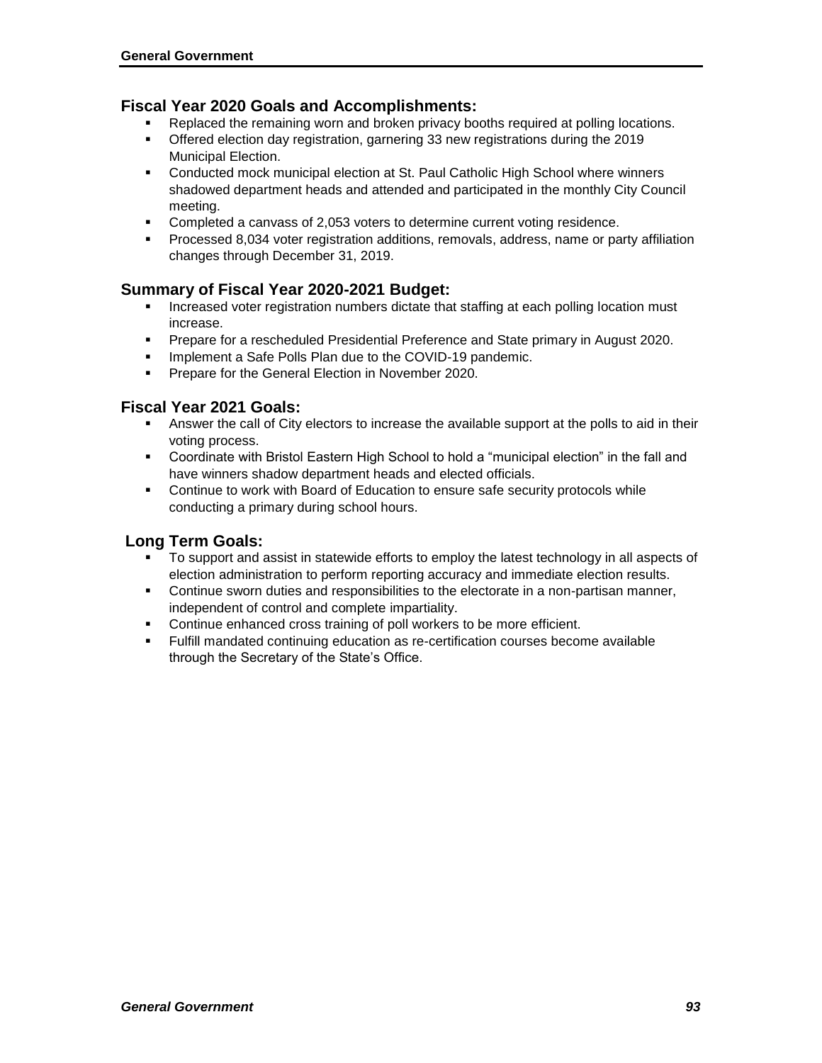## Fiscal Year 2020 Goals and Accomplishments:

- Replaced the remaining worn and broken privacy booths required at polling locations.
- Offered election day registration, garnering 33 new registrations during the 2019 Municipal Election.
- Conducted mock municipal election at St. Paul Catholic High School where winners shadowed department heads and attended and participated in the monthly City Council meeting.
- Completed a canvass of 2,053 voters to determine current voting residence.
- Processed 8,034 voter registration additions, removals, address, name or party affiliation changes through December 31, 2019.

## Summary of Fiscal Year 2020-2021 Budget:

- Increased voter registration numbers dictate that staffing at each polling location must increase.
- Prepare for a rescheduled Presidential Preference and State primary in August 2020.
- Implement a Safe Polls Plan due to the COVID-19 pandemic.
- Prepare for the General Election in November 2020.

## Fiscal Year 2021 Goals:

- Answer the call of City electors to increase the available support at the polls to aid in their voting process.
- Coordinate with Bristol Eastern High School to hold a "municipal election" in the fall and have winners shadow department heads and elected officials.
- Continue to work with Board of Education to ensure safe security protocols while conducting a primary during school hours.

## Long Term Goals:

- To support and assist in statewide efforts to employ the latest technology in all aspects of election administration to perform reporting accuracy and immediate election results.
- Continue sworn duties and responsibilities to the electorate in a non-partisan manner, independent of control and complete impartiality.
- Continue enhanced cross training of poll workers to be more efficient.
- Fulfill mandated continuing education as re-certification courses become available through the Secretary of the State's Office.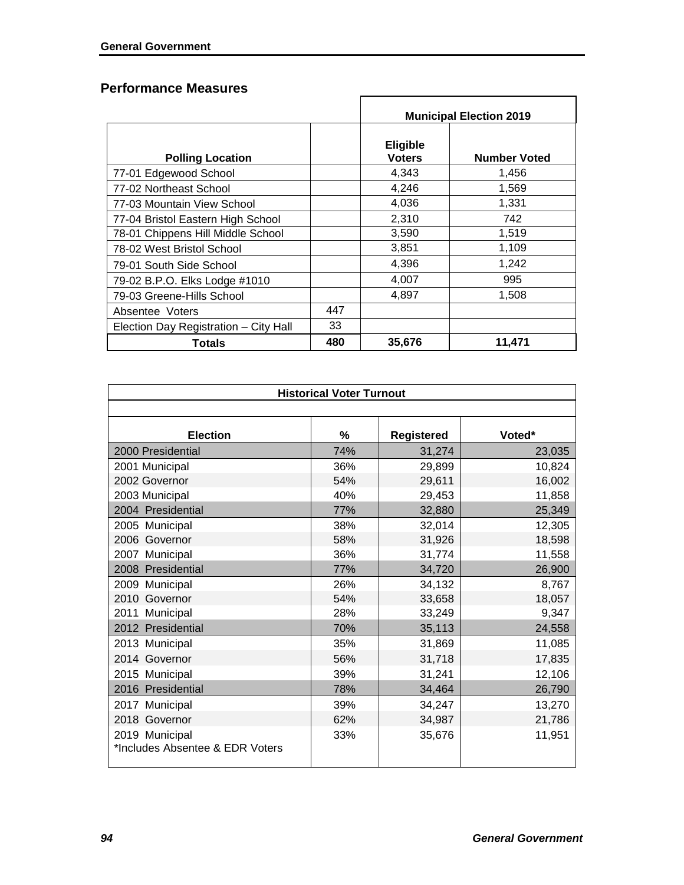## Performance Measures

| Polling Location | | Municipal Election 2019 Eligible Voters | Number Voted |
|---|---|---|---|
| 77-01 Edgewood School | | 4,343 | 1,456 |
| 77-02 Northeast School | | 4,246 | 1,569 |
| 77-03 Mountain View School | | 4,036 | 1,331 |
| 77-04 Bristol Eastern High School | | 2,310 | 742 |
| 78-01 Chippens Hill Middle School | | 3,590 | 1,519 |
| 78-02 West Bristol School | | 3,851 | 1,109 |
| 79-01 South Side School | | 4,396 | 1,242 |
| 79-02 B.P.O. Elks Lodge #1010 | | 4,007 | 995 |
| 79-03 Greene-Hills School | | 4,897 | 1,508 |
| Absentee Voters | 447 | | |
| Election Day Registration – City Hall | 33 | | |
| **Totals** | **480** | **35,676** | **11,471** |

| Historical Voter Turnout | | | |
|---|---|---|---|
| **Election** | **%** | **Registered** | **Voted*** |
| 2000 Presidential | 74% | 31,274 | 23,035 |
| 2001 Municipal | 36% | 29,899 | 10,824 |
| 2002 Governor | 54% | 29,611 | 16,002 |
| 2003 Municipal | 40% | 29,453 | 11,858 |
| 2004 Presidential | 77% | 32,880 | 25,349 |
| 2005 Municipal | 38% | 32,014 | 12,305 |
| 2006 Governor | 58% | 31,926 | 18,598 |
| 2007 Municipal | 36% | 31,774 | 11,558 |
| 2008 Presidential | 77% | 34,720 | 26,900 |
| 2009 Municipal | 26% | 34,132 | 8,767 |
| 2010 Governor | 54% | 33,658 | 18,057 |
| 2011 Municipal | 28% | 33,249 | 9,347 |
| 2012 Presidential | 70% | 35,113 | 24,558 |
| 2013 Municipal | 35% | 31,869 | 11,085 |
| 2014 Governor | 56% | 31,718 | 17,835 |
| 2015 Municipal | 39% | 31,241 | 12,106 |
| 2016 Presidential | 78% | 34,464 | 26,790 |
| 2017 Municipal | 39% | 34,247 | 13,270 |
| 2018 Governor | 62% | 34,987 | 21,786 |
| 2019 Municipal | 33% | 35,676 | 11,951 |

*Includes Absentee & EDR Voters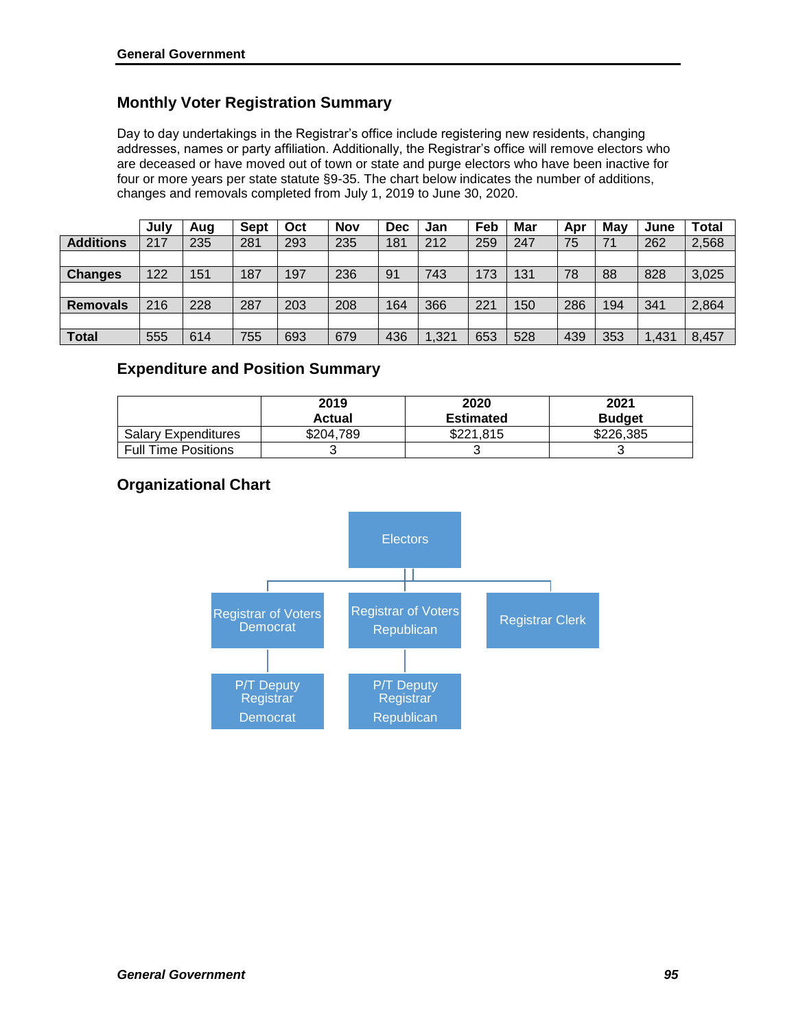## Monthly Voter Registration Summary

Day to day undertakings in the Registrar's office include registering new residents, changing addresses, names or party affiliation. Additionally, the Registrar's office will remove electors who are deceased or have moved out of town or state and purge electors who have been inactive for four or more years per state statute §9-35. The chart below indicates the number of additions, changes and removals completed from July 1, 2019 to June 30, 2020.

| | July | Aug | Sept | Oct | Nov | Dec | Jan | Feb | Mar | Apr | May | June | Total |
|---|---|---|---|---|---|---|---|---|---|---|---|---|---|
| **Additions** | 217 | 235 | 281 | 293 | 235 | 181 | 212 | 259 | 247 | 75 | 71 | 262 | 2,568 |
| | | | | | | | | | | | | | |
| **Changes** | 122 | 151 | 187 | 197 | 236 | 91 | 743 | 173 | 131 | 78 | 88 | 828 | 3,025 |
| | | | | | | | | | | | | | |
| **Removals** | 216 | 228 | 287 | 203 | 208 | 164 | 366 | 221 | 150 | 286 | 194 | 341 | 2,864 |
| | | | | | | | | | | | | | |
| **Total** | 555 | 614 | 755 | 693 | 679 | 436 | 1,321 | 653 | 528 | 439 | 353 | 1,431 | 8,457 |

## Expenditure and Position Summary

| | 2019 Actual | 2020 Estimated | 2021 Budget |
|---|---|---|---|
| Salary Expenditures | $204,789 | $221,815 | $226,385 |
| Full Time Positions | 3 | 3 | 3 |

## Organizational Chart

- Electors
  - Registrar of Voters Democrat
    - P/T Deputy Registrar Democrat
  - Registrar of Voters Republican
    - P/T Deputy Registrar Republican
  - Registrar Clerk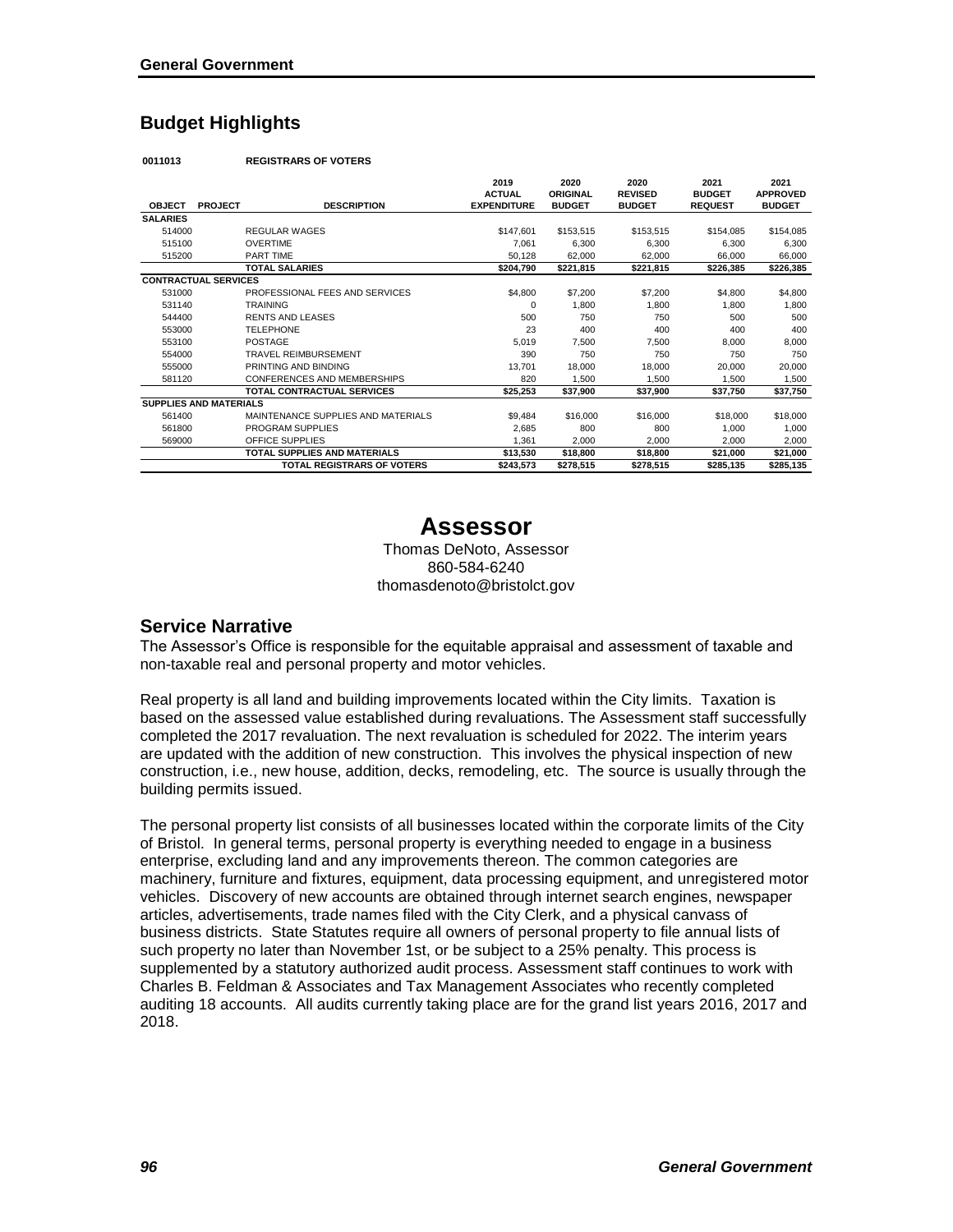## Budget Highlights

**0011013 REGISTRARS OF VOTERS**

| OBJECT | PROJECT | DESCRIPTION | 2019 ACTUAL EXPENDITURE | 2020 ORIGINAL BUDGET | 2020 REVISED BUDGET | 2021 BUDGET REQUEST | 2021 APPROVED BUDGET |
|---|---|---|---|---|---|---|---|
| **SALARIES** | | | | | | | |
| 514000 | | REGULAR WAGES | $147,601 | $153,515 | $153,515 | $154,085 | $154,085 |
| 515100 | | OVERTIME | 7,061 | 6,300 | 6,300 | 6,300 | 6,300 |
| 515200 | | PART TIME | 50,128 | 62,000 | 62,000 | 66,000 | 66,000 |
| | | **TOTAL SALARIES** | **$204,790** | **$221,815** | **$221,815** | **$226,385** | **$226,385** |
| **CONTRACTUAL SERVICES** | | | | | | | |
| 531000 | | PROFESSIONAL FEES AND SERVICES | $4,800 | $7,200 | $7,200 | $4,800 | $4,800 |
| 531140 | | TRAINING | 0 | 1,800 | 1,800 | 1,800 | 1,800 |
| 544400 | | RENTS AND LEASES | 500 | 750 | 750 | 500 | 500 |
| 553000 | | TELEPHONE | 23 | 400 | 400 | 400 | 400 |
| 553100 | | POSTAGE | 5,019 | 7,500 | 7,500 | 8,000 | 8,000 |
| 554000 | | TRAVEL REIMBURSEMENT | 390 | 750 | 750 | 750 | 750 |
| 555000 | | PRINTING AND BINDING | 13,701 | 18,000 | 18,000 | 20,000 | 20,000 |
| 581120 | | CONFERENCES AND MEMBERSHIPS | 820 | 1,500 | 1,500 | 1,500 | 1,500 |
| | | **TOTAL CONTRACTUAL SERVICES** | **$25,253** | **$37,900** | **$37,900** | **$37,750** | **$37,750** |
| **SUPPLIES AND MATERIALS** | | | | | | | |
| 561400 | | MAINTENANCE SUPPLIES AND MATERIALS | $9,484 | $16,000 | $16,000 | $18,000 | $18,000 |
| 561800 | | PROGRAM SUPPLIES | 2,685 | 800 | 800 | 1,000 | 1,000 |
| 569000 | | OFFICE SUPPLIES | 1,361 | 2,000 | 2,000 | 2,000 | 2,000 |
| | | **TOTAL SUPPLIES AND MATERIALS** | **$13,530** | **$18,800** | **$18,800** | **$21,000** | **$21,000** |
| | | **TOTAL REGISTRARS OF VOTERS** | **$243,573** | **$278,515** | **$278,515** | **$285,135** | **$285,135** |

# Assessor

Thomas DeNoto, Assessor
860-584-6240
thomasdenoto@bristolct.gov

### Service Narrative

The Assessor's Office is responsible for the equitable appraisal and assessment of taxable and non-taxable real and personal property and motor vehicles.

Real property is all land and building improvements located within the City limits. Taxation is based on the assessed value established during revaluations. The Assessment staff successfully completed the 2017 revaluation. The next revaluation is scheduled for 2022. The interim years are updated with the addition of new construction. This involves the physical inspection of new construction, i.e., new house, addition, decks, remodeling, etc. The source is usually through the building permits issued.

The personal property list consists of all businesses located within the corporate limits of the City of Bristol. In general terms, personal property is everything needed to engage in a business enterprise, excluding land and any improvements thereon. The common categories are machinery, furniture and fixtures, equipment, data processing equipment, and unregistered motor vehicles. Discovery of new accounts are obtained through internet search engines, newspaper articles, advertisements, trade names filed with the City Clerk, and a physical canvass of business districts. State Statutes require all owners of personal property to file annual lists of such property no later than November 1st, or be subject to a 25% penalty. This process is supplemented by a statutory authorized audit process. Assessment staff continues to work with Charles B. Feldman & Associates and Tax Management Associates who recently completed auditing 18 accounts. All audits currently taking place are for the grand list years 2016, 2017 and 2018.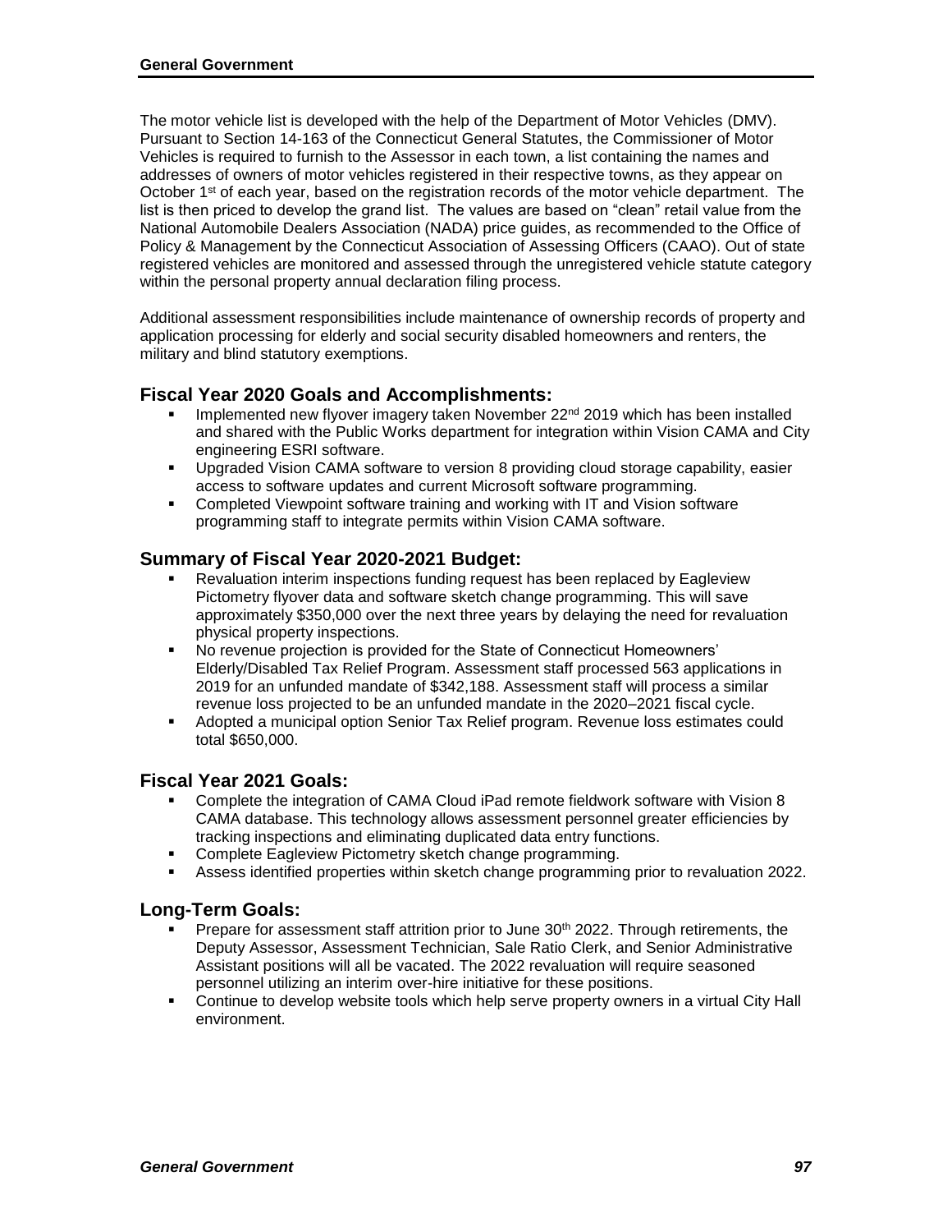The motor vehicle list is developed with the help of the Department of Motor Vehicles (DMV). Pursuant to Section 14-163 of the Connecticut General Statutes, the Commissioner of Motor Vehicles is required to furnish to the Assessor in each town, a list containing the names and addresses of owners of motor vehicles registered in their respective towns, as they appear on October 1st of each year, based on the registration records of the motor vehicle department. The list is then priced to develop the grand list. The values are based on "clean" retail value from the National Automobile Dealers Association (NADA) price guides, as recommended to the Office of Policy & Management by the Connecticut Association of Assessing Officers (CAAO). Out of state registered vehicles are monitored and assessed through the unregistered vehicle statute category within the personal property annual declaration filing process.

Additional assessment responsibilities include maintenance of ownership records of property and application processing for elderly and social security disabled homeowners and renters, the military and blind statutory exemptions.

## Fiscal Year 2020 Goals and Accomplishments:

- Implemented new flyover imagery taken November 22nd 2019 which has been installed and shared with the Public Works department for integration within Vision CAMA and City engineering ESRI software.
- Upgraded Vision CAMA software to version 8 providing cloud storage capability, easier access to software updates and current Microsoft software programming.
- Completed Viewpoint software training and working with IT and Vision software programming staff to integrate permits within Vision CAMA software.

## Summary of Fiscal Year 2020-2021 Budget:

- Revaluation interim inspections funding request has been replaced by Eagleview Pictometry flyover data and software sketch change programming. This will save approximately $350,000 over the next three years by delaying the need for revaluation physical property inspections.
- No revenue projection is provided for the State of Connecticut Homeowners' Elderly/Disabled Tax Relief Program. Assessment staff processed 563 applications in 2019 for an unfunded mandate of $342,188. Assessment staff will process a similar revenue loss projected to be an unfunded mandate in the 2020–2021 fiscal cycle.
- Adopted a municipal option Senior Tax Relief program. Revenue loss estimates could total $650,000.

## Fiscal Year 2021 Goals:

- Complete the integration of CAMA Cloud iPad remote fieldwork software with Vision 8 CAMA database. This technology allows assessment personnel greater efficiencies by tracking inspections and eliminating duplicated data entry functions.
- Complete Eagleview Pictometry sketch change programming.
- Assess identified properties within sketch change programming prior to revaluation 2022.

## Long-Term Goals:

- Prepare for assessment staff attrition prior to June 30th 2022. Through retirements, the Deputy Assessor, Assessment Technician, Sale Ratio Clerk, and Senior Administrative Assistant positions will all be vacated. The 2022 revaluation will require seasoned personnel utilizing an interim over-hire initiative for these positions.
- Continue to develop website tools which help serve property owners in a virtual City Hall environment.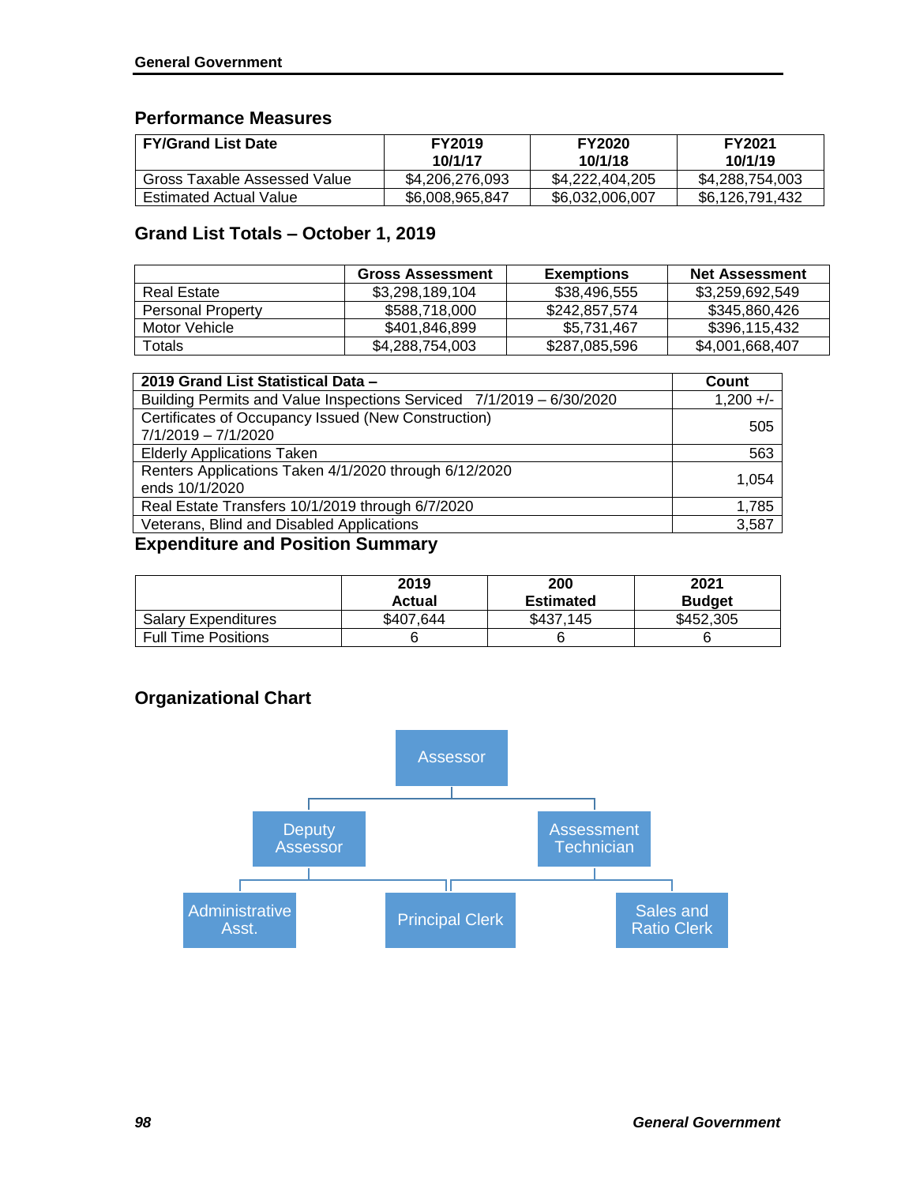## Performance Measures

| FY/Grand List Date | FY2019 10/1/17 | FY2020 10/1/18 | FY2021 10/1/19 |
|---|---|---|---|
| Gross Taxable Assessed Value | $4,206,276,093 | $4,222,404,205 | $4,288,754,003 |
| Estimated Actual Value | $6,008,965,847 | $6,032,006,007 | $6,126,791,432 |

## Grand List Totals – October 1, 2019

| | Gross Assessment | Exemptions | Net Assessment |
|---|---|---|---|
| Real Estate | $3,298,189,104 | $38,496,555 | $3,259,692,549 |
| Personal Property | $588,718,000 | $242,857,574 | $345,860,426 |
| Motor Vehicle | $401,846,899 | $5,731,467 | $396,115,432 |
| Totals | $4,288,754,003 | $287,085,596 | $4,001,668,407 |

| 2019 Grand List Statistical Data – | Count |
|---|---|
| Building Permits and Value Inspections Serviced 7/1/2019 – 6/30/2020 | 1,200 +/- |
| Certificates of Occupancy Issued (New Construction) 7/1/2019 – 7/1/2020 | 505 |
| Elderly Applications Taken | 563 |
| Renters Applications Taken 4/1/2020 through 6/12/2020 ends 10/1/2020 | 1,054 |
| Real Estate Transfers 10/1/2019 through 6/7/2020 | 1,785 |
| Veterans, Blind and Disabled Applications | 3,587 |

## Expenditure and Position Summary

| | 2019 Actual | 200 Estimated | 2021 Budget |
|---|---|---|---|
| Salary Expenditures | $407,644 | $437,145 | $452,305 |
| Full Time Positions | 6 | 6 | 6 |

## Organizational Chart

- Assessor
  - Deputy Assessor
  - Assessment Technician
    - Administrative Asst.
    - Principal Clerk
    - Sales and Ratio Clerk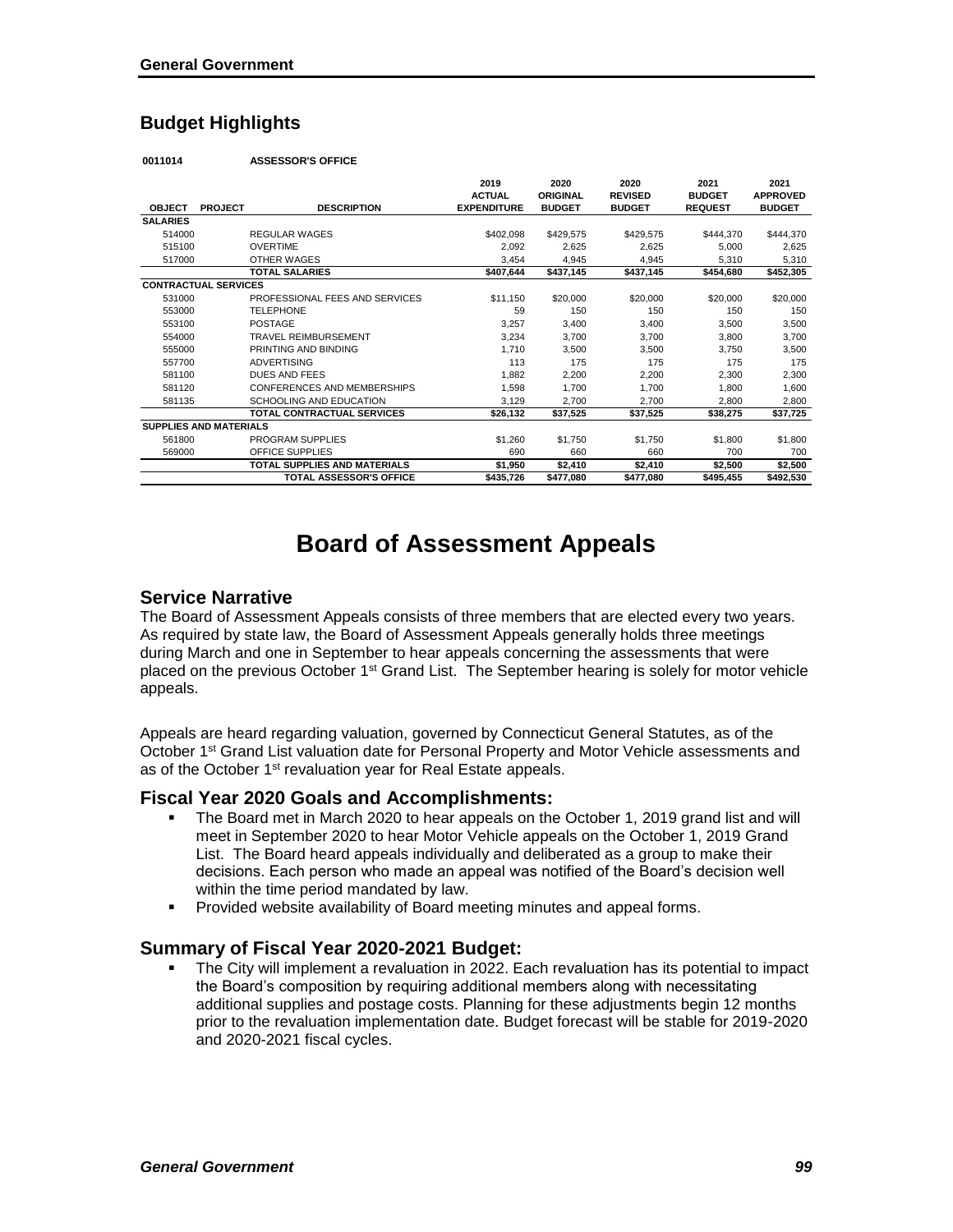## Budget Highlights

**0011014 ASSESSOR'S OFFICE**

| OBJECT | PROJECT | DESCRIPTION | 2019 ACTUAL EXPENDITURE | 2020 ORIGINAL BUDGET | 2020 REVISED BUDGET | 2021 BUDGET REQUEST | 2021 APPROVED BUDGET |
|---|---|---|---|---|---|---|---|
| **SALARIES** | | | | | | | |
| 514000 | | REGULAR WAGES | $402,098 | $429,575 | $429,575 | $444,370 | $444,370 |
| 515100 | | OVERTIME | 2,092 | 2,625 | 2,625 | 5,000 | 2,625 |
| 517000 | | OTHER WAGES | 3,454 | 4,945 | 4,945 | 5,310 | 5,310 |
| | | **TOTAL SALARIES** | **$407,644** | **$437,145** | **$437,145** | **$454,680** | **$452,305** |
| **CONTRACTUAL SERVICES** | | | | | | | |
| 531000 | | PROFESSIONAL FEES AND SERVICES | $11,150 | $20,000 | $20,000 | $20,000 | $20,000 |
| 553000 | | TELEPHONE | 59 | 150 | 150 | 150 | 150 |
| 553100 | | POSTAGE | 3,257 | 3,400 | 3,400 | 3,500 | 3,500 |
| 554000 | | TRAVEL REIMBURSEMENT | 3,234 | 3,700 | 3,700 | 3,800 | 3,700 |
| 555000 | | PRINTING AND BINDING | 1,710 | 3,500 | 3,500 | 3,750 | 3,500 |
| 557700 | | ADVERTISING | 113 | 175 | 175 | 175 | 175 |
| 581100 | | DUES AND FEES | 1,882 | 2,200 | 2,200 | 2,300 | 2,300 |
| 581120 | | CONFERENCES AND MEMBERSHIPS | 1,598 | 1,700 | 1,700 | 1,800 | 1,600 |
| 581135 | | SCHOOLING AND EDUCATION | 3,129 | 2,700 | 2,700 | 2,800 | 2,800 |
| | | **TOTAL CONTRACTUAL SERVICES** | **$26,132** | **$37,525** | **$37,525** | **$38,275** | **$37,725** |
| **SUPPLIES AND MATERIALS** | | | | | | | |
| 561800 | | PROGRAM SUPPLIES | $1,260 | $1,750 | $1,750 | $1,800 | $1,800 |
| 569000 | | OFFICE SUPPLIES | 690 | 660 | 660 | 700 | 700 |
| | | **TOTAL SUPPLIES AND MATERIALS** | **$1,950** | **$2,410** | **$2,410** | **$2,500** | **$2,500** |
| | | **TOTAL ASSESSOR'S OFFICE** | **$435,726** | **$477,080** | **$477,080** | **$495,455** | **$492,530** |

# Board of Assessment Appeals

### Service Narrative

The Board of Assessment Appeals consists of three members that are elected every two years. As required by state law, the Board of Assessment Appeals generally holds three meetings during March and one in September to hear appeals concerning the assessments that were placed on the previous October 1st Grand List. The September hearing is solely for motor vehicle appeals.

Appeals are heard regarding valuation, governed by Connecticut General Statutes, as of the October 1st Grand List valuation date for Personal Property and Motor Vehicle assessments and as of the October 1st revaluation year for Real Estate appeals.

### Fiscal Year 2020 Goals and Accomplishments:

- The Board met in March 2020 to hear appeals on the October 1, 2019 grand list and will meet in September 2020 to hear Motor Vehicle appeals on the October 1, 2019 Grand List. The Board heard appeals individually and deliberated as a group to make their decisions. Each person who made an appeal was notified of the Board's decision well within the time period mandated by law.
- Provided website availability of Board meeting minutes and appeal forms.

### Summary of Fiscal Year 2020-2021 Budget:

- The City will implement a revaluation in 2022. Each revaluation has its potential to impact the Board's composition by requiring additional members along with necessitating additional supplies and postage costs. Planning for these adjustments begin 12 months prior to the revaluation implementation date. Budget forecast will be stable for 2019-2020 and 2020-2021 fiscal cycles.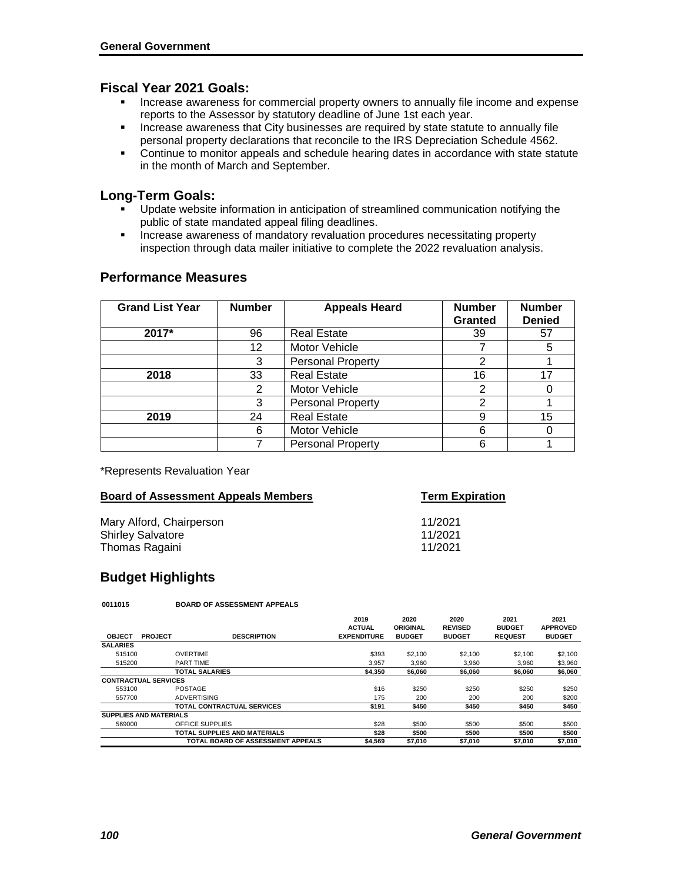## Fiscal Year 2021 Goals:

- Increase awareness for commercial property owners to annually file income and expense reports to the Assessor by statutory deadline of June 1st each year.
- Increase awareness that City businesses are required by state statute to annually file personal property declarations that reconcile to the IRS Depreciation Schedule 4562.
- Continue to monitor appeals and schedule hearing dates in accordance with state statute in the month of March and September.

## Long-Term Goals:

- Update website information in anticipation of streamlined communication notifying the public of state mandated appeal filing deadlines.
- Increase awareness of mandatory revaluation procedures necessitating property inspection through data mailer initiative to complete the 2022 revaluation analysis.

## Performance Measures

| Grand List Year | Number | Appeals Heard | Number Granted | Number Denied |
|---|---|---|---|---|
| **2017*** | 96 | Real Estate | 39 | 57 |
| | 12 | Motor Vehicle | 7 | 5 |
| | 3 | Personal Property | 2 | 1 |
| **2018** | 33 | Real Estate | 16 | 17 |
| | 2 | Motor Vehicle | 2 | 0 |
| | 3 | Personal Property | 2 | 1 |
| **2019** | 24 | Real Estate | 9 | 15 |
| | 6 | Motor Vehicle | 6 | 0 |
| | 7 | Personal Property | 6 | 1 |

*Represents Revaluation Year

| Board of Assessment Appeals Members | Term Expiration |
|---|---|
| Mary Alford, Chairperson | 11/2021 |
| Shirley Salvatore | 11/2021 |
| Thomas Ragaini | 11/2021 |

## Budget Highlights

**0011015 BOARD OF ASSESSMENT APPEALS**

| OBJECT | PROJECT | DESCRIPTION | 2019 ACTUAL EXPENDITURE | 2020 ORIGINAL BUDGET | 2020 REVISED BUDGET | 2021 BUDGET REQUEST | 2021 APPROVED BUDGET |
|---|---|---|---|---|---|---|---|
| **SALARIES** | | | | | | | |
| 515100 | | OVERTIME | $393 | $2,100 | $2,100 | $2,100 | $2,100 |
| 515200 | | PART TIME | 3,957 | 3,960 | 3,960 | 3,960 | $3,960 |
| | | **TOTAL SALARIES** | **$4,350** | **$6,060** | **$6,060** | **$6,060** | **$6,060** |
| **CONTRACTUAL SERVICES** | | | | | | | |
| 553100 | | POSTAGE | $16 | $250 | $250 | $250 | $250 |
| 557700 | | ADVERTISING | 175 | 200 | 200 | 200 | $200 |
| | | **TOTAL CONTRACTUAL SERVICES** | **$191** | **$450** | **$450** | **$450** | **$450** |
| **SUPPLIES AND MATERIALS** | | | | | | | |
| 569000 | | OFFICE SUPPLIES | $28 | $500 | $500 | $500 | $500 |
| | | **TOTAL SUPPLIES AND MATERIALS** | **$28** | **$500** | **$500** | **$500** | **$500** |
| | | **TOTAL BOARD OF ASSESSMENT APPEALS** | **$4,569** | **$7,010** | **$7,010** | **$7,010** | **$7,010** |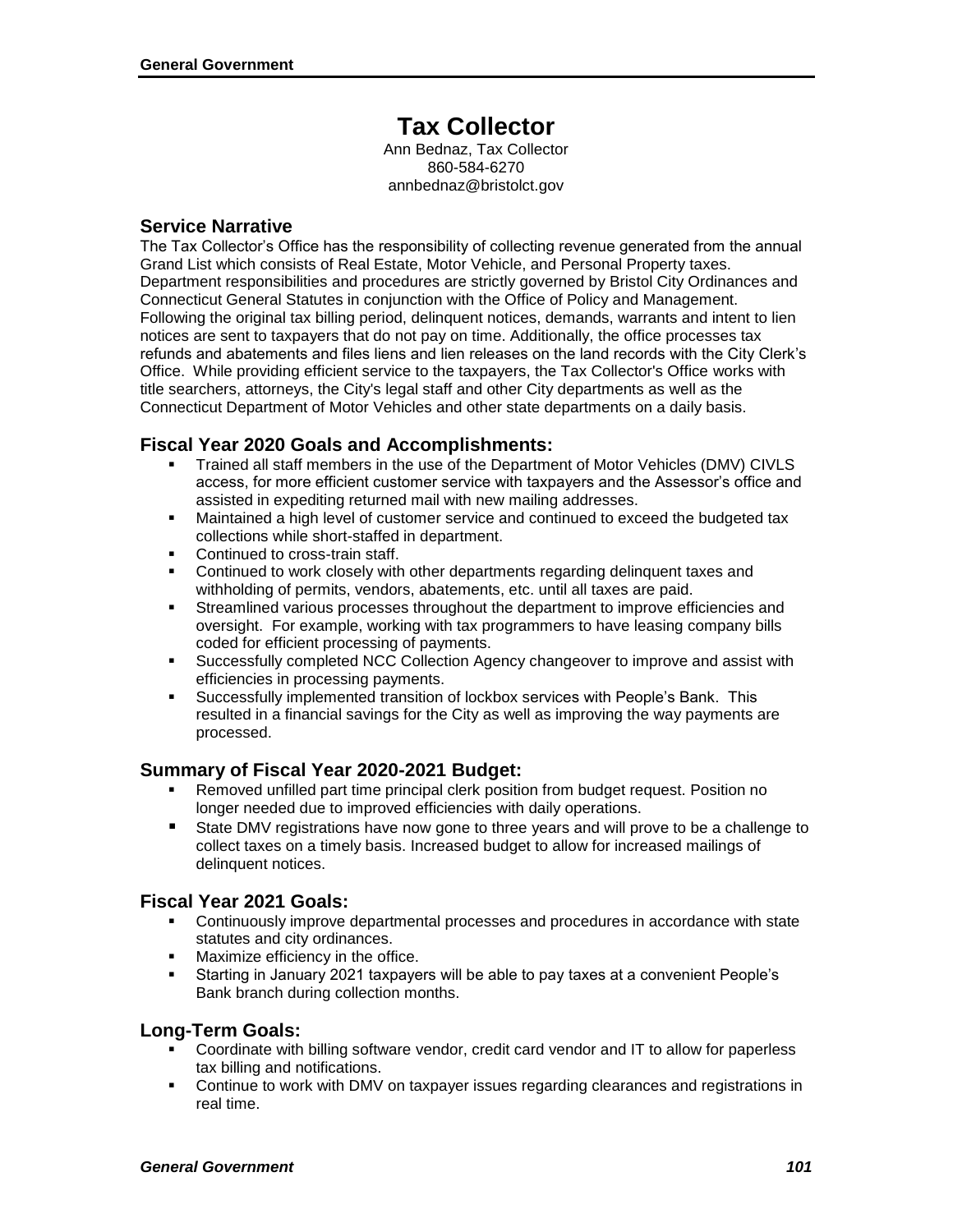# Tax Collector

Ann Bednaz, Tax Collector
860-584-6270
annbednaz@bristolct.gov

## Service Narrative

The Tax Collector's Office has the responsibility of collecting revenue generated from the annual Grand List which consists of Real Estate, Motor Vehicle, and Personal Property taxes. Department responsibilities and procedures are strictly governed by Bristol City Ordinances and Connecticut General Statutes in conjunction with the Office of Policy and Management. Following the original tax billing period, delinquent notices, demands, warrants and intent to lien notices are sent to taxpayers that do not pay on time. Additionally, the office processes tax refunds and abatements and files liens and lien releases on the land records with the City Clerk's Office. While providing efficient service to the taxpayers, the Tax Collector's Office works with title searchers, attorneys, the City's legal staff and other City departments as well as the Connecticut Department of Motor Vehicles and other state departments on a daily basis.

## Fiscal Year 2020 Goals and Accomplishments:

- Trained all staff members in the use of the Department of Motor Vehicles (DMV) CIVLS access, for more efficient customer service with taxpayers and the Assessor's office and assisted in expediting returned mail with new mailing addresses.
- Maintained a high level of customer service and continued to exceed the budgeted tax collections while short-staffed in department.
- Continued to cross-train staff.
- Continued to work closely with other departments regarding delinquent taxes and withholding of permits, vendors, abatements, etc. until all taxes are paid.
- Streamlined various processes throughout the department to improve efficiencies and oversight. For example, working with tax programmers to have leasing company bills coded for efficient processing of payments.
- Successfully completed NCC Collection Agency changeover to improve and assist with efficiencies in processing payments.
- Successfully implemented transition of lockbox services with People's Bank. This resulted in a financial savings for the City as well as improving the way payments are processed.

## Summary of Fiscal Year 2020-2021 Budget:

- Removed unfilled part time principal clerk position from budget request. Position no longer needed due to improved efficiencies with daily operations.
- State DMV registrations have now gone to three years and will prove to be a challenge to collect taxes on a timely basis. Increased budget to allow for increased mailings of delinquent notices.

## Fiscal Year 2021 Goals:

- Continuously improve departmental processes and procedures in accordance with state statutes and city ordinances.
- Maximize efficiency in the office.
- Starting in January 2021 taxpayers will be able to pay taxes at a convenient People's Bank branch during collection months.

## Long-Term Goals:

- Coordinate with billing software vendor, credit card vendor and IT to allow for paperless tax billing and notifications.
- Continue to work with DMV on taxpayer issues regarding clearances and registrations in real time.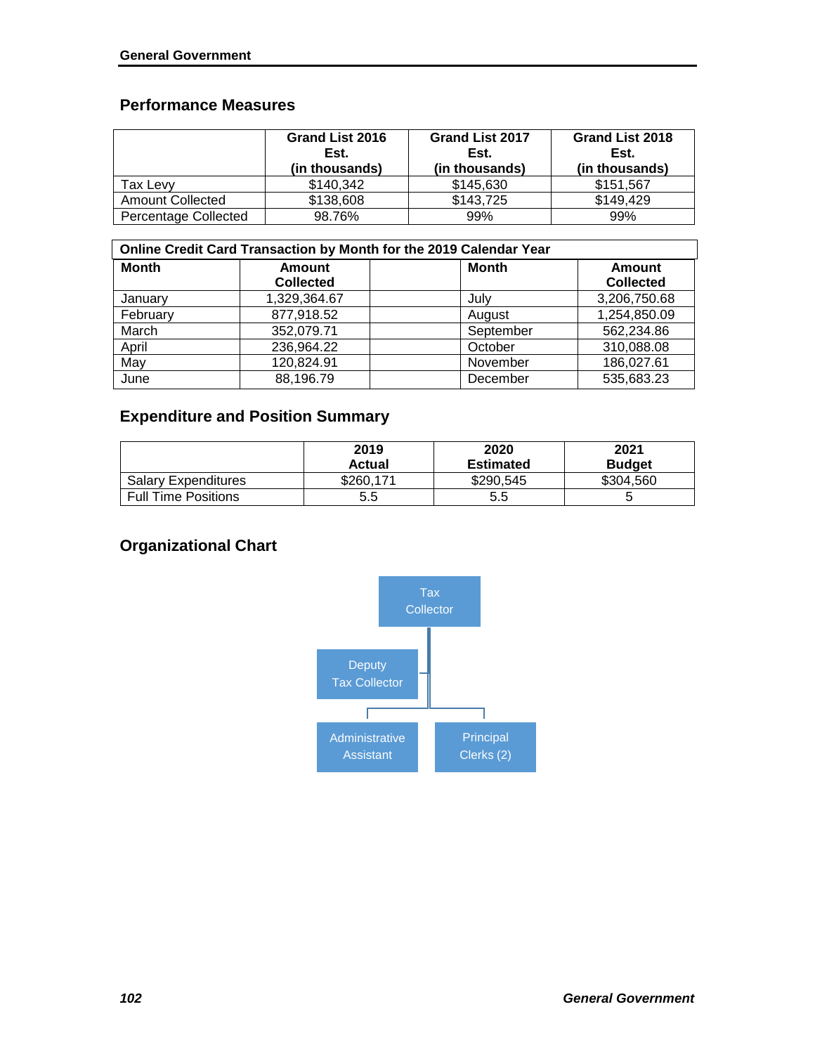## Performance Measures

| | Grand List 2016 Est. (in thousands) | Grand List 2017 Est. (in thousands) | Grand List 2018 Est. (in thousands) |
|---|---|---|---|
| Tax Levy | $140,342 | $145,630 | $151,567 |
| Amount Collected | $138,608 | $143,725 | $149,429 |
| Percentage Collected | 98.76% | 99% | 99% |

**Online Credit Card Transaction by Month for the 2019 Calendar Year**

| Month | Amount Collected | | Month | Amount Collected |
|---|---|---|---|---|
| January | 1,329,364.67 | | July | 3,206,750.68 |
| February | 877,918.52 | | August | 1,254,850.09 |
| March | 352,079.71 | | September | 562,234.86 |
| April | 236,964.22 | | October | 310,088.08 |
| May | 120,824.91 | | November | 186,027.61 |
| June | 88,196.79 | | December | 535,683.23 |

## Expenditure and Position Summary

| | 2019 Actual | 2020 Estimated | 2021 Budget |
|---|---|---|---|
| Salary Expenditures | $260,171 | $290,545 | $304,560 |
| Full Time Positions | 5.5 | 5.5 | 5 |

## Organizational Chart

- Tax Collector
  - Deputy Tax Collector
  - Administrative Assistant
  - Principal Clerks (2)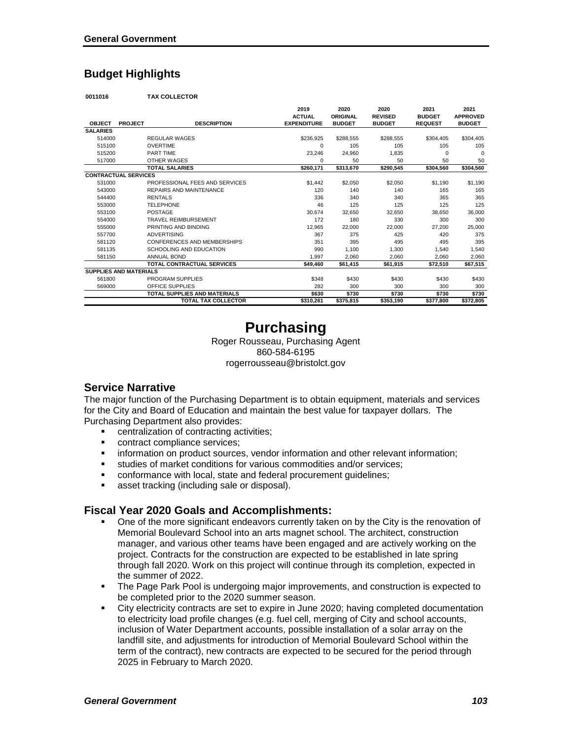## Budget Highlights

**0011016 TAX COLLECTOR**

| OBJECT | PROJECT | DESCRIPTION | 2019 ACTUAL EXPENDITURE | 2020 ORIGINAL BUDGET | 2020 REVISED BUDGET | 2021 BUDGET REQUEST | 2021 APPROVED BUDGET |
|---|---|---|---|---|---|---|---|
| **SALARIES** | | | | | | | |
| 514000 | | REGULAR WAGES | $236,925 | $288,555 | $288,555 | $304,405 | $304,405 |
| 515100 | | OVERTIME | 0 | 105 | 105 | 105 | 105 |
| 515200 | | PART TIME | 23,246 | 24,960 | 1,835 | 0 | 0 |
| 517000 | | OTHER WAGES | 0 | 50 | 50 | 50 | 50 |
| | | **TOTAL SALARIES** | **$260,171** | **$313,670** | **$290,545** | **$304,560** | **$304,560** |
| **CONTRACTUAL SERVICES** | | | | | | | |
| 531000 | | PROFESSIONAL FEES AND SERVICES | $1,442 | $2,050 | $2,050 | $1,190 | $1,190 |
| 543000 | | REPAIRS AND MAINTENANCE | 120 | 140 | 140 | 165 | 165 |
| 544400 | | RENTALS | 336 | 340 | 340 | 365 | 365 |
| 553000 | | TELEPHONE | 46 | 125 | 125 | 125 | 125 |
| 553100 | | POSTAGE | 30,674 | 32,650 | 32,650 | 38,650 | 36,000 |
| 554000 | | TRAVEL REIMBURSEMENT | 172 | 180 | 330 | 300 | 300 |
| 555000 | | PRINTING AND BINDING | 12,965 | 22,000 | 22,000 | 27,200 | 25,000 |
| 557700 | | ADVERTISING | 367 | 375 | 425 | 420 | 375 |
| 581120 | | CONFERENCES AND MEMBERSHIPS | 351 | 395 | 495 | 495 | 395 |
| 581135 | | SCHOOLING AND EDUCATION | 990 | 1,100 | 1,300 | 1,540 | 1,540 |
| 581150 | | ANNUAL BOND | 1,997 | 2,060 | 2,060 | 2,060 | 2,060 |
| | | **TOTAL CONTRACTUAL SERVICES** | **$49,460** | **$61,415** | **$61,915** | **$72,510** | **$67,515** |
| **SUPPLIES AND MATERIALS** | | | | | | | |
| 561800 | | PROGRAM SUPPLIES | $348 | $430 | $430 | $430 | $430 |
| 569000 | | OFFICE SUPPLIES | 282 | 300 | 300 | 300 | 300 |
| | | **TOTAL SUPPLIES AND MATERIALS** | **$630** | **$730** | **$730** | **$730** | **$730** |
| | | **TOTAL TAX COLLECTOR** | **$310,261** | **$375,815** | **$353,190** | **$377,800** | **$372,805** |

# Purchasing

Roger Rousseau, Purchasing Agent
860-584-6195
rogerrousseau@bristolct.gov

## Service Narrative

The major function of the Purchasing Department is to obtain equipment, materials and services for the City and Board of Education and maintain the best value for taxpayer dollars. The Purchasing Department also provides:

- centralization of contracting activities;
- contract compliance services;
- information on product sources, vendor information and other relevant information;
- studies of market conditions for various commodities and/or services;
- conformance with local, state and federal procurement guidelines;
- asset tracking (including sale or disposal).

## Fiscal Year 2020 Goals and Accomplishments:

- One of the more significant endeavors currently taken on by the City is the renovation of Memorial Boulevard School into an arts magnet school. The architect, construction manager, and various other teams have been engaged and are actively working on the project. Contracts for the construction are expected to be established in late spring through fall 2020. Work on this project will continue through its completion, expected in the summer of 2022.
- The Page Park Pool is undergoing major improvements, and construction is expected to be completed prior to the 2020 summer season.
- City electricity contracts are set to expire in June 2020; having completed documentation to electricity load profile changes (e.g. fuel cell, merging of City and school accounts, inclusion of Water Department accounts, possible installation of a solar array on the landfill site, and adjustments for introduction of Memorial Boulevard School within the term of the contract), new contracts are expected to be secured for the period through 2025 in February to March 2020.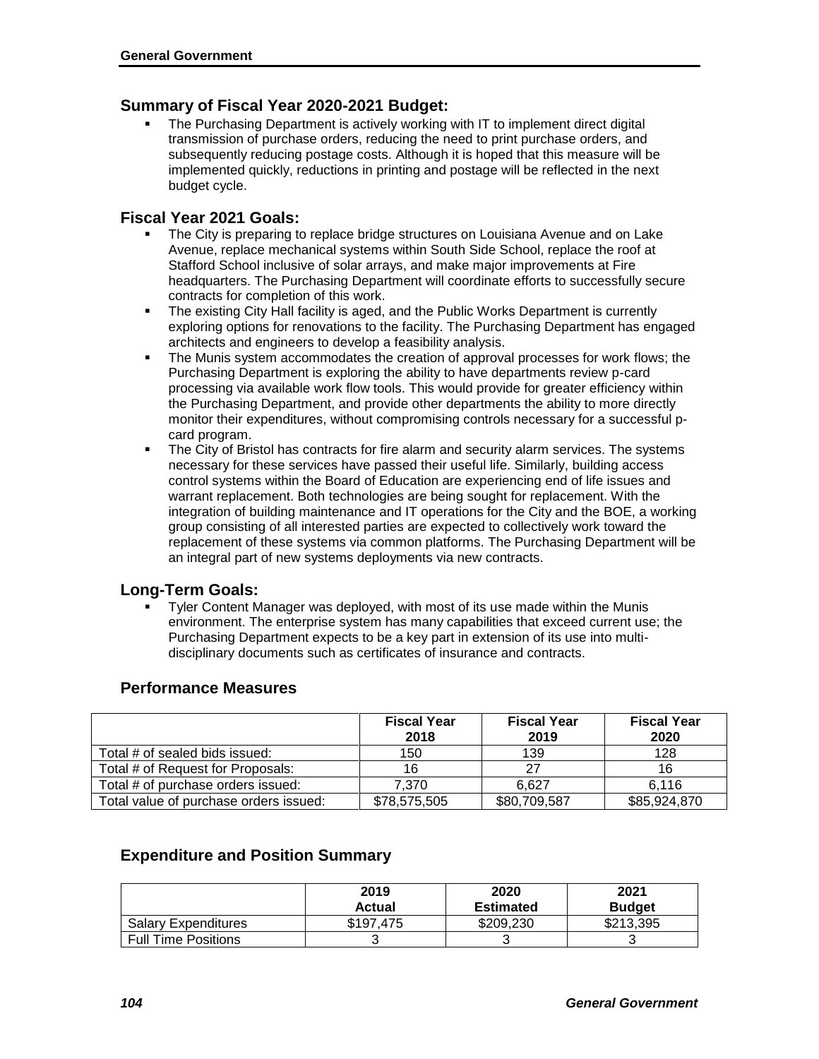## Summary of Fiscal Year 2020-2021 Budget:

- The Purchasing Department is actively working with IT to implement direct digital transmission of purchase orders, reducing the need to print purchase orders, and subsequently reducing postage costs. Although it is hoped that this measure will be implemented quickly, reductions in printing and postage will be reflected in the next budget cycle.

## Fiscal Year 2021 Goals:

- The City is preparing to replace bridge structures on Louisiana Avenue and on Lake Avenue, replace mechanical systems within South Side School, replace the roof at Stafford School inclusive of solar arrays, and make major improvements at Fire headquarters. The Purchasing Department will coordinate efforts to successfully secure contracts for completion of this work.
- The existing City Hall facility is aged, and the Public Works Department is currently exploring options for renovations to the facility. The Purchasing Department has engaged architects and engineers to develop a feasibility analysis.
- The Munis system accommodates the creation of approval processes for work flows; the Purchasing Department is exploring the ability to have departments review p-card processing via available work flow tools. This would provide for greater efficiency within the Purchasing Department, and provide other departments the ability to more directly monitor their expenditures, without compromising controls necessary for a successful p-card program.
- The City of Bristol has contracts for fire alarm and security alarm services. The systems necessary for these services have passed their useful life. Similarly, building access control systems within the Board of Education are experiencing end of life issues and warrant replacement. Both technologies are being sought for replacement. With the integration of building maintenance and IT operations for the City and the BOE, a working group consisting of all interested parties are expected to collectively work toward the replacement of these systems via common platforms. The Purchasing Department will be an integral part of new systems deployments via new contracts.

## Long-Term Goals:

- Tyler Content Manager was deployed, with most of its use made within the Munis environment. The enterprise system has many capabilities that exceed current use; the Purchasing Department expects to be a key part in extension of its use into multi-disciplinary documents such as certificates of insurance and contracts.

## Performance Measures

| | Fiscal Year 2018 | Fiscal Year 2019 | Fiscal Year 2020 |
|---|---|---|---|
| Total # of sealed bids issued: | 150 | 139 | 128 |
| Total # of Request for Proposals: | 16 | 27 | 16 |
| Total # of purchase orders issued: | 7,370 | 6,627 | 6,116 |
| Total value of purchase orders issued: | $78,575,505 | $80,709,587 | $85,924,870 |

## Expenditure and Position Summary

| | 2019 Actual | 2020 Estimated | 2021 Budget |
|---|---|---|---|
| Salary Expenditures | $197,475 | $209,230 | $213,395 |
| Full Time Positions | 3 | 3 | 3 |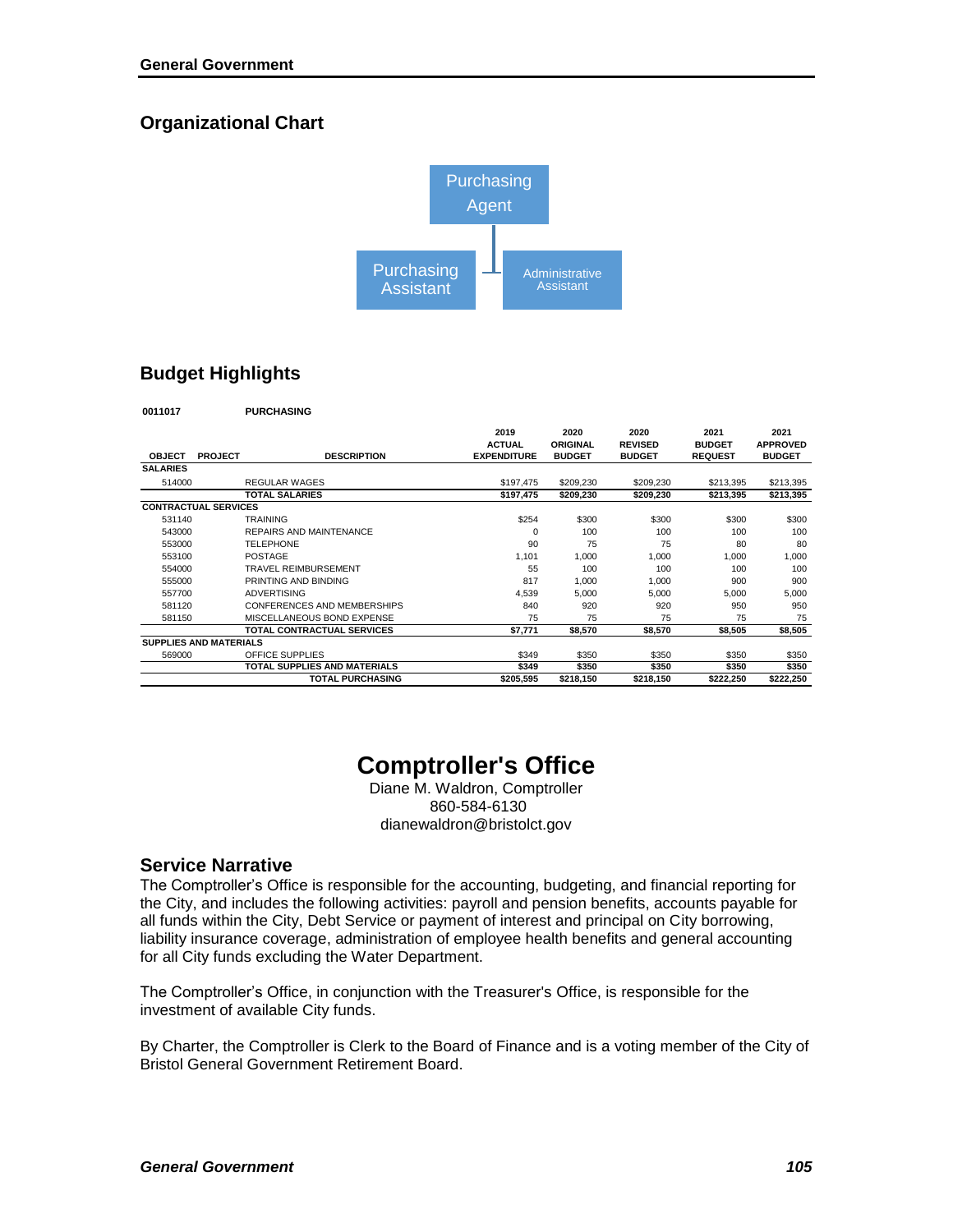## Organizational Chart

Purchasing Agent

- Purchasing Assistant
- Administrative Assistant

## Budget Highlights

**0011017 PURCHASING**

| OBJECT | PROJECT | DESCRIPTION | 2019 ACTUAL EXPENDITURE | 2020 ORIGINAL BUDGET | 2020 REVISED BUDGET | 2021 BUDGET REQUEST | 2021 APPROVED BUDGET |
|---|---|---|---|---|---|---|---|
| **SALARIES** | | | | | | | |
| 514000 | | REGULAR WAGES | $197,475 | $209,230 | $209,230 | $213,395 | $213,395 |
| | | **TOTAL SALARIES** | **$197,475** | **$209,230** | **$209,230** | **$213,395** | **$213,395** |
| **CONTRACTUAL SERVICES** | | | | | | | |
| 531140 | | TRAINING | $254 | $300 | $300 | $300 | $300 |
| 543000 | | REPAIRS AND MAINTENANCE | 0 | 100 | 100 | 100 | 100 |
| 553000 | | TELEPHONE | 90 | 75 | 75 | 80 | 80 |
| 553100 | | POSTAGE | 1,101 | 1,000 | 1,000 | 1,000 | 1,000 |
| 554000 | | TRAVEL REIMBURSEMENT | 55 | 100 | 100 | 100 | 100 |
| 555000 | | PRINTING AND BINDING | 817 | 1,000 | 1,000 | 900 | 900 |
| 557700 | | ADVERTISING | 4,539 | 5,000 | 5,000 | 5,000 | 5,000 |
| 581120 | | CONFERENCES AND MEMBERSHIPS | 840 | 920 | 920 | 950 | 950 |
| 581150 | | MISCELLANEOUS BOND EXPENSE | 75 | 75 | 75 | 75 | 75 |
| | | **TOTAL CONTRACTUAL SERVICES** | **$7,771** | **$8,570** | **$8,570** | **$8,505** | **$8,505** |
| **SUPPLIES AND MATERIALS** | | | | | | | |
| 569000 | | OFFICE SUPPLIES | $349 | $350 | $350 | $350 | $350 |
| | | **TOTAL SUPPLIES AND MATERIALS** | **$349** | **$350** | **$350** | **$350** | **$350** |
| | | **TOTAL PURCHASING** | **$205,595** | **$218,150** | **$218,150** | **$222,250** | **$222,250** |

# Comptroller's Office

Diane M. Waldron, Comptroller
860-584-6130
dianewaldron@bristolct.gov

## Service Narrative

The Comptroller's Office is responsible for the accounting, budgeting, and financial reporting for the City, and includes the following activities: payroll and pension benefits, accounts payable for all funds within the City, Debt Service or payment of interest and principal on City borrowing, liability insurance coverage, administration of employee health benefits and general accounting for all City funds excluding the Water Department.

The Comptroller's Office, in conjunction with the Treasurer's Office, is responsible for the investment of available City funds.

By Charter, the Comptroller is Clerk to the Board of Finance and is a voting member of the City of Bristol General Government Retirement Board.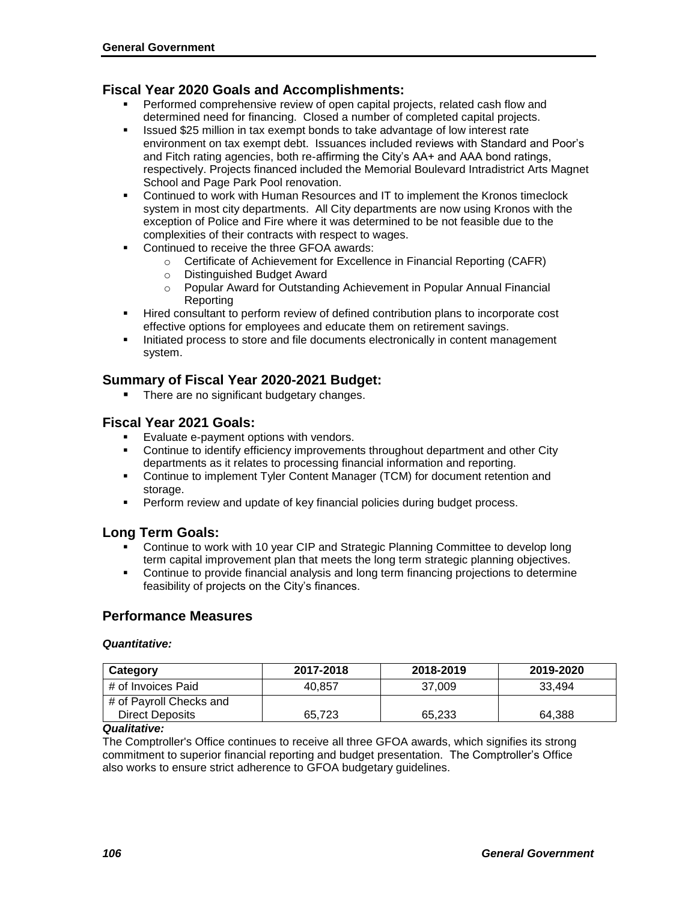## Fiscal Year 2020 Goals and Accomplishments:

- Performed comprehensive review of open capital projects, related cash flow and determined need for financing. Closed a number of completed capital projects.
- Issued $25 million in tax exempt bonds to take advantage of low interest rate environment on tax exempt debt. Issuances included reviews with Standard and Poor's and Fitch rating agencies, both re-affirming the City's AA+ and AAA bond ratings, respectively. Projects financed included the Memorial Boulevard Intradistrict Arts Magnet School and Page Park Pool renovation.
- Continued to work with Human Resources and IT to implement the Kronos timeclock system in most city departments. All City departments are now using Kronos with the exception of Police and Fire where it was determined to be not feasible due to the complexities of their contracts with respect to wages.
- Continued to receive the three GFOA awards:
  - Certificate of Achievement for Excellence in Financial Reporting (CAFR)
  - Distinguished Budget Award
  - Popular Award for Outstanding Achievement in Popular Annual Financial Reporting
- Hired consultant to perform review of defined contribution plans to incorporate cost effective options for employees and educate them on retirement savings.
- Initiated process to store and file documents electronically in content management system.

## Summary of Fiscal Year 2020-2021 Budget:

- There are no significant budgetary changes.

## Fiscal Year 2021 Goals:

- Evaluate e-payment options with vendors.
- Continue to identify efficiency improvements throughout department and other City departments as it relates to processing financial information and reporting.
- Continue to implement Tyler Content Manager (TCM) for document retention and storage.
- Perform review and update of key financial policies during budget process.

## Long Term Goals:

- Continue to work with 10 year CIP and Strategic Planning Committee to develop long term capital improvement plan that meets the long term strategic planning objectives.
- Continue to provide financial analysis and long term financing projections to determine feasibility of projects on the City's finances.

## Performance Measures

***Quantitative:***

| Category | 2017-2018 | 2018-2019 | 2019-2020 |
|---|---|---|---|
| # of Invoices Paid | 40,857 | 37,009 | 33,494 |
| # of Payroll Checks and Direct Deposits | 65,723 | 65,233 | 64,388 |

***Qualitative:***

The Comptroller's Office continues to receive all three GFOA awards, which signifies its strong commitment to superior financial reporting and budget presentation. The Comptroller's Office also works to ensure strict adherence to GFOA budgetary guidelines.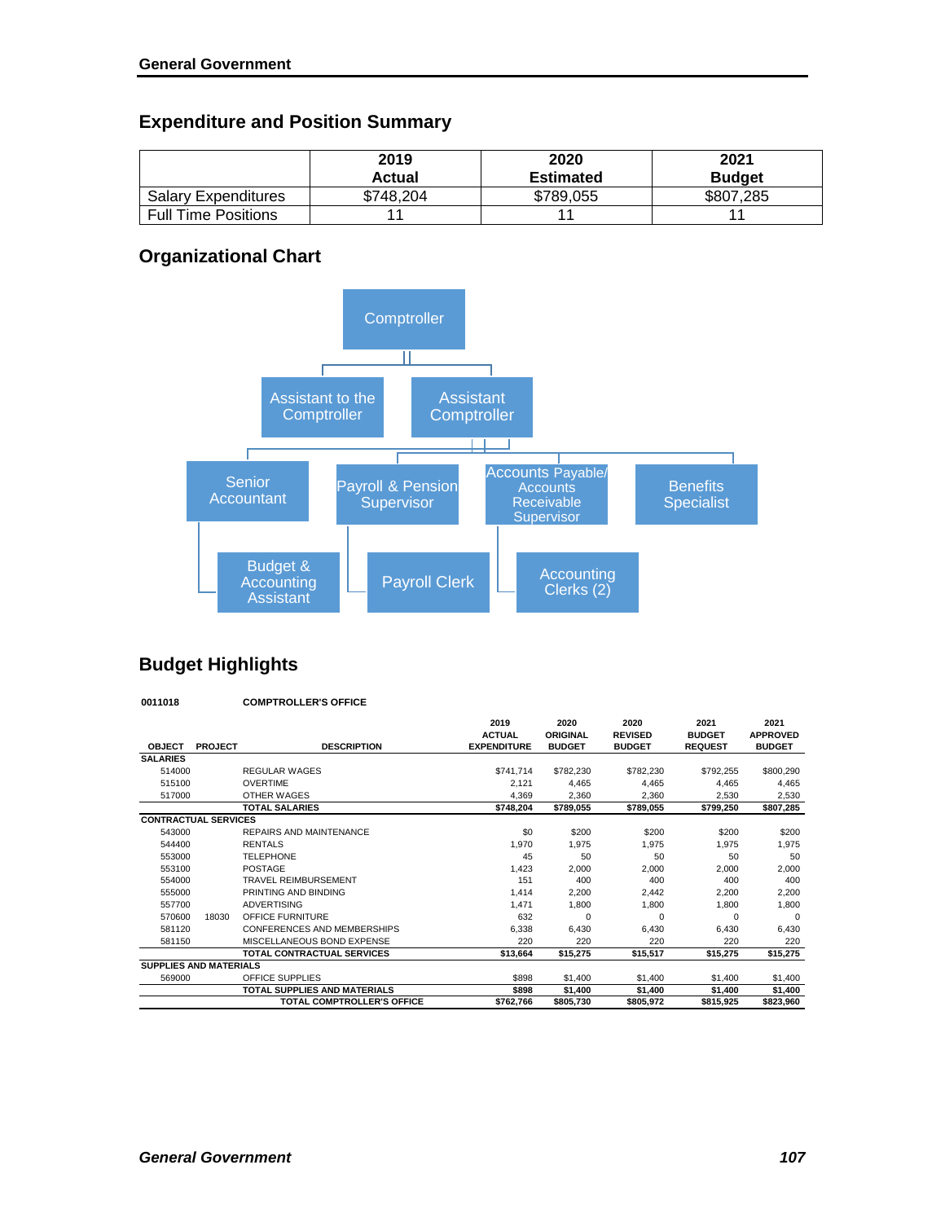## Expenditure and Position Summary

| | 2019 Actual | 2020 Estimated | 2021 Budget |
|---|---|---|---|
| Salary Expenditures | $748,204 | $789,055 | $807,285 |
| Full Time Positions | 11 | 11 | 11 |

## Organizational Chart

Comptroller

Assistant to the Comptroller

Assistant Comptroller

Senior Accountant

Payroll & Pension Supervisor

Accounts Payable/ Accounts Receivable Supervisor

Benefits Specialist

Budget & Accounting Assistant

Payroll Clerk

Accounting Clerks (2)

## Budget Highlights

**0011018 COMPTROLLER'S OFFICE**

| OBJECT | PROJECT | DESCRIPTION | 2019 ACTUAL EXPENDITURE | 2020 ORIGINAL BUDGET | 2020 REVISED BUDGET | 2021 BUDGET REQUEST | 2021 APPROVED BUDGET |
|---|---|---|---|---|---|---|---|
| **SALARIES** | | | | | | | |
| 514000 | | REGULAR WAGES | $741,714 | $782,230 | $782,230 | $792,255 | $800,290 |
| 515100 | | OVERTIME | 2,121 | 4,465 | 4,465 | 4,465 | 4,465 |
| 517000 | | OTHER WAGES | 4,369 | 2,360 | 2,360 | 2,530 | 2,530 |
| | | **TOTAL SALARIES** | **$748,204** | **$789,055** | **$789,055** | **$799,250** | **$807,285** |
| **CONTRACTUAL SERVICES** | | | | | | | |
| 543000 | | REPAIRS AND MAINTENANCE | $0 | $200 | $200 | $200 | $200 |
| 544400 | | RENTALS | 1,970 | 1,975 | 1,975 | 1,975 | 1,975 |
| 553000 | | TELEPHONE | 45 | 50 | 50 | 50 | 50 |
| 553100 | | POSTAGE | 1,423 | 2,000 | 2,000 | 2,000 | 2,000 |
| 554000 | | TRAVEL REIMBURSEMENT | 151 | 400 | 400 | 400 | 400 |
| 555000 | | PRINTING AND BINDING | 1,414 | 2,200 | 2,442 | 2,200 | 2,200 |
| 557700 | | ADVERTISING | 1,471 | 1,800 | 1,800 | 1,800 | 1,800 |
| 570600 | 18030 | OFFICE FURNITURE | 632 | 0 | 0 | 0 | 0 |
| 581120 | | CONFERENCES AND MEMBERSHIPS | 6,338 | 6,430 | 6,430 | 6,430 | 6,430 |
| 581150 | | MISCELLANEOUS BOND EXPENSE | 220 | 220 | 220 | 220 | 220 |
| | | **TOTAL CONTRACTUAL SERVICES** | **$13,664** | **$15,275** | **$15,517** | **$15,275** | **$15,275** |
| **SUPPLIES AND MATERIALS** | | | | | | | |
| 569000 | | OFFICE SUPPLIES | $898 | $1,400 | $1,400 | $1,400 | $1,400 |
| | | **TOTAL SUPPLIES AND MATERIALS** | **$898** | **$1,400** | **$1,400** | **$1,400** | **$1,400** |
| | | **TOTAL COMPTROLLER'S OFFICE** | **$762,766** | **$805,730** | **$805,972** | **$815,925** | **$823,960** |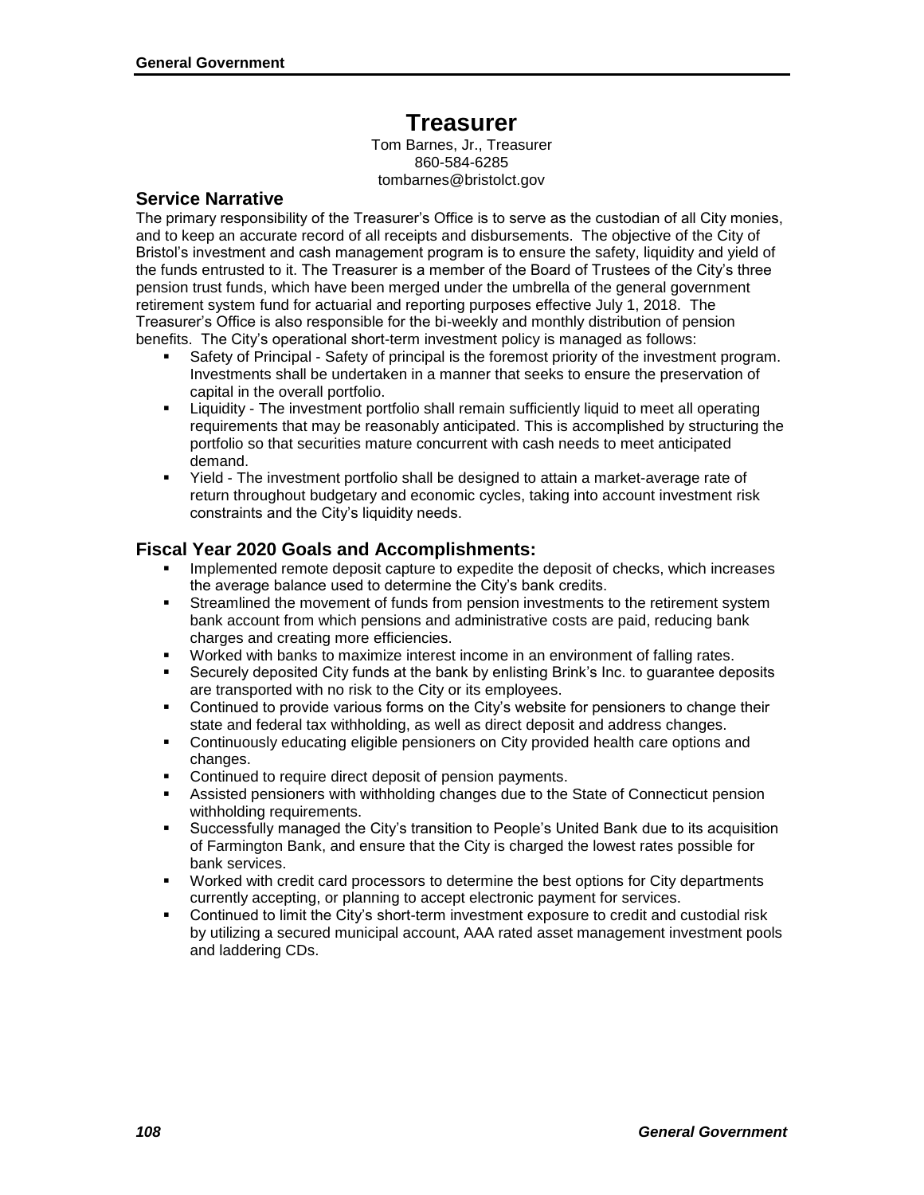# Treasurer

Tom Barnes, Jr., Treasurer
860-584-6285
tombarnes@bristolct.gov

## Service Narrative

The primary responsibility of the Treasurer's Office is to serve as the custodian of all City monies, and to keep an accurate record of all receipts and disbursements. The objective of the City of Bristol's investment and cash management program is to ensure the safety, liquidity and yield of the funds entrusted to it. The Treasurer is a member of the Board of Trustees of the City's three pension trust funds, which have been merged under the umbrella of the general government retirement system fund for actuarial and reporting purposes effective July 1, 2018. The Treasurer's Office is also responsible for the bi-weekly and monthly distribution of pension benefits. The City's operational short-term investment policy is managed as follows:

- Safety of Principal - Safety of principal is the foremost priority of the investment program. Investments shall be undertaken in a manner that seeks to ensure the preservation of capital in the overall portfolio.
- Liquidity - The investment portfolio shall remain sufficiently liquid to meet all operating requirements that may be reasonably anticipated. This is accomplished by structuring the portfolio so that securities mature concurrent with cash needs to meet anticipated demand.
- Yield - The investment portfolio shall be designed to attain a market-average rate of return throughout budgetary and economic cycles, taking into account investment risk constraints and the City's liquidity needs.

## Fiscal Year 2020 Goals and Accomplishments:

- Implemented remote deposit capture to expedite the deposit of checks, which increases the average balance used to determine the City's bank credits.
- Streamlined the movement of funds from pension investments to the retirement system bank account from which pensions and administrative costs are paid, reducing bank charges and creating more efficiencies.
- Worked with banks to maximize interest income in an environment of falling rates.
- Securely deposited City funds at the bank by enlisting Brink's Inc. to guarantee deposits are transported with no risk to the City or its employees.
- Continued to provide various forms on the City's website for pensioners to change their state and federal tax withholding, as well as direct deposit and address changes.
- Continuously educating eligible pensioners on City provided health care options and changes.
- Continued to require direct deposit of pension payments.
- Assisted pensioners with withholding changes due to the State of Connecticut pension withholding requirements.
- Successfully managed the City's transition to People's United Bank due to its acquisition of Farmington Bank, and ensure that the City is charged the lowest rates possible for bank services.
- Worked with credit card processors to determine the best options for City departments currently accepting, or planning to accept electronic payment for services.
- Continued to limit the City's short-term investment exposure to credit and custodial risk by utilizing a secured municipal account, AAA rated asset management investment pools and laddering CDs.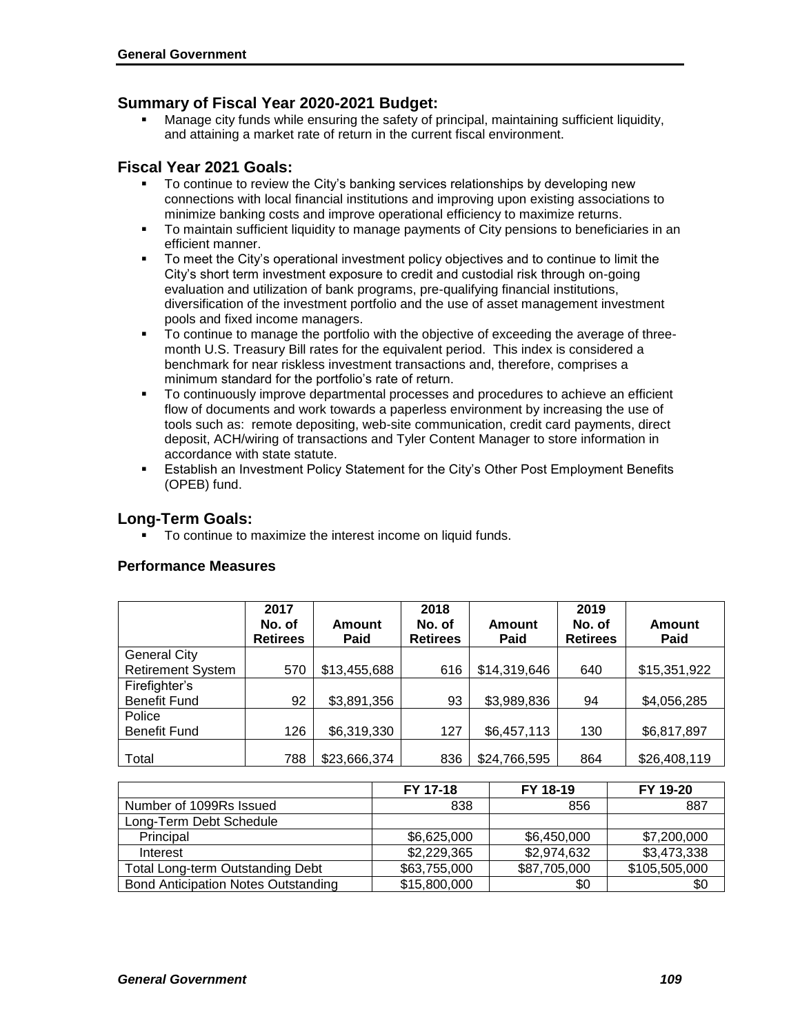## Summary of Fiscal Year 2020-2021 Budget:

- Manage city funds while ensuring the safety of principal, maintaining sufficient liquidity, and attaining a market rate of return in the current fiscal environment.

## Fiscal Year 2021 Goals:

- To continue to review the City's banking services relationships by developing new connections with local financial institutions and improving upon existing associations to minimize banking costs and improve operational efficiency to maximize returns.
- To maintain sufficient liquidity to manage payments of City pensions to beneficiaries in an efficient manner.
- To meet the City's operational investment policy objectives and to continue to limit the City's short term investment exposure to credit and custodial risk through on-going evaluation and utilization of bank programs, pre-qualifying financial institutions, diversification of the investment portfolio and the use of asset management investment pools and fixed income managers.
- To continue to manage the portfolio with the objective of exceeding the average of three-month U.S. Treasury Bill rates for the equivalent period. This index is considered a benchmark for near riskless investment transactions and, therefore, comprises a minimum standard for the portfolio's rate of return.
- To continuously improve departmental processes and procedures to achieve an efficient flow of documents and work towards a paperless environment by increasing the use of tools such as: remote depositing, web-site communication, credit card payments, direct deposit, ACH/wiring of transactions and Tyler Content Manager to store information in accordance with state statute.
- Establish an Investment Policy Statement for the City's Other Post Employment Benefits (OPEB) fund.

## Long-Term Goals:

- To continue to maximize the interest income on liquid funds.

### Performance Measures

| | 2017 No. of Retirees | Amount Paid | 2018 No. of Retirees | Amount Paid | 2019 No. of Retirees | Amount Paid |
|---|---|---|---|---|---|---|
| General City Retirement System | 570 | $13,455,688 | 616 | $14,319,646 | 640 | $15,351,922 |
| Firefighter's Benefit Fund | 92 | $3,891,356 | 93 | $3,989,836 | 94 | $4,056,285 |
| Police Benefit Fund | 126 | $6,319,330 | 127 | $6,457,113 | 130 | $6,817,897 |
| Total | 788 | $23,666,374 | 836 | $24,766,595 | 864 | $26,408,119 |

| | FY 17-18 | FY 18-19 | FY 19-20 |
|---|---|---|---|
| Number of 1099Rs Issued | 838 | 856 | 887 |
| Long-Term Debt Schedule | | | |
| Principal | $6,625,000 | $6,450,000 | $7,200,000 |
| Interest | $2,229,365 | $2,974,632 | $3,473,338 |
| Total Long-term Outstanding Debt | $63,755,000 | $87,705,000 | $105,505,000 |
| Bond Anticipation Notes Outstanding | $15,800,000 | $0 | $0 |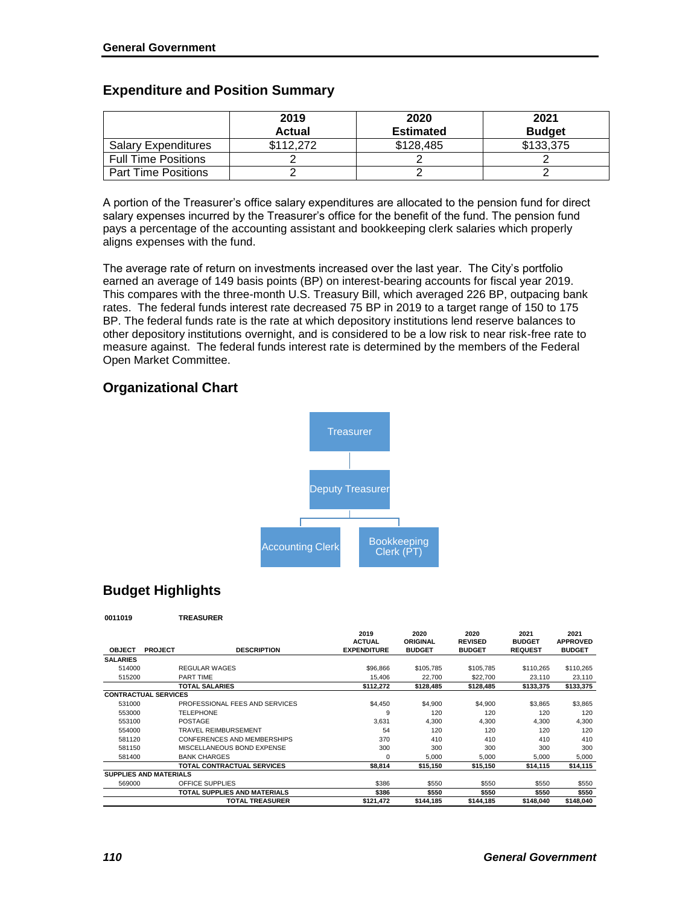## Expenditure and Position Summary

| | 2019 Actual | 2020 Estimated | 2021 Budget |
|---|---|---|---|
| Salary Expenditures | $112,272 | $128,485 | $133,375 |
| Full Time Positions | 2 | 2 | 2 |
| Part Time Positions | 2 | 2 | 2 |

A portion of the Treasurer's office salary expenditures are allocated to the pension fund for direct salary expenses incurred by the Treasurer's office for the benefit of the fund. The pension fund pays a percentage of the accounting assistant and bookkeeping clerk salaries which properly aligns expenses with the fund.

The average rate of return on investments increased over the last year. The City's portfolio earned an average of 149 basis points (BP) on interest-bearing accounts for fiscal year 2019. This compares with the three-month U.S. Treasury Bill, which averaged 226 BP, outpacing bank rates. The federal funds interest rate decreased 75 BP in 2019 to a target range of 150 to 175 BP. The federal funds rate is the rate at which depository institutions lend reserve balances to other depository institutions overnight, and is considered to be a low risk to near risk-free rate to measure against. The federal funds interest rate is determined by the members of the Federal Open Market Committee.

## Organizational Chart

Treasurer
- Deputy Treasurer
  - Accounting Clerk
  - Bookkeeping Clerk (PT)

## Budget Highlights

**0011019 TREASURER**

| OBJECT | PROJECT | DESCRIPTION | 2019 ACTUAL EXPENDITURE | 2020 ORIGINAL BUDGET | 2020 REVISED BUDGET | 2021 BUDGET REQUEST | 2021 APPROVED BUDGET |
|---|---|---|---|---|---|---|---|
| **SALARIES** | | | | | | | |
| 514000 | | REGULAR WAGES | $96,866 | $105,785 | $105,785 | $110,265 | $110,265 |
| 515200 | | PART TIME | 15,406 | 22,700 | $22,700 | 23,110 | 23,110 |
| | | **TOTAL SALARIES** | **$112,272** | **$128,485** | **$128,485** | **$133,375** | **$133,375** |
| **CONTRACTUAL SERVICES** | | | | | | | |
| 531000 | | PROFESSIONAL FEES AND SERVICES | $4,450 | $4,900 | $4,900 | $3,865 | $3,865 |
| 553000 | | TELEPHONE | 9 | 120 | 120 | 120 | 120 |
| 553100 | | POSTAGE | 3,631 | 4,300 | 4,300 | 4,300 | 4,300 |
| 554000 | | TRAVEL REIMBURSEMENT | 54 | 120 | 120 | 120 | 120 |
| 581120 | | CONFERENCES AND MEMBERSHIPS | 370 | 410 | 410 | 410 | 410 |
| 581150 | | MISCELLANEOUS BOND EXPENSE | 300 | 300 | 300 | 300 | 300 |
| 581400 | | BANK CHARGES | 0 | 5,000 | 5,000 | 5,000 | 5,000 |
| | | **TOTAL CONTRACTUAL SERVICES** | **$8,814** | **$15,150** | **$15,150** | **$14,115** | **$14,115** |
| **SUPPLIES AND MATERIALS** | | | | | | | |
| 569000 | | OFFICE SUPPLIES | $386 | $550 | $550 | $550 | $550 |
| | | **TOTAL SUPPLIES AND MATERIALS** | **$386** | **$550** | **$550** | **$550** | **$550** |
| | | **TOTAL TREASURER** | **$121,472** | **$144,185** | **$144,185** | **$148,040** | **$148,040** |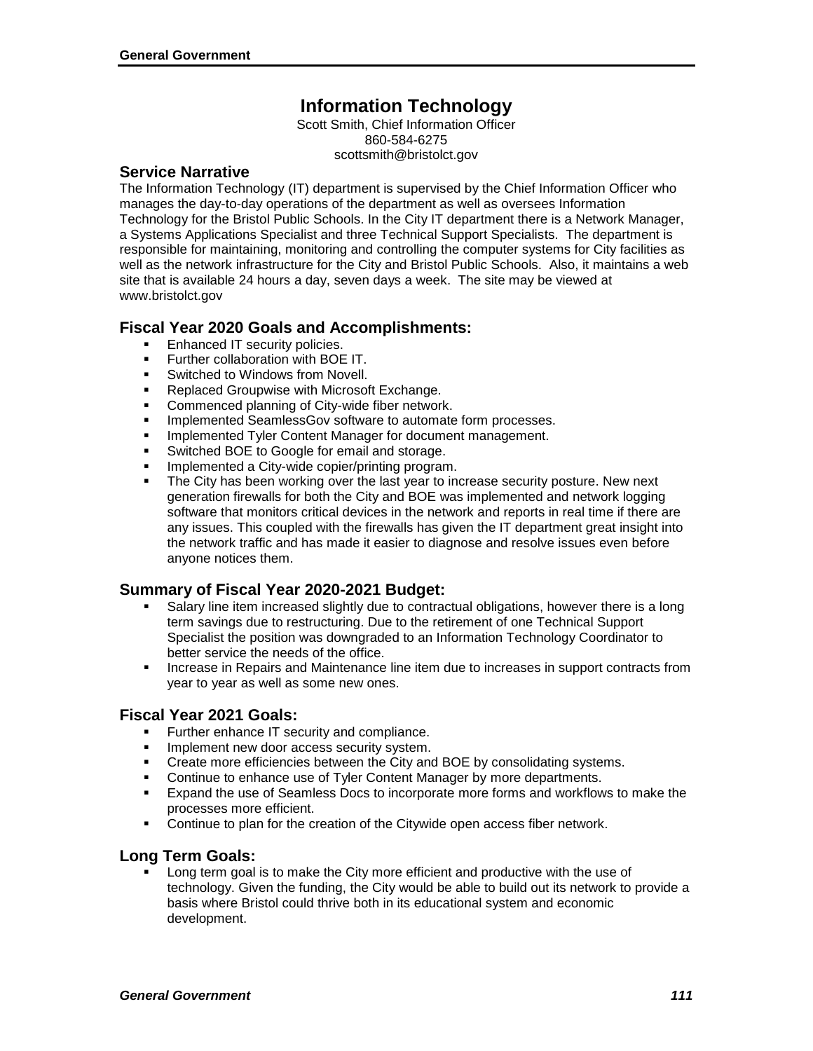# Information Technology

Scott Smith, Chief Information Officer
860-584-6275
scottsmith@bristolct.gov

## Service Narrative

The Information Technology (IT) department is supervised by the Chief Information Officer who manages the day-to-day operations of the department as well as oversees Information Technology for the Bristol Public Schools. In the City IT department there is a Network Manager, a Systems Applications Specialist and three Technical Support Specialists. The department is responsible for maintaining, monitoring and controlling the computer systems for City facilities as well as the network infrastructure for the City and Bristol Public Schools. Also, it maintains a web site that is available 24 hours a day, seven days a week. The site may be viewed at www.bristolct.gov

## Fiscal Year 2020 Goals and Accomplishments:

- Enhanced IT security policies.
- Further collaboration with BOE IT.
- Switched to Windows from Novell.
- Replaced Groupwise with Microsoft Exchange.
- Commenced planning of City-wide fiber network.
- Implemented SeamlessGov software to automate form processes.
- Implemented Tyler Content Manager for document management.
- Switched BOE to Google for email and storage.
- Implemented a City-wide copier/printing program.
- The City has been working over the last year to increase security posture. New next generation firewalls for both the City and BOE was implemented and network logging software that monitors critical devices in the network and reports in real time if there are any issues. This coupled with the firewalls has given the IT department great insight into the network traffic and has made it easier to diagnose and resolve issues even before anyone notices them.

## Summary of Fiscal Year 2020-2021 Budget:

- Salary line item increased slightly due to contractual obligations, however there is a long term savings due to restructuring. Due to the retirement of one Technical Support Specialist the position was downgraded to an Information Technology Coordinator to better service the needs of the office.
- Increase in Repairs and Maintenance line item due to increases in support contracts from year to year as well as some new ones.

## Fiscal Year 2021 Goals:

- Further enhance IT security and compliance.
- Implement new door access security system.
- Create more efficiencies between the City and BOE by consolidating systems.
- Continue to enhance use of Tyler Content Manager by more departments.
- Expand the use of Seamless Docs to incorporate more forms and workflows to make the processes more efficient.
- Continue to plan for the creation of the Citywide open access fiber network.

## Long Term Goals:

- Long term goal is to make the City more efficient and productive with the use of technology. Given the funding, the City would be able to build out its network to provide a basis where Bristol could thrive both in its educational system and economic development.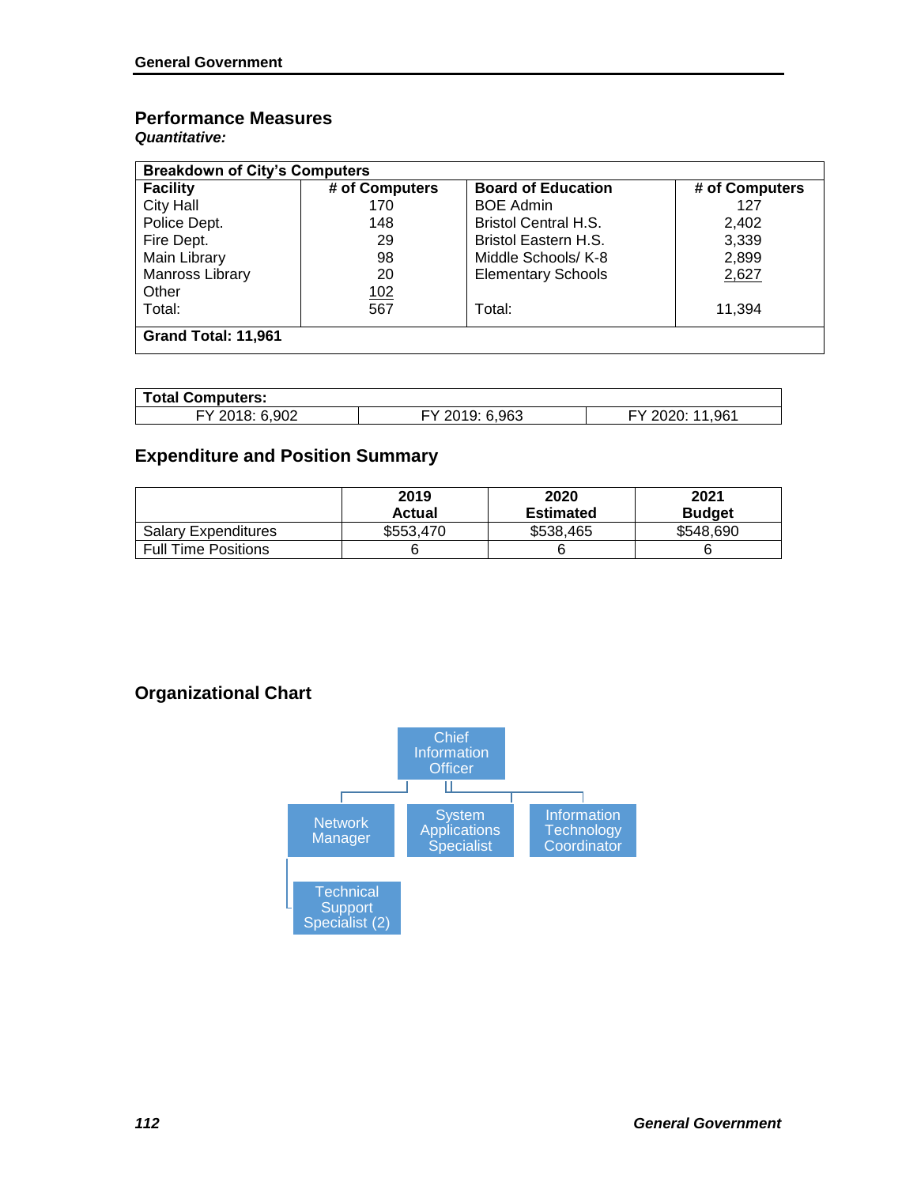## Performance Measures

***Quantitative:***

| Breakdown of City's Computers | | | |
|---|---|---|---|
| **Facility** | **# of Computers** | **Board of Education** | **# of Computers** |
| City Hall | 170 | BOE Admin | 127 |
| Police Dept. | 148 | Bristol Central H.S. | 2,402 |
| Fire Dept. | 29 | Bristol Eastern H.S. | 3,339 |
| Main Library | 98 | Middle Schools/ K-8 | 2,899 |
| Manross Library | 20 | Elementary Schools | 2,627 |
| Other | 102 | | |
| Total: | 567 | Total: | 11,394 |
| **Grand Total: 11,961** | | | |

| Total Computers: | | |
|---|---|---|
| FY 2018: 6,902 | FY 2019: 6,963 | FY 2020: 11,961 |

## Expenditure and Position Summary

| | 2019 Actual | 2020 Estimated | 2021 Budget |
|---|---|---|---|
| Salary Expenditures | $553,470 | $538,465 | $548,690 |
| Full Time Positions | 6 | 6 | 6 |

## Organizational Chart

- Chief Information Officer
  - Network Manager
    - Technical Support Specialist (2)
  - System Applications Specialist
  - Information Technology Coordinator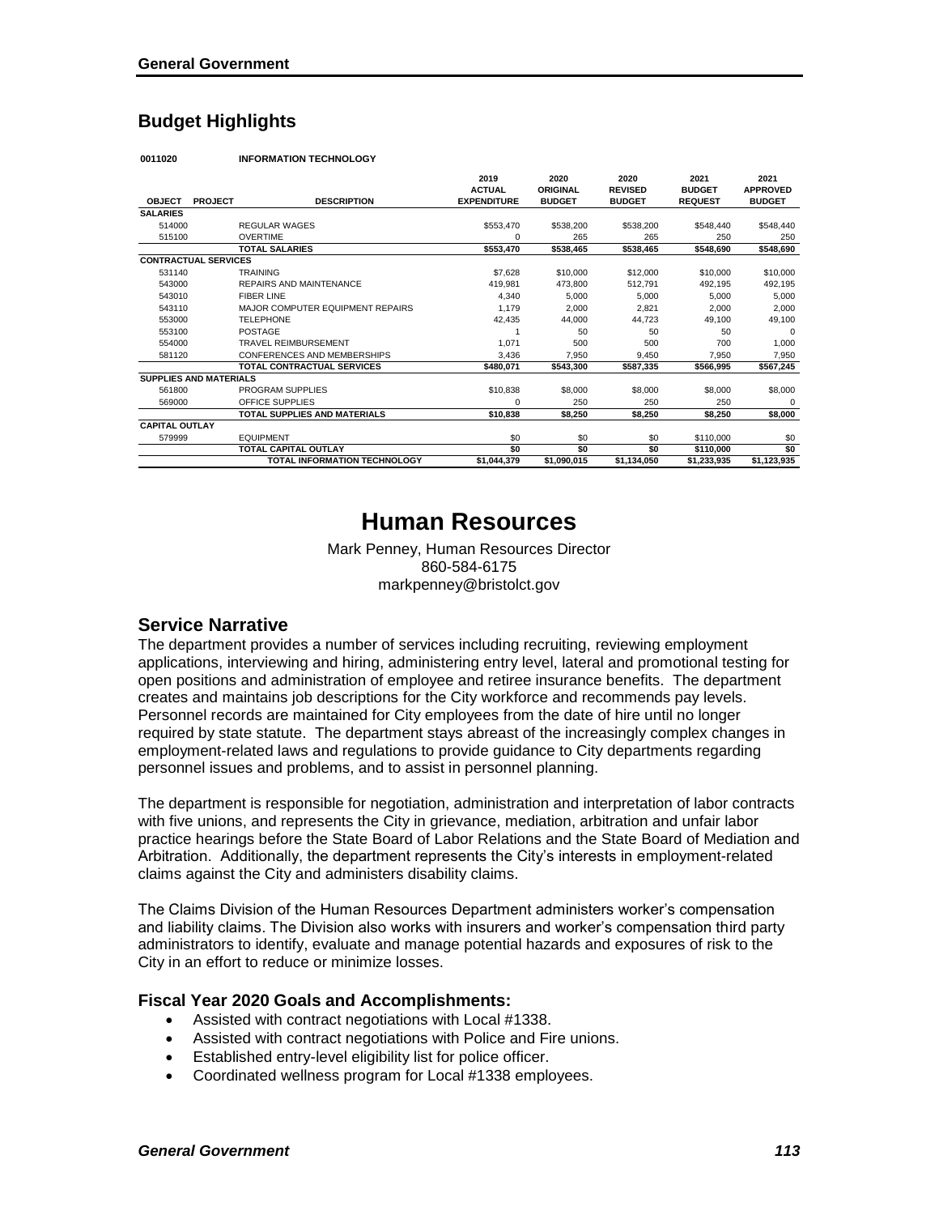## Budget Highlights

**0011020 INFORMATION TECHNOLOGY**

| OBJECT | PROJECT | DESCRIPTION | 2019 ACTUAL EXPENDITURE | 2020 ORIGINAL BUDGET | 2020 REVISED BUDGET | 2021 BUDGET REQUEST | 2021 APPROVED BUDGET |
|---|---|---|---|---|---|---|---|
| **SALARIES** | | | | | | | |
| 514000 | | REGULAR WAGES | $553,470 | $538,200 | $538,200 | $548,440 | $548,440 |
| 515100 | | OVERTIME | 0 | 265 | 265 | 250 | 250 |
| | | **TOTAL SALARIES** | **$553,470** | **$538,465** | **$538,465** | **$548,690** | **$548,690** |
| **CONTRACTUAL SERVICES** | | | | | | | |
| 531140 | | TRAINING | $7,628 | $10,000 | $12,000 | $10,000 | $10,000 |
| 543000 | | REPAIRS AND MAINTENANCE | 419,981 | 473,800 | 512,791 | 492,195 | 492,195 |
| 543010 | | FIBER LINE | 4,340 | 5,000 | 5,000 | 5,000 | 5,000 |
| 543110 | | MAJOR COMPUTER EQUIPMENT REPAIRS | 1,179 | 2,000 | 2,821 | 2,000 | 2,000 |
| 553000 | | TELEPHONE | 42,435 | 44,000 | 44,723 | 49,100 | 49,100 |
| 553100 | | POSTAGE | 1 | 50 | 50 | 50 | 0 |
| 554000 | | TRAVEL REIMBURSEMENT | 1,071 | 500 | 500 | 700 | 1,000 |
| 581120 | | CONFERENCES AND MEMBERSHIPS | 3,436 | 7,950 | 9,450 | 7,950 | 7,950 |
| | | **TOTAL CONTRACTUAL SERVICES** | **$480,071** | **$543,300** | **$587,335** | **$566,995** | **$567,245** |
| **SUPPLIES AND MATERIALS** | | | | | | | |
| 561800 | | PROGRAM SUPPLIES | $10,838 | $8,000 | $8,000 | $8,000 | $8,000 |
| 569000 | | OFFICE SUPPLIES | 0 | 250 | 250 | 250 | 0 |
| | | **TOTAL SUPPLIES AND MATERIALS** | **$10,838** | **$8,250** | **$8,250** | **$8,250** | **$8,000** |
| **CAPITAL OUTLAY** | | | | | | | |
| 579999 | | EQUIPMENT | $0 | $0 | $0 | $110,000 | $0 |
| | | **TOTAL CAPITAL OUTLAY** | **$0** | **$0** | **$0** | **$110,000** | **$0** |
| | | **TOTAL INFORMATION TECHNOLOGY** | **$1,044,379** | **$1,090,015** | **$1,134,050** | **$1,233,935** | **$1,123,935** |

# Human Resources

Mark Penney, Human Resources Director
860-584-6175
markpenney@bristolct.gov

## Service Narrative

The department provides a number of services including recruiting, reviewing employment applications, interviewing and hiring, administering entry level, lateral and promotional testing for open positions and administration of employee and retiree insurance benefits. The department creates and maintains job descriptions for the City workforce and recommends pay levels. Personnel records are maintained for City employees from the date of hire until no longer required by state statute. The department stays abreast of the increasingly complex changes in employment-related laws and regulations to provide guidance to City departments regarding personnel issues and problems, and to assist in personnel planning.

The department is responsible for negotiation, administration and interpretation of labor contracts with five unions, and represents the City in grievance, mediation, arbitration and unfair labor practice hearings before the State Board of Labor Relations and the State Board of Mediation and Arbitration. Additionally, the department represents the City's interests in employment-related claims against the City and administers disability claims.

The Claims Division of the Human Resources Department administers worker's compensation and liability claims. The Division also works with insurers and worker's compensation third party administrators to identify, evaluate and manage potential hazards and exposures of risk to the City in an effort to reduce or minimize losses.

### Fiscal Year 2020 Goals and Accomplishments:

- Assisted with contract negotiations with Local #1338.
- Assisted with contract negotiations with Police and Fire unions.
- Established entry-level eligibility list for police officer.
- Coordinated wellness program for Local #1338 employees.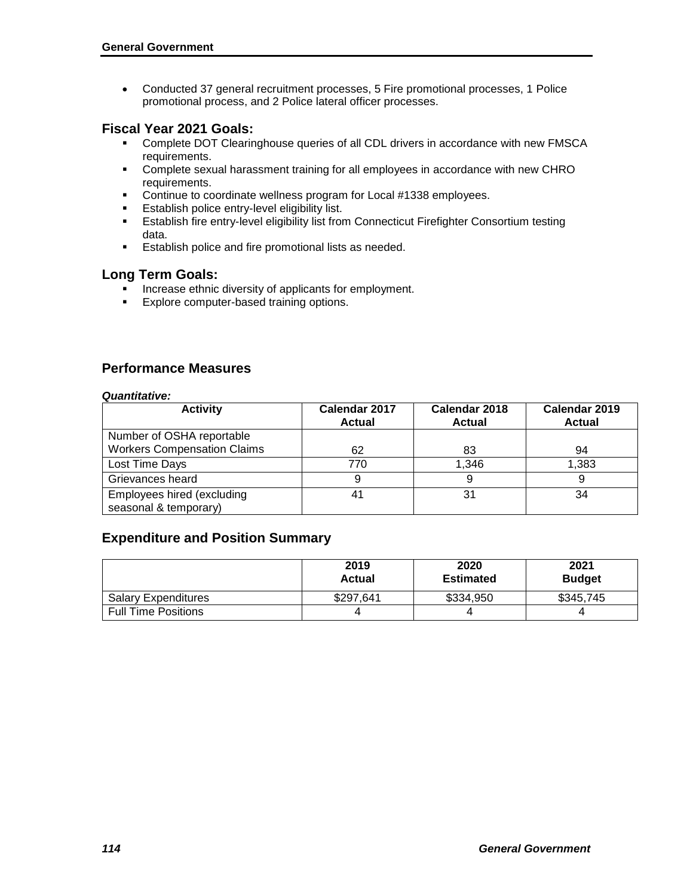- Conducted 37 general recruitment processes, 5 Fire promotional processes, 1 Police promotional process, and 2 Police lateral officer processes.

## Fiscal Year 2021 Goals:

- Complete DOT Clearinghouse queries of all CDL drivers in accordance with new FMSCA requirements.
- Complete sexual harassment training for all employees in accordance with new CHRO requirements.
- Continue to coordinate wellness program for Local #1338 employees.
- Establish police entry-level eligibility list.
- Establish fire entry-level eligibility list from Connecticut Firefighter Consortium testing data.
- Establish police and fire promotional lists as needed.

## Long Term Goals:

- Increase ethnic diversity of applicants for employment.
- Explore computer-based training options.

## Performance Measures

***Quantitative:***

| Activity | Calendar 2017 Actual | Calendar 2018 Actual | Calendar 2019 Actual |
|---|---|---|---|
| Number of OSHA reportable Workers Compensation Claims | 62 | 83 | 94 |
| Lost Time Days | 770 | 1,346 | 1,383 |
| Grievances heard | 9 | 9 | 9 |
| Employees hired (excluding seasonal & temporary) | 41 | 31 | 34 |

## Expenditure and Position Summary

| | 2019 Actual | 2020 Estimated | 2021 Budget |
|---|---|---|---|
| Salary Expenditures | $297,641 | $334,950 | $345,745 |
| Full Time Positions | 4 | 4 | 4 |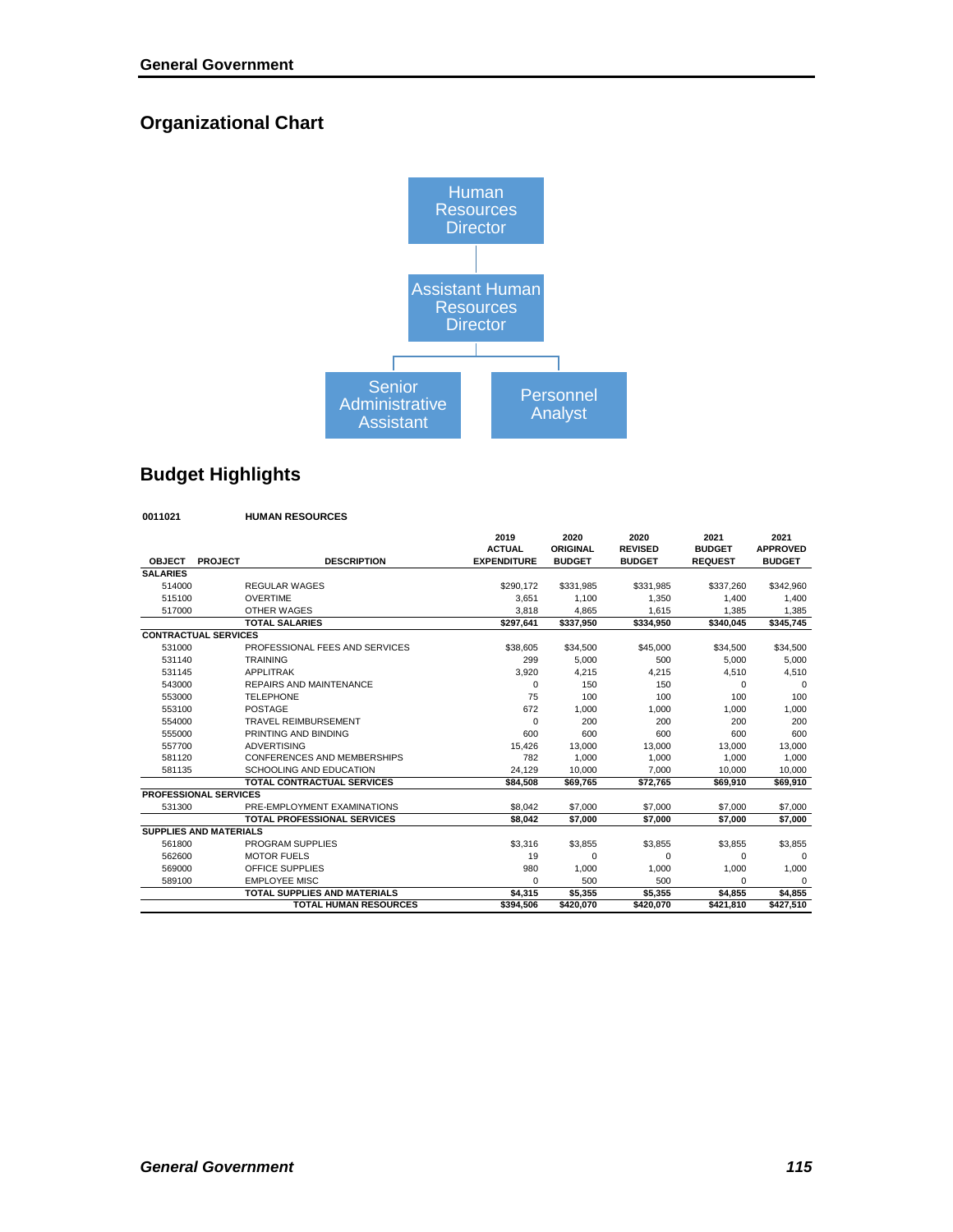## Organizational Chart

- Human Resources Director
  - Assistant Human Resources Director
    - Senior Administrative Assistant
    - Personnel Analyst

## Budget Highlights

**0011021 HUMAN RESOURCES**

| OBJECT | PROJECT | DESCRIPTION | 2019 ACTUAL EXPENDITURE | 2020 ORIGINAL BUDGET | 2020 REVISED BUDGET | 2021 BUDGET REQUEST | 2021 APPROVED BUDGET |
|---|---|---|---|---|---|---|---|
| **SALARIES** | | | | | | | |
| 514000 | | REGULAR WAGES | $290,172 | $331,985 | $331,985 | $337,260 | $342,960 |
| 515100 | | OVERTIME | 3,651 | 1,100 | 1,350 | 1,400 | 1,400 |
| 517000 | | OTHER WAGES | 3,818 | 4,865 | 1,615 | 1,385 | 1,385 |
| | | **TOTAL SALARIES** | **$297,641** | **$337,950** | **$334,950** | **$340,045** | **$345,745** |
| **CONTRACTUAL SERVICES** | | | | | | | |
| 531000 | | PROFESSIONAL FEES AND SERVICES | $38,605 | $34,500 | $45,000 | $34,500 | $34,500 |
| 531140 | | TRAINING | 299 | 5,000 | 500 | 5,000 | 5,000 |
| 531145 | | APPLITRAK | 3,920 | 4,215 | 4,215 | 4,510 | 4,510 |
| 543000 | | REPAIRS AND MAINTENANCE | 0 | 150 | 150 | 0 | 0 |
| 553000 | | TELEPHONE | 75 | 100 | 100 | 100 | 100 |
| 553100 | | POSTAGE | 672 | 1,000 | 1,000 | 1,000 | 1,000 |
| 554000 | | TRAVEL REIMBURSEMENT | 0 | 200 | 200 | 200 | 200 |
| 555000 | | PRINTING AND BINDING | 600 | 600 | 600 | 600 | 600 |
| 557700 | | ADVERTISING | 15,426 | 13,000 | 13,000 | 13,000 | 13,000 |
| 581120 | | CONFERENCES AND MEMBERSHIPS | 782 | 1,000 | 1,000 | 1,000 | 1,000 |
| 581135 | | SCHOOLING AND EDUCATION | 24,129 | 10,000 | 7,000 | 10,000 | 10,000 |
| | | **TOTAL CONTRACTUAL SERVICES** | **$84,508** | **$69,765** | **$72,765** | **$69,910** | **$69,910** |
| **PROFESSIONAL SERVICES** | | | | | | | |
| 531300 | | PRE-EMPLOYMENT EXAMINATIONS | $8,042 | $7,000 | $7,000 | $7,000 | $7,000 |
| | | **TOTAL PROFESSIONAL SERVICES** | **$8,042** | **$7,000** | **$7,000** | **$7,000** | **$7,000** |
| **SUPPLIES AND MATERIALS** | | | | | | | |
| 561800 | | PROGRAM SUPPLIES | $3,316 | $3,855 | $3,855 | $3,855 | $3,855 |
| 562600 | | MOTOR FUELS | 19 | 0 | 0 | 0 | 0 |
| 569000 | | OFFICE SUPPLIES | 980 | 1,000 | 1,000 | 1,000 | 1,000 |
| 589100 | | EMPLOYEE MISC | 0 | 500 | 500 | 0 | 0 |
| | | **TOTAL SUPPLIES AND MATERIALS** | **$4,315** | **$5,355** | **$5,355** | **$4,855** | **$4,855** |
| | | **TOTAL HUMAN RESOURCES** | **$394,506** | **$420,070** | **$420,070** | **$421,810** | **$427,510** |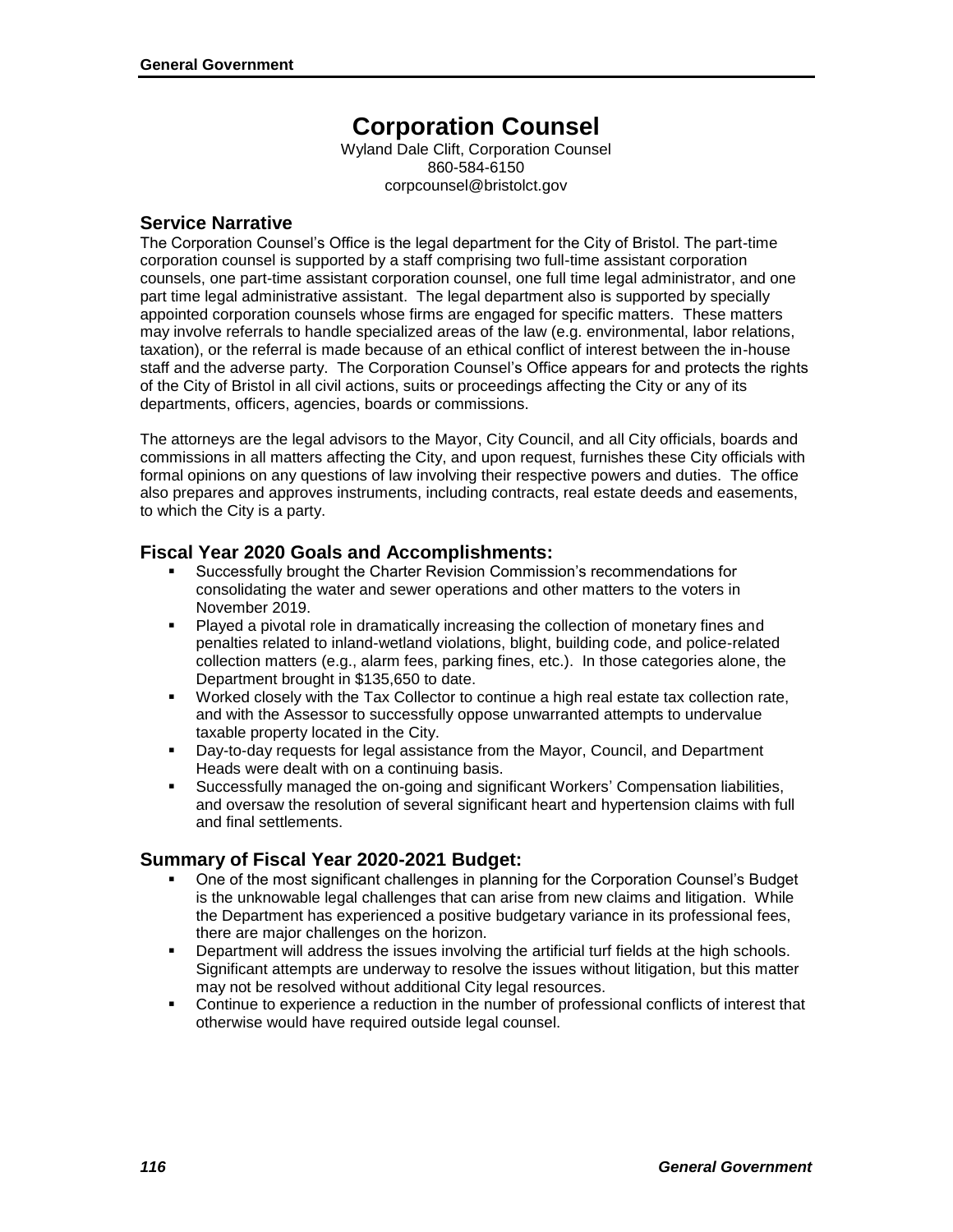# Corporation Counsel

Wyland Dale Clift, Corporation Counsel
860-584-6150
corpcounsel@bristolct.gov

## Service Narrative

The Corporation Counsel's Office is the legal department for the City of Bristol. The part-time corporation counsel is supported by a staff comprising two full-time assistant corporation counsels, one part-time assistant corporation counsel, one full time legal administrator, and one part time legal administrative assistant. The legal department also is supported by specially appointed corporation counsels whose firms are engaged for specific matters. These matters may involve referrals to handle specialized areas of the law (e.g. environmental, labor relations, taxation), or the referral is made because of an ethical conflict of interest between the in-house staff and the adverse party. The Corporation Counsel's Office appears for and protects the rights of the City of Bristol in all civil actions, suits or proceedings affecting the City or any of its departments, officers, agencies, boards or commissions.

The attorneys are the legal advisors to the Mayor, City Council, and all City officials, boards and commissions in all matters affecting the City, and upon request, furnishes these City officials with formal opinions on any questions of law involving their respective powers and duties. The office also prepares and approves instruments, including contracts, real estate deeds and easements, to which the City is a party.

## Fiscal Year 2020 Goals and Accomplishments:

- Successfully brought the Charter Revision Commission's recommendations for consolidating the water and sewer operations and other matters to the voters in November 2019.
- Played a pivotal role in dramatically increasing the collection of monetary fines and penalties related to inland-wetland violations, blight, building code, and police-related collection matters (e.g., alarm fees, parking fines, etc.). In those categories alone, the Department brought in $135,650 to date.
- Worked closely with the Tax Collector to continue a high real estate tax collection rate, and with the Assessor to successfully oppose unwarranted attempts to undervalue taxable property located in the City.
- Day-to-day requests for legal assistance from the Mayor, Council, and Department Heads were dealt with on a continuing basis.
- Successfully managed the on-going and significant Workers' Compensation liabilities, and oversaw the resolution of several significant heart and hypertension claims with full and final settlements.

## Summary of Fiscal Year 2020-2021 Budget:

- One of the most significant challenges in planning for the Corporation Counsel's Budget is the unknowable legal challenges that can arise from new claims and litigation. While the Department has experienced a positive budgetary variance in its professional fees, there are major challenges on the horizon.
- Department will address the issues involving the artificial turf fields at the high schools. Significant attempts are underway to resolve the issues without litigation, but this matter may not be resolved without additional City legal resources.
- Continue to experience a reduction in the number of professional conflicts of interest that otherwise would have required outside legal counsel.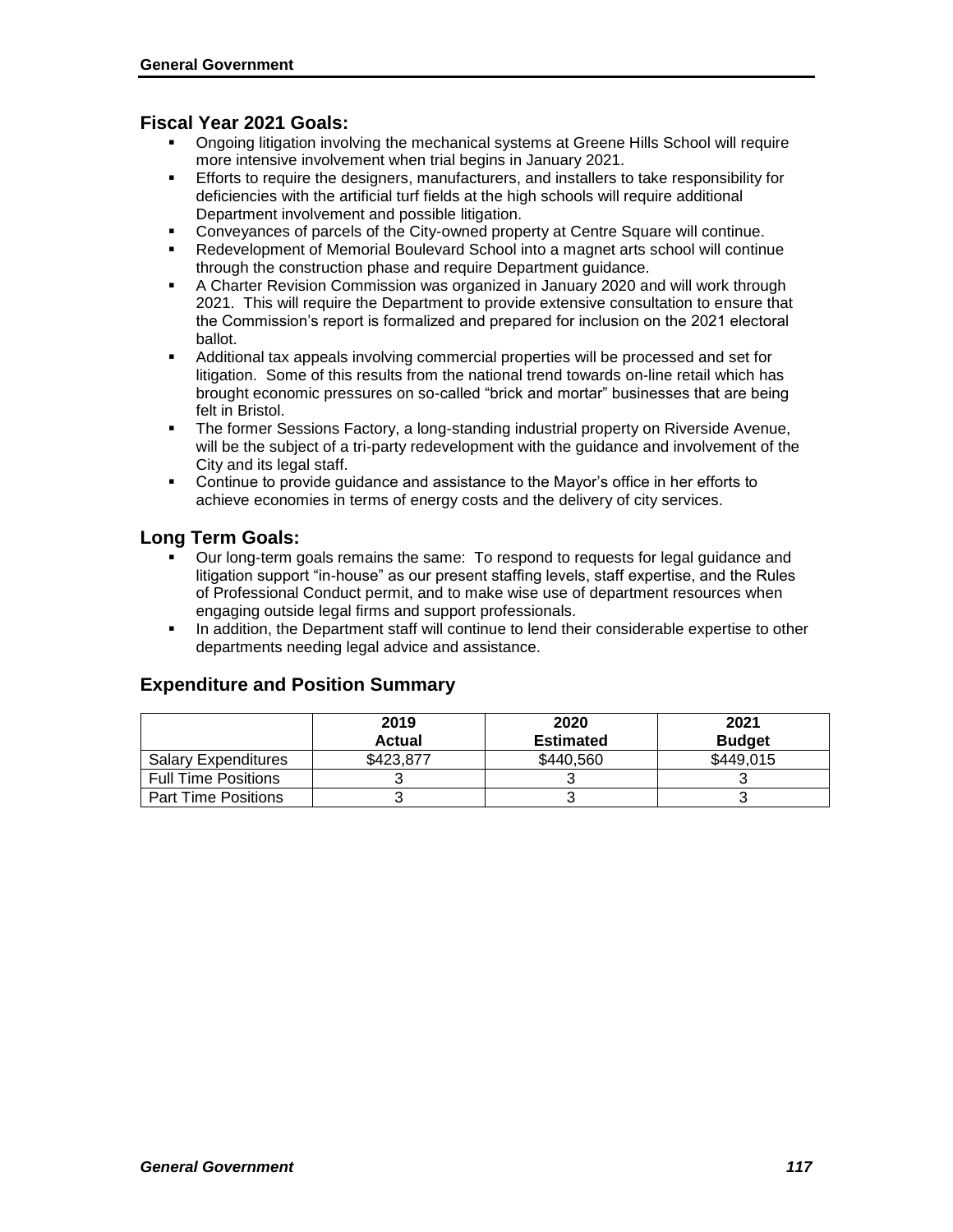## Fiscal Year 2021 Goals:

- Ongoing litigation involving the mechanical systems at Greene Hills School will require more intensive involvement when trial begins in January 2021.
- Efforts to require the designers, manufacturers, and installers to take responsibility for deficiencies with the artificial turf fields at the high schools will require additional Department involvement and possible litigation.
- Conveyances of parcels of the City-owned property at Centre Square will continue.
- Redevelopment of Memorial Boulevard School into a magnet arts school will continue through the construction phase and require Department guidance.
- A Charter Revision Commission was organized in January 2020 and will work through 2021. This will require the Department to provide extensive consultation to ensure that the Commission's report is formalized and prepared for inclusion on the 2021 electoral ballot.
- Additional tax appeals involving commercial properties will be processed and set for litigation. Some of this results from the national trend towards on-line retail which has brought economic pressures on so-called "brick and mortar" businesses that are being felt in Bristol.
- The former Sessions Factory, a long-standing industrial property on Riverside Avenue, will be the subject of a tri-party redevelopment with the guidance and involvement of the City and its legal staff.
- Continue to provide guidance and assistance to the Mayor's office in her efforts to achieve economies in terms of energy costs and the delivery of city services.

## Long Term Goals:

- Our long-term goals remains the same: To respond to requests for legal guidance and litigation support "in-house" as our present staffing levels, staff expertise, and the Rules of Professional Conduct permit, and to make wise use of department resources when engaging outside legal firms and support professionals.
- In addition, the Department staff will continue to lend their considerable expertise to other departments needing legal advice and assistance.

## Expenditure and Position Summary

| | 2019 Actual | 2020 Estimated | 2021 Budget |
|---|---|---|---|
| Salary Expenditures | $423,877 | $440,560 | $449,015 |
| Full Time Positions | 3 | 3 | 3 |
| Part Time Positions | 3 | 3 | 3 |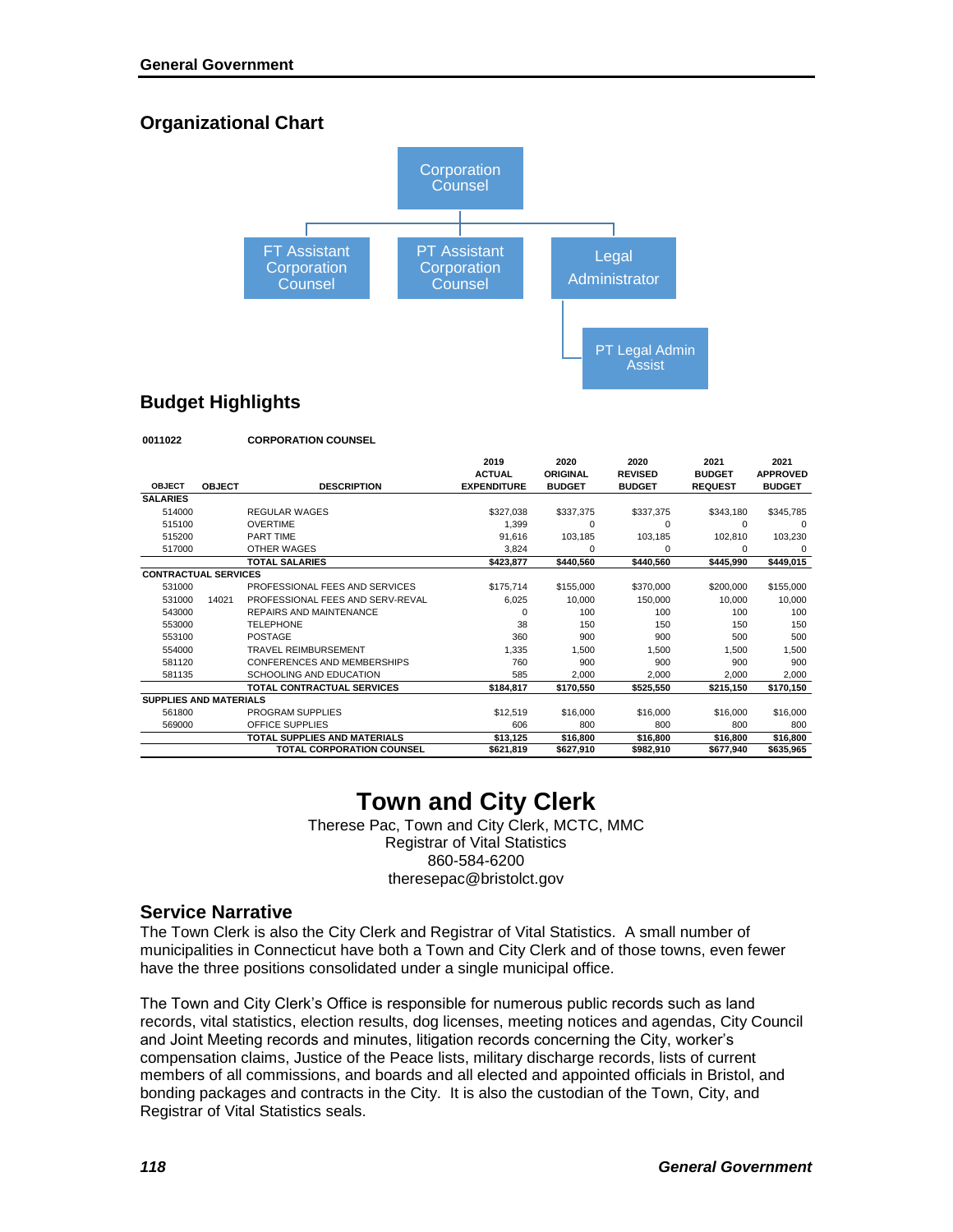## Organizational Chart

- Corporation Counsel
  - FT Assistant Corporation Counsel
  - PT Assistant Corporation Counsel
  - Legal Administrator
    - PT Legal Admin Assist

## Budget Highlights

**0011022 CORPORATION COUNSEL**

| OBJECT | OBJECT | DESCRIPTION | 2019 ACTUAL EXPENDITURE | 2020 ORIGINAL BUDGET | 2020 REVISED BUDGET | 2021 BUDGET REQUEST | 2021 APPROVED BUDGET |
|---|---|---|---|---|---|---|---|
| **SALARIES** | | | | | | | |
| 514000 | | REGULAR WAGES | $327,038 | $337,375 | $337,375 | $343,180 | $345,785 |
| 515100 | | OVERTIME | 1,399 | 0 | 0 | 0 | 0 |
| 515200 | | PART TIME | 91,616 | 103,185 | 103,185 | 102,810 | 103,230 |
| 517000 | | OTHER WAGES | 3,824 | 0 | 0 | 0 | 0 |
| | | **TOTAL SALARIES** | **$423,877** | **$440,560** | **$440,560** | **$445,990** | **$449,015** |
| **CONTRACTUAL SERVICES** | | | | | | | |
| 531000 | | PROFESSIONAL FEES AND SERVICES | $175,714 | $155,000 | $370,000 | $200,000 | $155,000 |
| 531000 | 14021 | PROFESSIONAL FEES AND SERV-REVAL | 6,025 | 10,000 | 150,000 | 10,000 | 10,000 |
| 543000 | | REPAIRS AND MAINTENANCE | 0 | 100 | 100 | 100 | 100 |
| 553000 | | TELEPHONE | 38 | 150 | 150 | 150 | 150 |
| 553100 | | POSTAGE | 360 | 900 | 900 | 500 | 500 |
| 554000 | | TRAVEL REIMBURSEMENT | 1,335 | 1,500 | 1,500 | 1,500 | 1,500 |
| 581120 | | CONFERENCES AND MEMBERSHIPS | 760 | 900 | 900 | 900 | 900 |
| 581135 | | SCHOOLING AND EDUCATION | 585 | 2,000 | 2,000 | 2,000 | 2,000 |
| | | **TOTAL CONTRACTUAL SERVICES** | **$184,817** | **$170,550** | **$525,550** | **$215,150** | **$170,150** |
| **SUPPLIES AND MATERIALS** | | | | | | | |
| 561800 | | PROGRAM SUPPLIES | $12,519 | $16,000 | $16,000 | $16,000 | $16,000 |
| 569000 | | OFFICE SUPPLIES | 606 | 800 | 800 | 800 | 800 |
| | | **TOTAL SUPPLIES AND MATERIALS** | **$13,125** | **$16,800** | **$16,800** | **$16,800** | **$16,800** |
| | | **TOTAL CORPORATION COUNSEL** | **$621,819** | **$627,910** | **$982,910** | **$677,940** | **$635,965** |

# Town and City Clerk

Therese Pac, Town and City Clerk, MCTC, MMC
Registrar of Vital Statistics
860-584-6200
theresepac@bristolct.gov

## Service Narrative

The Town Clerk is also the City Clerk and Registrar of Vital Statistics. A small number of municipalities in Connecticut have both a Town and City Clerk and of those towns, even fewer have the three positions consolidated under a single municipal office.

The Town and City Clerk's Office is responsible for numerous public records such as land records, vital statistics, election results, dog licenses, meeting notices and agendas, City Council and Joint Meeting records and minutes, litigation records concerning the City, worker's compensation claims, Justice of the Peace lists, military discharge records, lists of current members of all commissions, and boards and all elected and appointed officials in Bristol, and bonding packages and contracts in the City. It is also the custodian of the Town, City, and Registrar of Vital Statistics seals.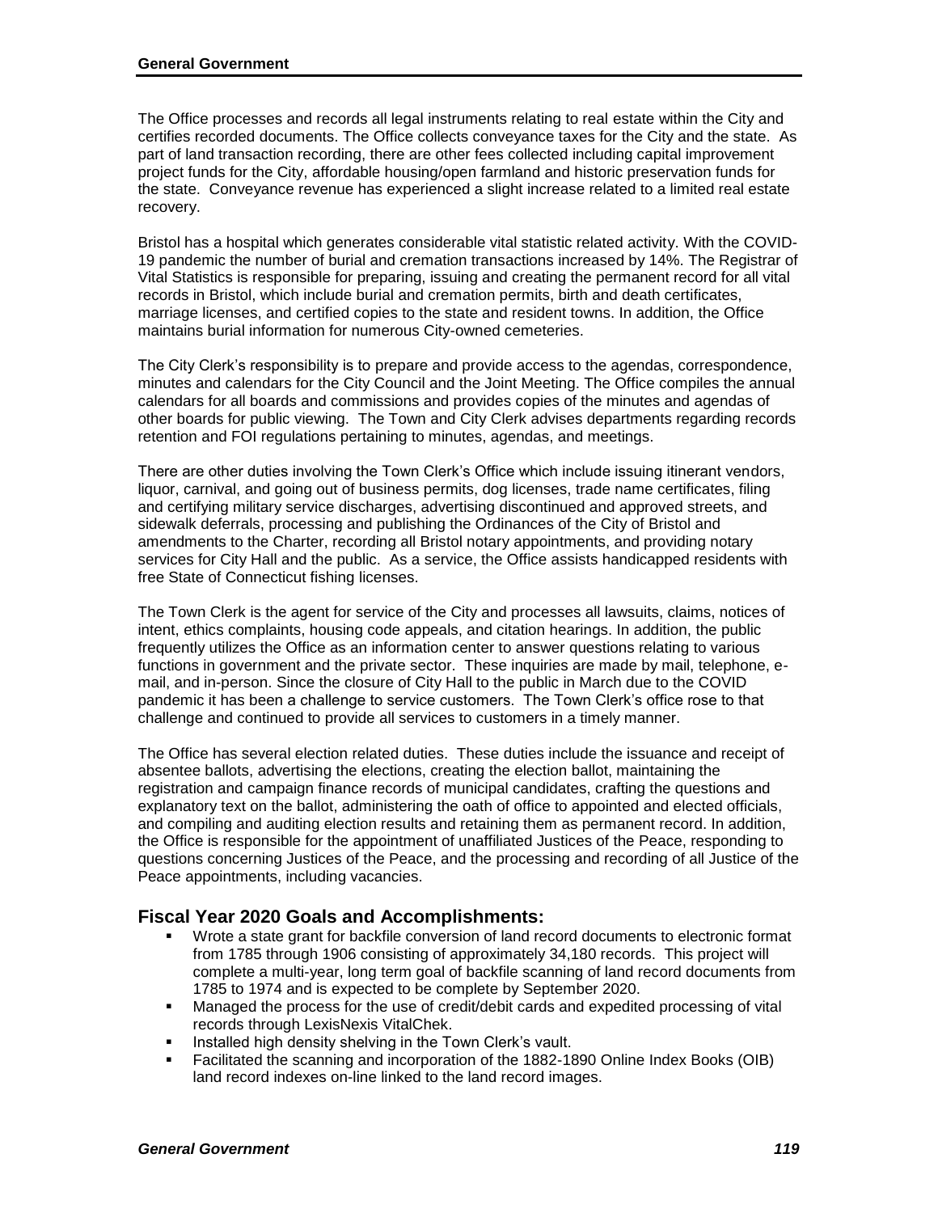The Office processes and records all legal instruments relating to real estate within the City and certifies recorded documents. The Office collects conveyance taxes for the City and the state. As part of land transaction recording, there are other fees collected including capital improvement project funds for the City, affordable housing/open farmland and historic preservation funds for the state. Conveyance revenue has experienced a slight increase related to a limited real estate recovery.

Bristol has a hospital which generates considerable vital statistic related activity. With the COVID-19 pandemic the number of burial and cremation transactions increased by 14%. The Registrar of Vital Statistics is responsible for preparing, issuing and creating the permanent record for all vital records in Bristol, which include burial and cremation permits, birth and death certificates, marriage licenses, and certified copies to the state and resident towns. In addition, the Office maintains burial information for numerous City-owned cemeteries.

The City Clerk's responsibility is to prepare and provide access to the agendas, correspondence, minutes and calendars for the City Council and the Joint Meeting. The Office compiles the annual calendars for all boards and commissions and provides copies of the minutes and agendas of other boards for public viewing. The Town and City Clerk advises departments regarding records retention and FOI regulations pertaining to minutes, agendas, and meetings.

There are other duties involving the Town Clerk's Office which include issuing itinerant vendors, liquor, carnival, and going out of business permits, dog licenses, trade name certificates, filing and certifying military service discharges, advertising discontinued and approved streets, and sidewalk deferrals, processing and publishing the Ordinances of the City of Bristol and amendments to the Charter, recording all Bristol notary appointments, and providing notary services for City Hall and the public. As a service, the Office assists handicapped residents with free State of Connecticut fishing licenses.

The Town Clerk is the agent for service of the City and processes all lawsuits, claims, notices of intent, ethics complaints, housing code appeals, and citation hearings. In addition, the public frequently utilizes the Office as an information center to answer questions relating to various functions in government and the private sector. These inquiries are made by mail, telephone, e-mail, and in-person. Since the closure of City Hall to the public in March due to the COVID pandemic it has been a challenge to service customers. The Town Clerk's office rose to that challenge and continued to provide all services to customers in a timely manner.

The Office has several election related duties. These duties include the issuance and receipt of absentee ballots, advertising the elections, creating the election ballot, maintaining the registration and campaign finance records of municipal candidates, crafting the questions and explanatory text on the ballot, administering the oath of office to appointed and elected officials, and compiling and auditing election results and retaining them as permanent record. In addition, the Office is responsible for the appointment of unaffiliated Justices of the Peace, responding to questions concerning Justices of the Peace, and the processing and recording of all Justice of the Peace appointments, including vacancies.

## Fiscal Year 2020 Goals and Accomplishments:

- Wrote a state grant for backfile conversion of land record documents to electronic format from 1785 through 1906 consisting of approximately 34,180 records. This project will complete a multi-year, long term goal of backfile scanning of land record documents from 1785 to 1974 and is expected to be complete by September 2020.
- Managed the process for the use of credit/debit cards and expedited processing of vital records through LexisNexis VitalChek.
- Installed high density shelving in the Town Clerk's vault.
- Facilitated the scanning and incorporation of the 1882-1890 Online Index Books (OIB) land record indexes on-line linked to the land record images.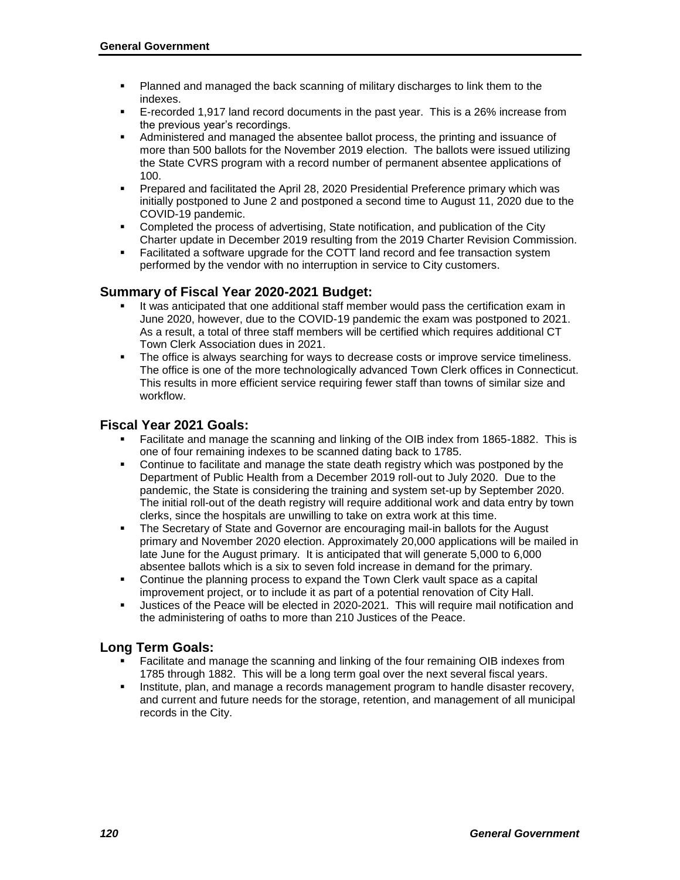- Planned and managed the back scanning of military discharges to link them to the indexes.
- E-recorded 1,917 land record documents in the past year. This is a 26% increase from the previous year's recordings.
- Administered and managed the absentee ballot process, the printing and issuance of more than 500 ballots for the November 2019 election. The ballots were issued utilizing the State CVRS program with a record number of permanent absentee applications of 100.
- Prepared and facilitated the April 28, 2020 Presidential Preference primary which was initially postponed to June 2 and postponed a second time to August 11, 2020 due to the COVID-19 pandemic.
- Completed the process of advertising, State notification, and publication of the City Charter update in December 2019 resulting from the 2019 Charter Revision Commission.
- Facilitated a software upgrade for the COTT land record and fee transaction system performed by the vendor with no interruption in service to City customers.

## Summary of Fiscal Year 2020-2021 Budget:

- It was anticipated that one additional staff member would pass the certification exam in June 2020, however, due to the COVID-19 pandemic the exam was postponed to 2021. As a result, a total of three staff members will be certified which requires additional CT Town Clerk Association dues in 2021.
- The office is always searching for ways to decrease costs or improve service timeliness. The office is one of the more technologically advanced Town Clerk offices in Connecticut. This results in more efficient service requiring fewer staff than towns of similar size and workflow.

## Fiscal Year 2021 Goals:

- Facilitate and manage the scanning and linking of the OIB index from 1865-1882. This is one of four remaining indexes to be scanned dating back to 1785.
- Continue to facilitate and manage the state death registry which was postponed by the Department of Public Health from a December 2019 roll-out to July 2020. Due to the pandemic, the State is considering the training and system set-up by September 2020. The initial roll-out of the death registry will require additional work and data entry by town clerks, since the hospitals are unwilling to take on extra work at this time.
- The Secretary of State and Governor are encouraging mail-in ballots for the August primary and November 2020 election. Approximately 20,000 applications will be mailed in late June for the August primary. It is anticipated that will generate 5,000 to 6,000 absentee ballots which is a six to seven fold increase in demand for the primary.
- Continue the planning process to expand the Town Clerk vault space as a capital improvement project, or to include it as part of a potential renovation of City Hall.
- Justices of the Peace will be elected in 2020-2021. This will require mail notification and the administering of oaths to more than 210 Justices of the Peace.

## Long Term Goals:

- Facilitate and manage the scanning and linking of the four remaining OIB indexes from 1785 through 1882. This will be a long term goal over the next several fiscal years.
- Institute, plan, and manage a records management program to handle disaster recovery, and current and future needs for the storage, retention, and management of all municipal records in the City.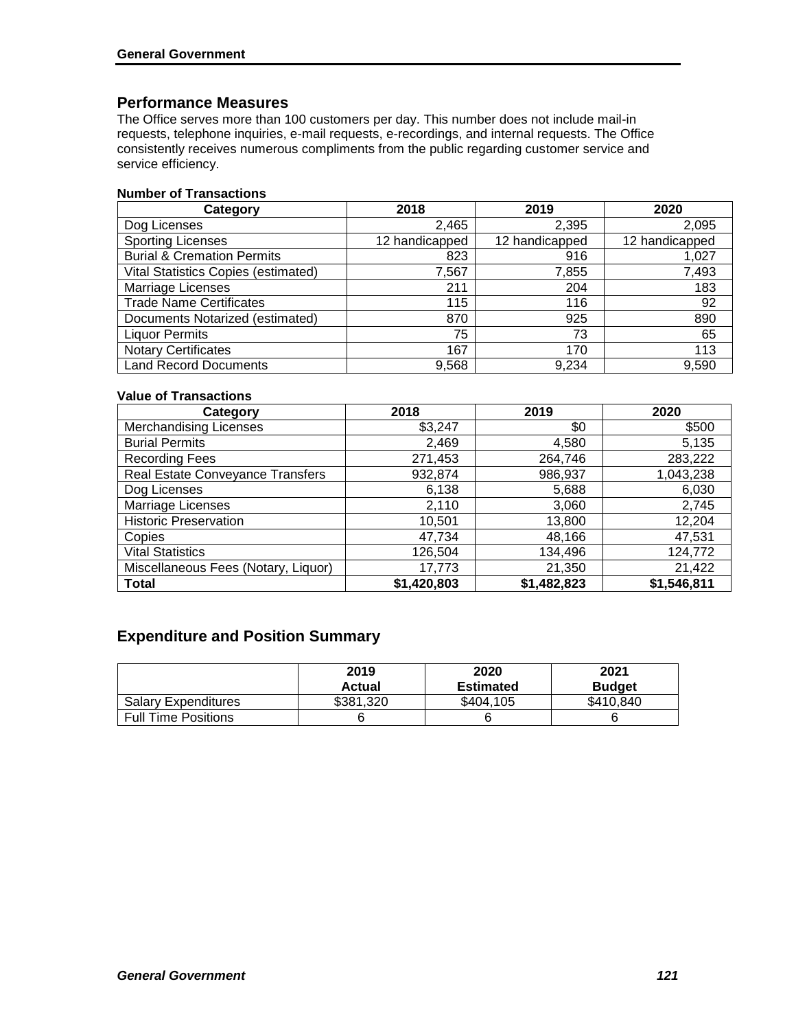## Performance Measures

The Office serves more than 100 customers per day. This number does not include mail-in requests, telephone inquiries, e-mail requests, e-recordings, and internal requests. The Office consistently receives numerous compliments from the public regarding customer service and service efficiency.

**Number of Transactions**

| Category | 2018 | 2019 | 2020 |
|---|---|---|---|
| Dog Licenses | 2,465 | 2,395 | 2,095 |
| Sporting Licenses | 12 handicapped | 12 handicapped | 12 handicapped |
| Burial & Cremation Permits | 823 | 916 | 1,027 |
| Vital Statistics Copies (estimated) | 7,567 | 7,855 | 7,493 |
| Marriage Licenses | 211 | 204 | 183 |
| Trade Name Certificates | 115 | 116 | 92 |
| Documents Notarized (estimated) | 870 | 925 | 890 |
| Liquor Permits | 75 | 73 | 65 |
| Notary Certificates | 167 | 170 | 113 |
| Land Record Documents | 9,568 | 9,234 | 9,590 |

**Value of Transactions**

| Category | 2018 | 2019 | 2020 |
|---|---|---|---|
| Merchandising Licenses | $3,247 | $0 | $500 |
| Burial Permits | 2,469 | 4,580 | 5,135 |
| Recording Fees | 271,453 | 264,746 | 283,222 |
| Real Estate Conveyance Transfers | 932,874 | 986,937 | 1,043,238 |
| Dog Licenses | 6,138 | 5,688 | 6,030 |
| Marriage Licenses | 2,110 | 3,060 | 2,745 |
| Historic Preservation | 10,501 | 13,800 | 12,204 |
| Copies | 47,734 | 48,166 | 47,531 |
| Vital Statistics | 126,504 | 134,496 | 124,772 |
| Miscellaneous Fees (Notary, Liquor) | 17,773 | 21,350 | 21,422 |
| **Total** | **$1,420,803** | **$1,482,823** | **$1,546,811** |

## Expenditure and Position Summary

| | 2019 Actual | 2020 Estimated | 2021 Budget |
|---|---|---|---|
| Salary Expenditures | $381,320 | $404,105 | $410,840 |
| Full Time Positions | 6 | 6 | 6 |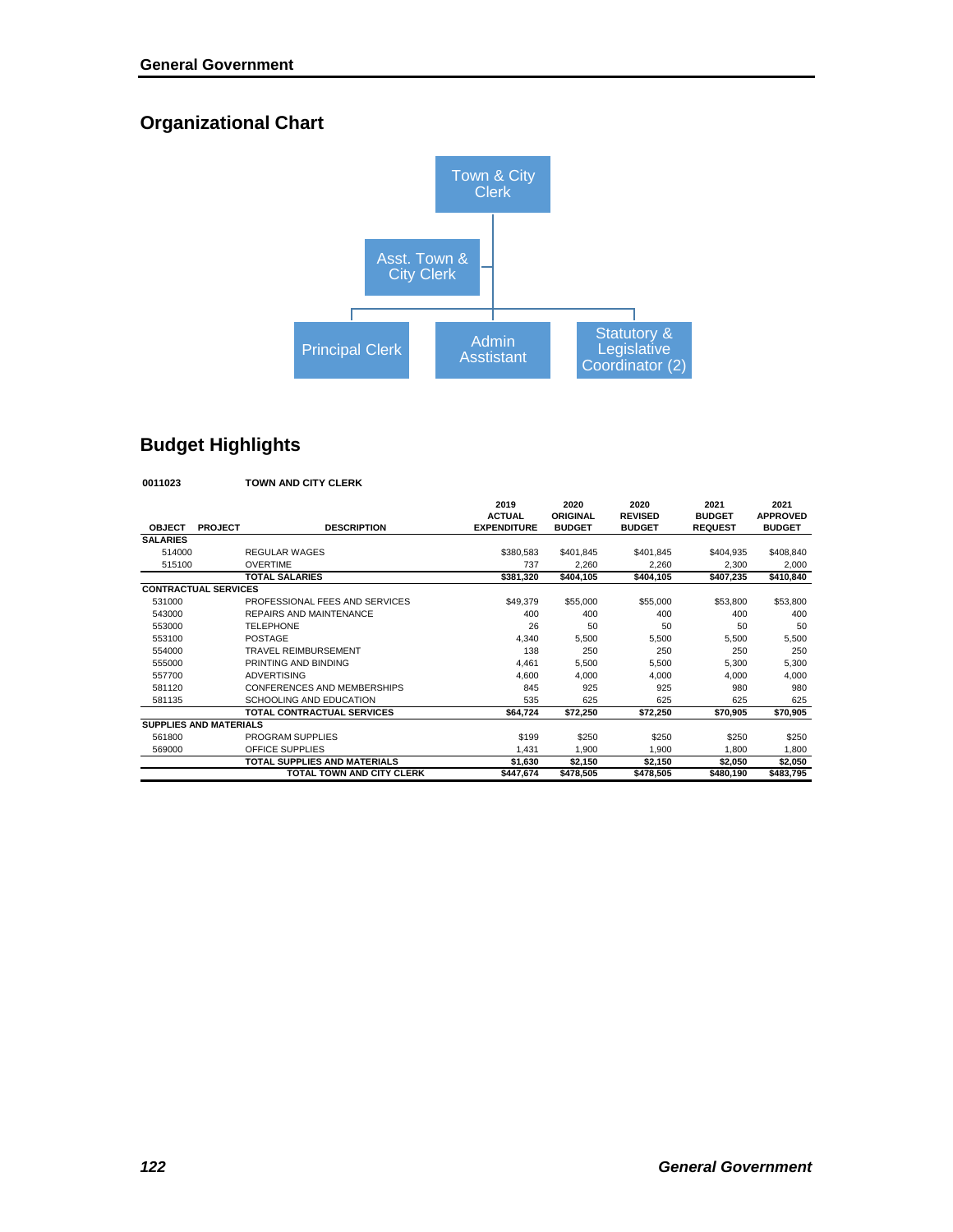## Organizational Chart

- Town & City Clerk
  - Asst. Town & City Clerk
    - Principal Clerk
    - Admin Asstistant
    - Statutory & Legislative Coordinator (2)

## Budget Highlights

**0011023** **TOWN AND CITY CLERK**

| OBJECT | PROJECT | DESCRIPTION | 2019 ACTUAL EXPENDITURE | 2020 ORIGINAL BUDGET | 2020 REVISED BUDGET | 2021 BUDGET REQUEST | 2021 APPROVED BUDGET |
|---|---|---|---|---|---|---|---|
| **SALARIES** | | | | | | | |
| 514000 | | REGULAR WAGES | $380,583 | $401,845 | $401,845 | $404,935 | $408,840 |
| 515100 | | OVERTIME | 737 | 2,260 | 2,260 | 2,300 | 2,000 |
| | | **TOTAL SALARIES** | **$381,320** | **$404,105** | **$404,105** | **$407,235** | **$410,840** |
| **CONTRACTUAL SERVICES** | | | | | | | |
| 531000 | | PROFESSIONAL FEES AND SERVICES | $49,379 | $55,000 | $55,000 | $53,800 | $53,800 |
| 543000 | | REPAIRS AND MAINTENANCE | 400 | 400 | 400 | 400 | 400 |
| 553000 | | TELEPHONE | 26 | 50 | 50 | 50 | 50 |
| 553100 | | POSTAGE | 4,340 | 5,500 | 5,500 | 5,500 | 5,500 |
| 554000 | | TRAVEL REIMBURSEMENT | 138 | 250 | 250 | 250 | 250 |
| 555000 | | PRINTING AND BINDING | 4,461 | 5,500 | 5,500 | 5,300 | 5,300 |
| 557700 | | ADVERTISING | 4,600 | 4,000 | 4,000 | 4,000 | 4,000 |
| 581120 | | CONFERENCES AND MEMBERSHIPS | 845 | 925 | 925 | 980 | 980 |
| 581135 | | SCHOOLING AND EDUCATION | 535 | 625 | 625 | 625 | 625 |
| | | **TOTAL CONTRACTUAL SERVICES** | **$64,724** | **$72,250** | **$72,250** | **$70,905** | **$70,905** |
| **SUPPLIES AND MATERIALS** | | | | | | | |
| 561800 | | PROGRAM SUPPLIES | $199 | $250 | $250 | $250 | $250 |
| 569000 | | OFFICE SUPPLIES | 1,431 | 1,900 | 1,900 | 1,800 | 1,800 |
| | | **TOTAL SUPPLIES AND MATERIALS** | **$1,630** | **$2,150** | **$2,150** | **$2,050** | **$2,050** |
| | | **TOTAL TOWN AND CITY CLERK** | **$447,674** | **$478,505** | **$478,505** | **$480,190** | **$483,795** |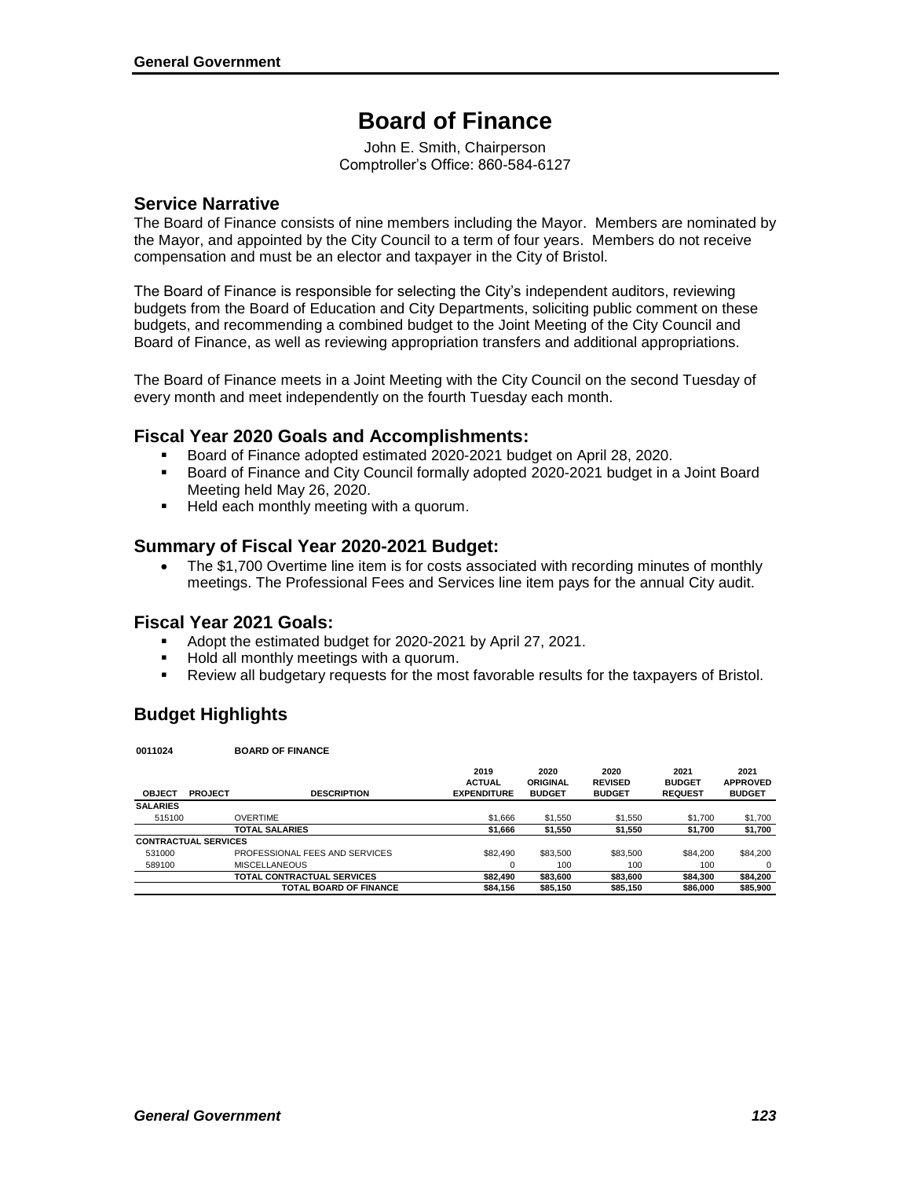# Board of Finance

John E. Smith, Chairperson
Comptroller's Office: 860-584-6127

## Service Narrative

The Board of Finance consists of nine members including the Mayor. Members are nominated by the Mayor, and appointed by the City Council to a term of four years. Members do not receive compensation and must be an elector and taxpayer in the City of Bristol.

The Board of Finance is responsible for selecting the City's independent auditors, reviewing budgets from the Board of Education and City Departments, soliciting public comment on these budgets, and recommending a combined budget to the Joint Meeting of the City Council and Board of Finance, as well as reviewing appropriation transfers and additional appropriations.

The Board of Finance meets in a Joint Meeting with the City Council on the second Tuesday of every month and meet independently on the fourth Tuesday each month.

## Fiscal Year 2020 Goals and Accomplishments:

- Board of Finance adopted estimated 2020-2021 budget on April 28, 2020.
- Board of Finance and City Council formally adopted 2020-2021 budget in a Joint Board Meeting held May 26, 2020.
- Held each monthly meeting with a quorum.

## Summary of Fiscal Year 2020-2021 Budget:

- The $1,700 Overtime line item is for costs associated with recording minutes of monthly meetings. The Professional Fees and Services line item pays for the annual City audit.

## Fiscal Year 2021 Goals:

- Adopt the estimated budget for 2020-2021 by April 27, 2021.
- Hold all monthly meetings with a quorum.
- Review all budgetary requests for the most favorable results for the taxpayers of Bristol.

## Budget Highlights

**0011024 BOARD OF FINANCE**

| OBJECT | PROJECT | DESCRIPTION | 2019 ACTUAL EXPENDITURE | 2020 ORIGINAL BUDGET | 2020 REVISED BUDGET | 2021 BUDGET REQUEST | 2021 APPROVED BUDGET |
|---|---|---|---|---|---|---|---|
| **SALARIES** | | | | | | | |
| 515100 | | OVERTIME | $1,666 | $1,550 | $1,550 | $1,700 | $1,700 |
| | | **TOTAL SALARIES** | **$1,666** | **$1,550** | **$1,550** | **$1,700** | **$1,700** |
| **CONTRACTUAL SERVICES** | | | | | | | |
| 531000 | | PROFESSIONAL FEES AND SERVICES | $82,490 | $83,500 | $83,500 | $84,200 | $84,200 |
| 589100 | | MISCELLANEOUS | 0 | 100 | 100 | 100 | 0 |
| | | **TOTAL CONTRACTUAL SERVICES** | **$82,490** | **$83,600** | **$83,600** | **$84,300** | **$84,200** |
| | | **TOTAL BOARD OF FINANCE** | **$84,156** | **$85,150** | **$85,150** | **$86,000** | **$85,900** |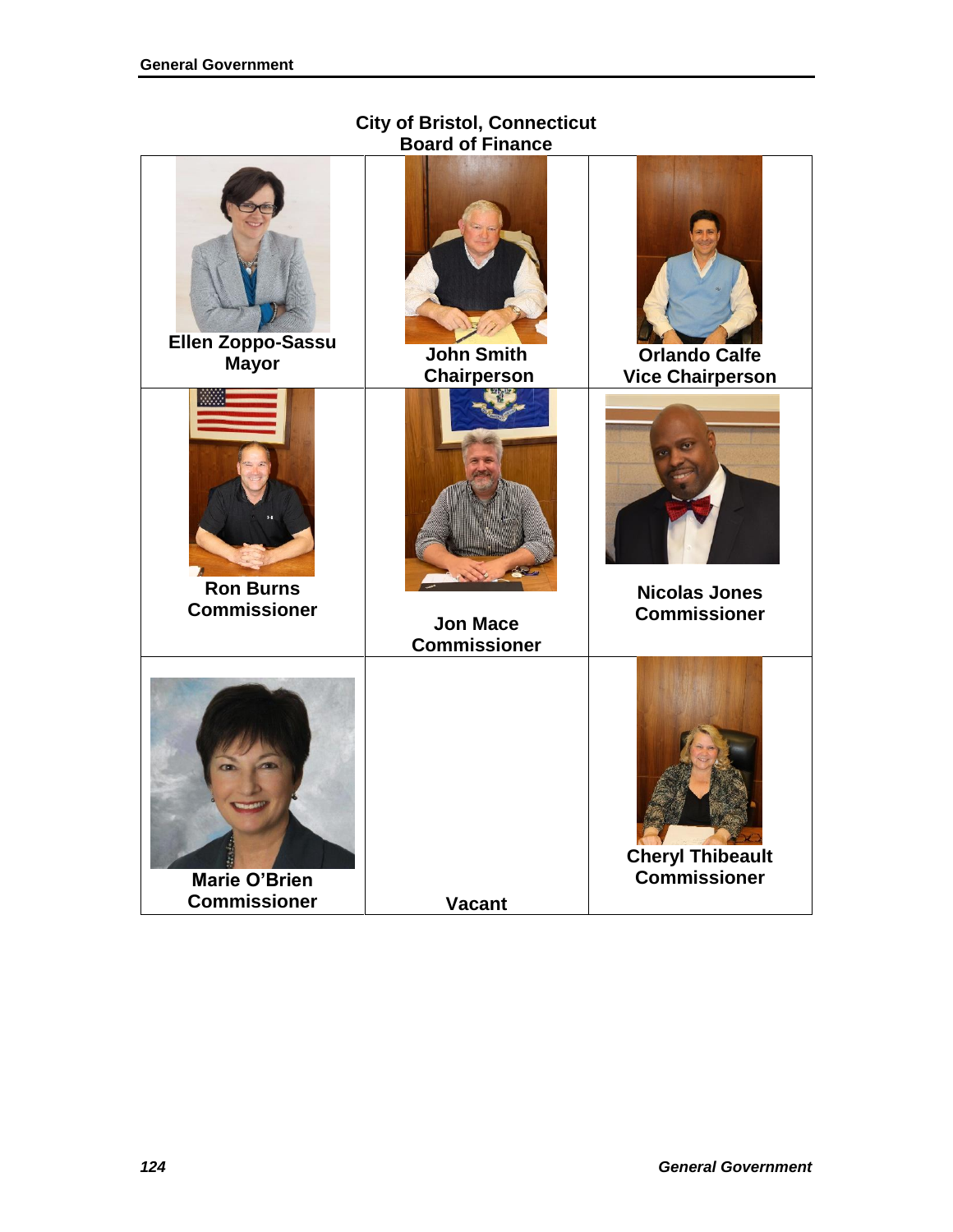## City of Bristol, Connecticut
## Board of Finance

| | | |
|---|---|---|
| **Ellen Zoppo-Sassu**<br>**Mayor** | **John Smith**<br>**Chairperson** | **Orlando Calfe**<br>**Vice Chairperson** |
| **Ron Burns**<br>**Commissioner** | **Jon Mace**<br>**Commissioner** | **Nicolas Jones**<br>**Commissioner** |
| **Marie O'Brien**<br>**Commissioner** | **Vacant** | **Cheryl Thibeault**<br>**Commissioner** |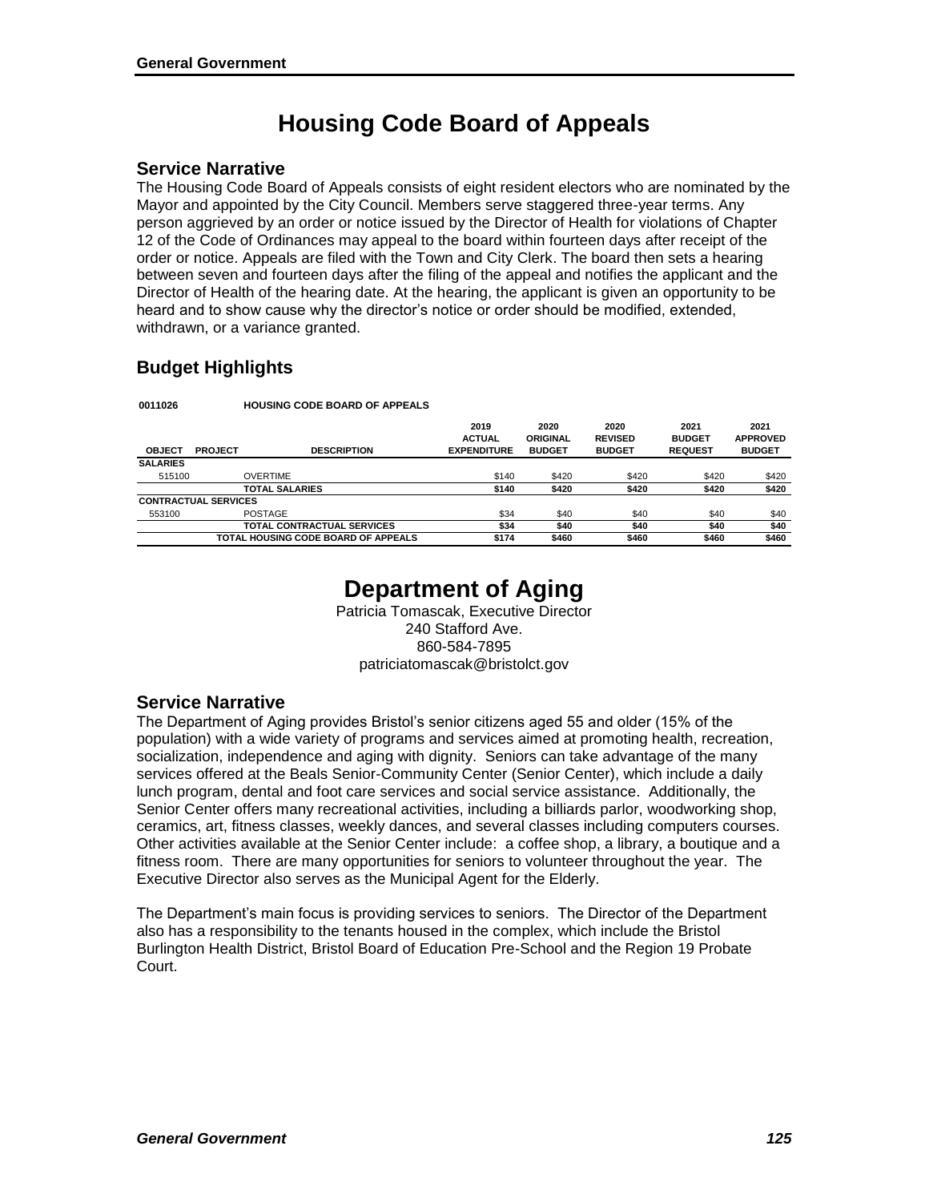# Housing Code Board of Appeals

## Service Narrative

The Housing Code Board of Appeals consists of eight resident electors who are nominated by the Mayor and appointed by the City Council. Members serve staggered three-year terms. Any person aggrieved by an order or notice issued by the Director of Health for violations of Chapter 12 of the Code of Ordinances may appeal to the board within fourteen days after receipt of the order or notice. Appeals are filed with the Town and City Clerk. The board then sets a hearing between seven and fourteen days after the filing of the appeal and notifies the applicant and the Director of Health of the hearing date. At the hearing, the applicant is given an opportunity to be heard and to show cause why the director's notice or order should be modified, extended, withdrawn, or a variance granted.

## Budget Highlights

**0011026 HOUSING CODE BOARD OF APPEALS**

| OBJECT | PROJECT | DESCRIPTION | 2019 ACTUAL EXPENDITURE | 2020 ORIGINAL BUDGET | 2020 REVISED BUDGET | 2021 BUDGET REQUEST | 2021 APPROVED BUDGET |
|---|---|---|---|---|---|---|---|
| **SALARIES** | | | | | | | |
| 515100 | | OVERTIME | $140 | $420 | $420 | $420 | $420 |
| | | **TOTAL SALARIES** | **$140** | **$420** | **$420** | **$420** | **$420** |
| **CONTRACTUAL SERVICES** | | | | | | | |
| 553100 | | POSTAGE | $34 | $40 | $40 | $40 | $40 |
| | | **TOTAL CONTRACTUAL SERVICES** | **$34** | **$40** | **$40** | **$40** | **$40** |
| | | **TOTAL HOUSING CODE BOARD OF APPEALS** | **$174** | **$460** | **$460** | **$460** | **$460** |

# Department of Aging

Patricia Tomascak, Executive Director
240 Stafford Ave.
860-584-7895
patriciatomascak@bristolct.gov

## Service Narrative

The Department of Aging provides Bristol's senior citizens aged 55 and older (15% of the population) with a wide variety of programs and services aimed at promoting health, recreation, socialization, independence and aging with dignity. Seniors can take advantage of the many services offered at the Beals Senior-Community Center (Senior Center), which include a daily lunch program, dental and foot care services and social service assistance. Additionally, the Senior Center offers many recreational activities, including a billiards parlor, woodworking shop, ceramics, art, fitness classes, weekly dances, and several classes including computers courses. Other activities available at the Senior Center include: a coffee shop, a library, a boutique and a fitness room. There are many opportunities for seniors to volunteer throughout the year. The Executive Director also serves as the Municipal Agent for the Elderly.

The Department's main focus is providing services to seniors. The Director of the Department also has a responsibility to the tenants housed in the complex, which include the Bristol Burlington Health District, Bristol Board of Education Pre-School and the Region 19 Probate Court.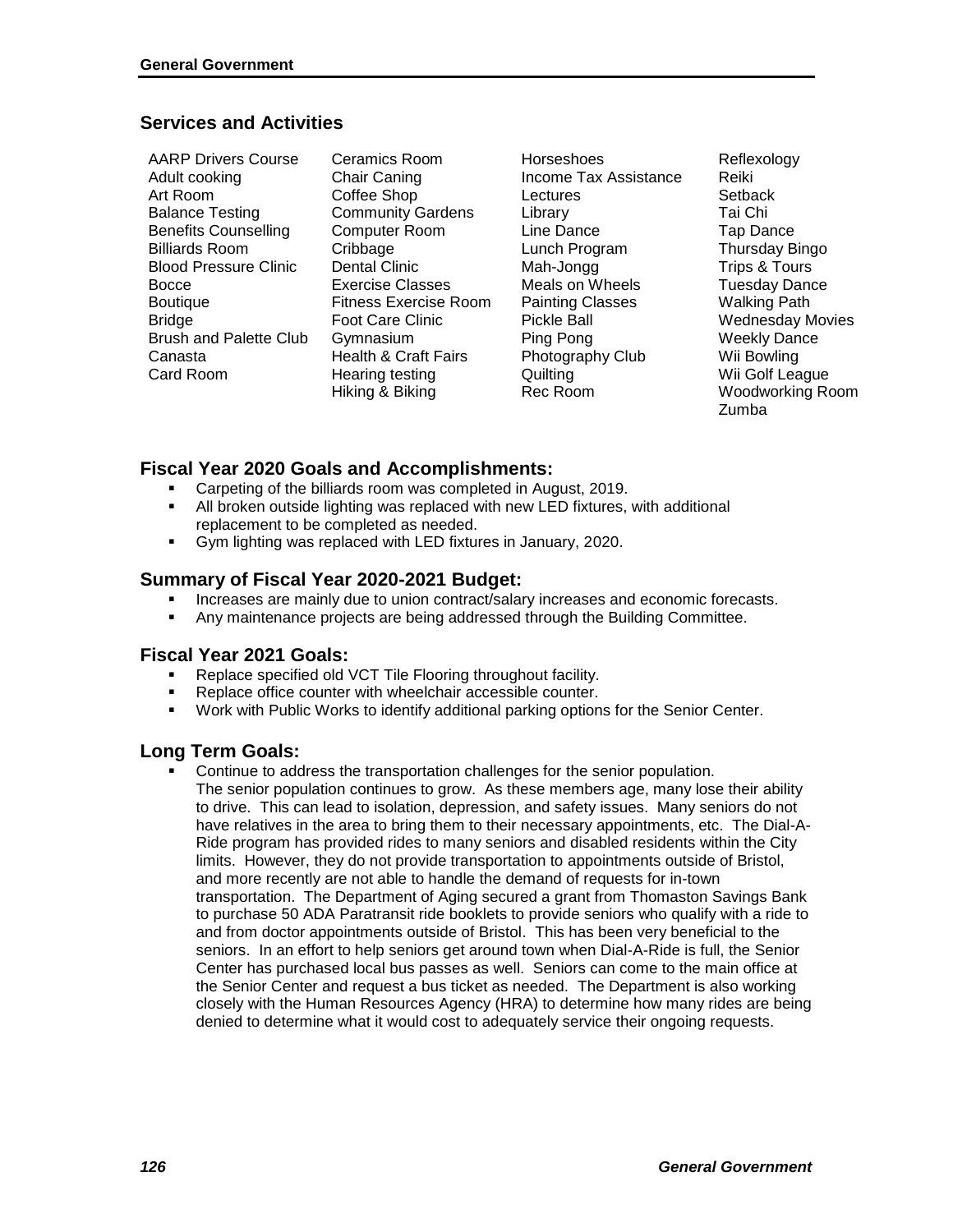## Services and Activities

AARP Drivers Course
Adult cooking
Art Room
Balance Testing
Benefits Counselling
Billiards Room
Blood Pressure Clinic
Bocce
Boutique
Bridge
Brush and Palette Club
Canasta
Card Room
Ceramics Room
Chair Caning
Coffee Shop
Community Gardens
Computer Room
Cribbage
Dental Clinic
Exercise Classes
Fitness Exercise Room
Foot Care Clinic
Gymnasium
Health & Craft Fairs
Hearing testing
Hiking & Biking
Horseshoes
Income Tax Assistance
Lectures
Library
Line Dance
Lunch Program
Mah-Jongg
Meals on Wheels
Painting Classes
Pickle Ball
Ping Pong
Photography Club
Quilting
Rec Room
Reflexology
Reiki
Setback
Tai Chi
Tap Dance
Thursday Bingo
Trips & Tours
Tuesday Dance
Walking Path
Wednesday Movies
Weekly Dance
Wii Bowling
Wii Golf League
Woodworking Room
Zumba

### Fiscal Year 2020 Goals and Accomplishments:

- Carpeting of the billiards room was completed in August, 2019.
- All broken outside lighting was replaced with new LED fixtures, with additional replacement to be completed as needed.
- Gym lighting was replaced with LED fixtures in January, 2020.

### Summary of Fiscal Year 2020-2021 Budget:

- Increases are mainly due to union contract/salary increases and economic forecasts.
- Any maintenance projects are being addressed through the Building Committee.

### Fiscal Year 2021 Goals:

- Replace specified old VCT Tile Flooring throughout facility.
- Replace office counter with wheelchair accessible counter.
- Work with Public Works to identify additional parking options for the Senior Center.

### Long Term Goals:

- Continue to address the transportation challenges for the senior population. The senior population continues to grow. As these members age, many lose their ability to drive. This can lead to isolation, depression, and safety issues. Many seniors do not have relatives in the area to bring them to their necessary appointments, etc. The Dial-A-Ride program has provided rides to many seniors and disabled residents within the City limits. However, they do not provide transportation to appointments outside of Bristol, and more recently are not able to handle the demand of requests for in-town transportation. The Department of Aging secured a grant from Thomaston Savings Bank to purchase 50 ADA Paratransit ride booklets to provide seniors who qualify with a ride to and from doctor appointments outside of Bristol. This has been very beneficial to the seniors. In an effort to help seniors get around town when Dial-A-Ride is full, the Senior Center has purchased local bus passes as well. Seniors can come to the main office at the Senior Center and request a bus ticket as needed. The Department is also working closely with the Human Resources Agency (HRA) to determine how many rides are being denied to determine what it would cost to adequately service their ongoing requests.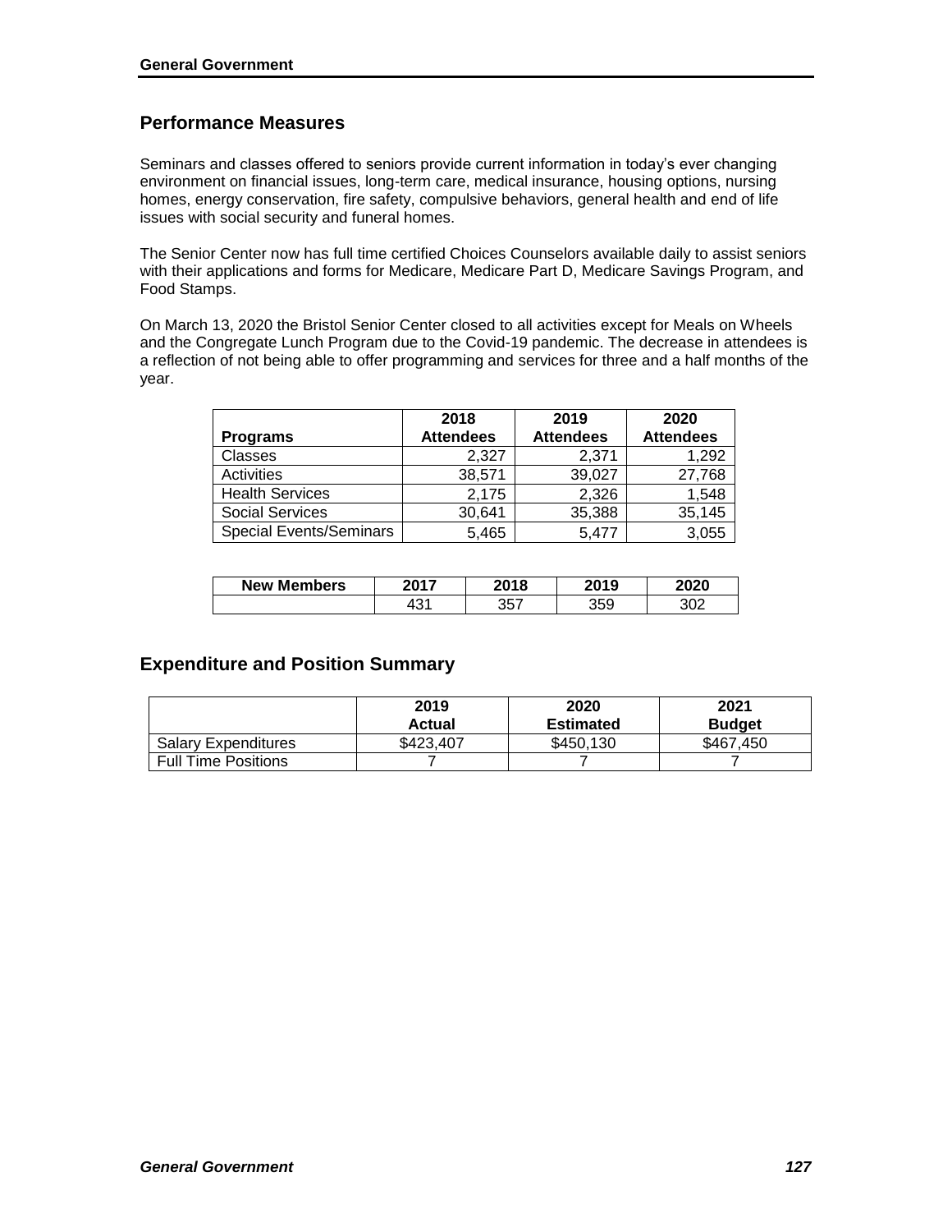## Performance Measures

Seminars and classes offered to seniors provide current information in today's ever changing environment on financial issues, long-term care, medical insurance, housing options, nursing homes, energy conservation, fire safety, compulsive behaviors, general health and end of life issues with social security and funeral homes.

The Senior Center now has full time certified Choices Counselors available daily to assist seniors with their applications and forms for Medicare, Medicare Part D, Medicare Savings Program, and Food Stamps.

On March 13, 2020 the Bristol Senior Center closed to all activities except for Meals on Wheels and the Congregate Lunch Program due to the Covid-19 pandemic. The decrease in attendees is a reflection of not being able to offer programming and services for three and a half months of the year.

| Programs | 2018 Attendees | 2019 Attendees | 2020 Attendees |
|---|---|---|---|
| Classes | 2,327 | 2,371 | 1,292 |
| Activities | 38,571 | 39,027 | 27,768 |
| Health Services | 2,175 | 2,326 | 1,548 |
| Social Services | 30,641 | 35,388 | 35,145 |
| Special Events/Seminars | 5,465 | 5,477 | 3,055 |

| New Members | 2017 | 2018 | 2019 | 2020 |
|---|---|---|---|---|
| | 431 | 357 | 359 | 302 |

## Expenditure and Position Summary

| | 2019 Actual | 2020 Estimated | 2021 Budget |
|---|---|---|---|
| Salary Expenditures | $423,407 | $450,130 | $467,450 |
| Full Time Positions | 7 | 7 | 7 |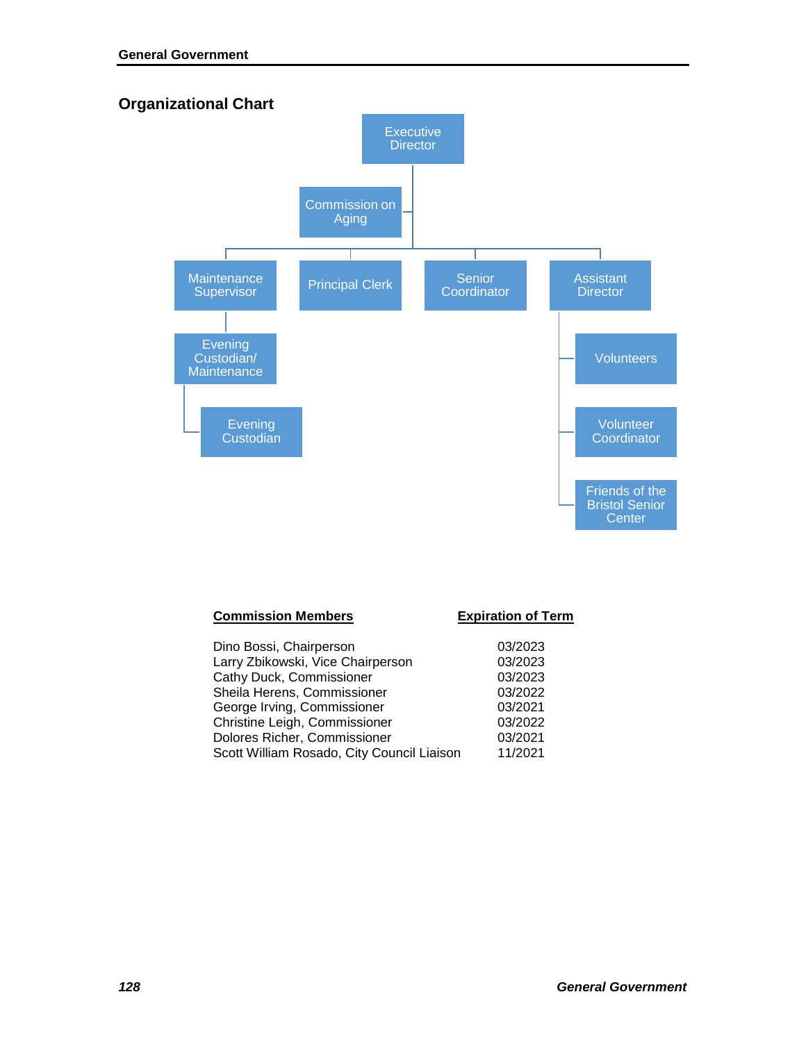## Organizational Chart

- Executive Director
  - Commission on Aging
  - Maintenance Supervisor
    - Evening Custodian/ Maintenance
      - Evening Custodian
  - Principal Clerk
  - Senior Coordinator
  - Assistant Director
    - Volunteers
    - Volunteer Coordinator
    - Friends of the Bristol Senior Center

| Commission Members | Expiration of Term |
|---|---|
| Dino Bossi, Chairperson | 03/2023 |
| Larry Zbikowski, Vice Chairperson | 03/2023 |
| Cathy Duck, Commissioner | 03/2023 |
| Sheila Herens, Commissioner | 03/2022 |
| George Irving, Commissioner | 03/2021 |
| Christine Leigh, Commissioner | 03/2022 |
| Dolores Richer, Commissioner | 03/2021 |
| Scott William Rosado, City Council Liaison | 11/2021 |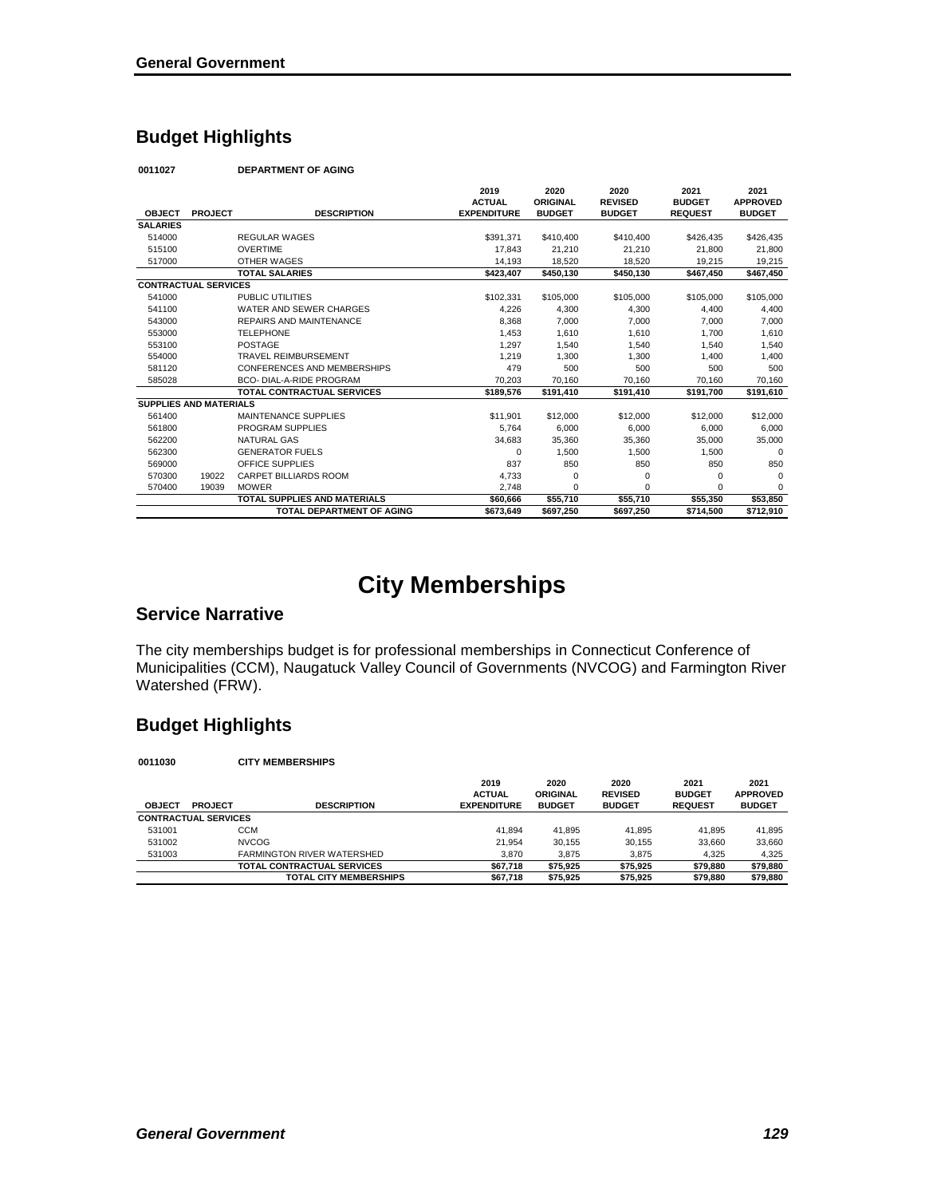## Budget Highlights

**0011027 DEPARTMENT OF AGING**

| OBJECT | PROJECT | DESCRIPTION | 2019 ACTUAL EXPENDITURE | 2020 ORIGINAL BUDGET | 2020 REVISED BUDGET | 2021 BUDGET REQUEST | 2021 APPROVED BUDGET |
|---|---|---|---|---|---|---|---|
| **SALARIES** | | | | | | | |
| 514000 | | REGULAR WAGES | $391,371 | $410,400 | $410,400 | $426,435 | $426,435 |
| 515100 | | OVERTIME | 17,843 | 21,210 | 21,210 | 21,800 | 21,800 |
| 517000 | | OTHER WAGES | 14,193 | 18,520 | 18,520 | 19,215 | 19,215 |
| | | **TOTAL SALARIES** | **$423,407** | **$450,130** | **$450,130** | **$467,450** | **$467,450** |
| **CONTRACTUAL SERVICES** | | | | | | | |
| 541000 | | PUBLIC UTILITIES | $102,331 | $105,000 | $105,000 | $105,000 | $105,000 |
| 541100 | | WATER AND SEWER CHARGES | 4,226 | 4,300 | 4,300 | 4,400 | 4,400 |
| 543000 | | REPAIRS AND MAINTENANCE | 8,368 | 7,000 | 7,000 | 7,000 | 7,000 |
| 553000 | | TELEPHONE | 1,453 | 1,610 | 1,610 | 1,700 | 1,610 |
| 553100 | | POSTAGE | 1,297 | 1,540 | 1,540 | 1,540 | 1,540 |
| 554000 | | TRAVEL REIMBURSEMENT | 1,219 | 1,300 | 1,300 | 1,400 | 1,400 |
| 581120 | | CONFERENCES AND MEMBERSHIPS | 479 | 500 | 500 | 500 | 500 |
| 585028 | | BCO- DIAL-A-RIDE PROGRAM | 70,203 | 70,160 | 70,160 | 70,160 | 70,160 |
| | | **TOTAL CONTRACTUAL SERVICES** | **$189,576** | **$191,410** | **$191,410** | **$191,700** | **$191,610** |
| **SUPPLIES AND MATERIALS** | | | | | | | |
| 561400 | | MAINTENANCE SUPPLIES | $11,901 | $12,000 | $12,000 | $12,000 | $12,000 |
| 561800 | | PROGRAM SUPPLIES | 5,764 | 6,000 | 6,000 | 6,000 | 6,000 |
| 562200 | | NATURAL GAS | 34,683 | 35,360 | 35,360 | 35,000 | 35,000 |
| 562300 | | GENERATOR FUELS | 0 | 1,500 | 1,500 | 1,500 | 0 |
| 569000 | | OFFICE SUPPLIES | 837 | 850 | 850 | 850 | 850 |
| 570300 | 19022 | CARPET BILLIARDS ROOM | 4,733 | 0 | 0 | 0 | 0 |
| 570400 | 19039 | MOWER | 2,748 | 0 | 0 | 0 | 0 |
| | | **TOTAL SUPPLIES AND MATERIALS** | **$60,666** | **$55,710** | **$55,710** | **$55,350** | **$53,850** |
| | | **TOTAL DEPARTMENT OF AGING** | **$673,649** | **$697,250** | **$697,250** | **$714,500** | **$712,910** |

# City Memberships

## Service Narrative

The city memberships budget is for professional memberships in Connecticut Conference of Municipalities (CCM), Naugatuck Valley Council of Governments (NVCOG) and Farmington River Watershed (FRW).

## Budget Highlights

**0011030 CITY MEMBERSHIPS**

| OBJECT | PROJECT | DESCRIPTION | 2019 ACTUAL EXPENDITURE | 2020 ORIGINAL BUDGET | 2020 REVISED BUDGET | 2021 BUDGET REQUEST | 2021 APPROVED BUDGET |
|---|---|---|---|---|---|---|---|
| **CONTRACTUAL SERVICES** | | | | | | | |
| 531001 | | CCM | 41,894 | 41,895 | 41,895 | 41,895 | 41,895 |
| 531002 | | NVCOG | 21,954 | 30,155 | 30,155 | 33,660 | 33,660 |
| 531003 | | FARMINGTON RIVER WATERSHED | 3,870 | 3,875 | 3,875 | 4,325 | 4,325 |
| | | **TOTAL CONTRACTUAL SERVICES** | **$67,718** | **$75,925** | **$75,925** | **$79,880** | **$79,880** |
| | | **TOTAL CITY MEMBERSHIPS** | **$67,718** | **$75,925** | **$75,925** | **$79,880** | **$79,880** |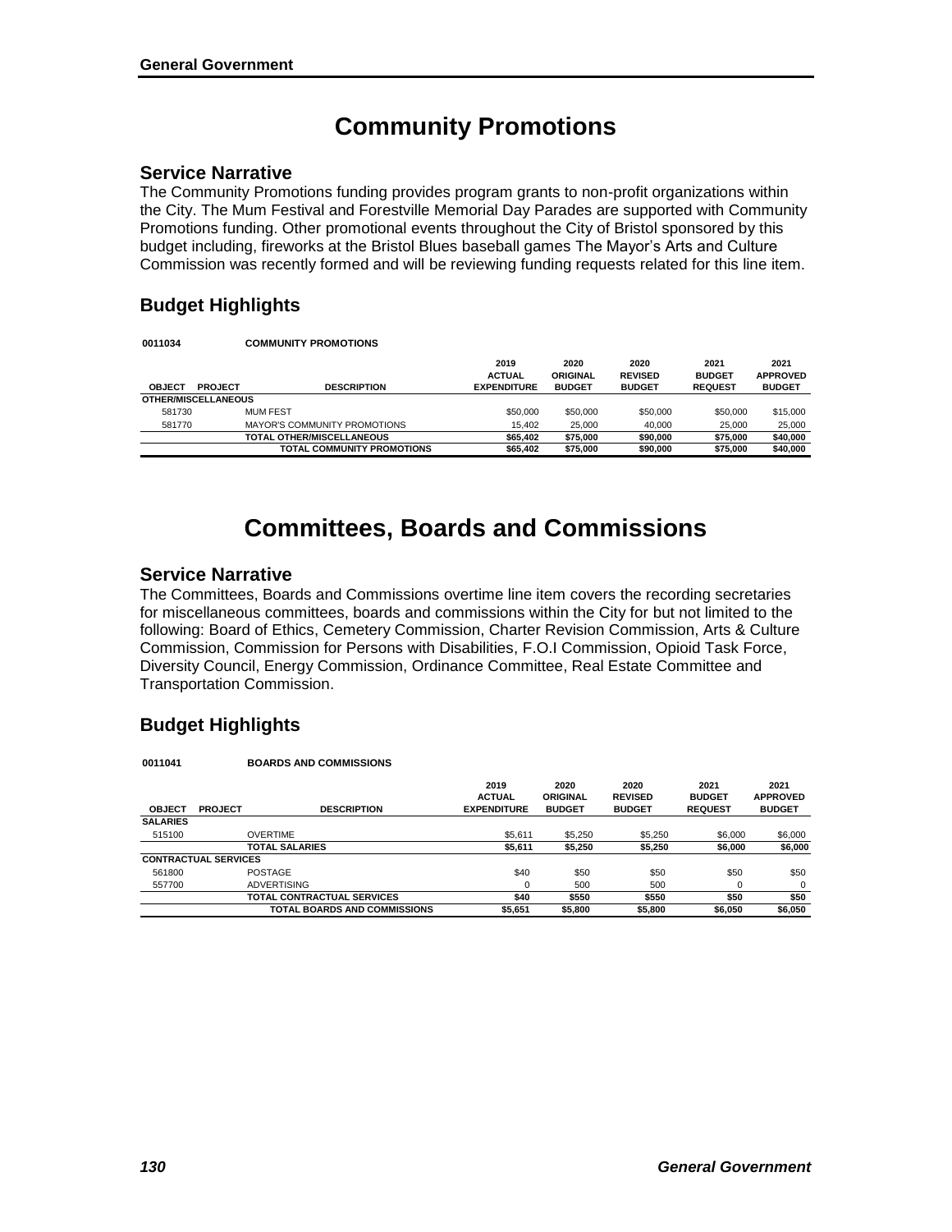# Community Promotions

## Service Narrative

The Community Promotions funding provides program grants to non-profit organizations within the City. The Mum Festival and Forestville Memorial Day Parades are supported with Community Promotions funding. Other promotional events throughout the City of Bristol sponsored by this budget including, fireworks at the Bristol Blues baseball games The Mayor's Arts and Culture Commission was recently formed and will be reviewing funding requests related for this line item.

## Budget Highlights

**0011034 COMMUNITY PROMOTIONS**

| OBJECT | PROJECT | DESCRIPTION | 2019 ACTUAL EXPENDITURE | 2020 ORIGINAL BUDGET | 2020 REVISED BUDGET | 2021 BUDGET REQUEST | 2021 APPROVED BUDGET |
|---|---|---|---|---|---|---|---|
| **OTHER/MISCELLANEOUS** | | | | | | | |
| 581730 | | MUM FEST | $50,000 | $50,000 | $50,000 | $50,000 | $15,000 |
| 581770 | | MAYOR'S COMMUNITY PROMOTIONS | 15,402 | 25,000 | 40,000 | 25,000 | 25,000 |
| | | **TOTAL OTHER/MISCELLANEOUS** | **$65,402** | **$75,000** | **$90,000** | **$75,000** | **$40,000** |
| | | **TOTAL COMMUNITY PROMOTIONS** | **$65,402** | **$75,000** | **$90,000** | **$75,000** | **$40,000** |

# Committees, Boards and Commissions

## Service Narrative

The Committees, Boards and Commissions overtime line item covers the recording secretaries for miscellaneous committees, boards and commissions within the City for but not limited to the following: Board of Ethics, Cemetery Commission, Charter Revision Commission, Arts & Culture Commission, Commission for Persons with Disabilities, F.O.I Commission, Opioid Task Force, Diversity Council, Energy Commission, Ordinance Committee, Real Estate Committee and Transportation Commission.

## Budget Highlights

**0011041 BOARDS AND COMMISSIONS**

| OBJECT | PROJECT | DESCRIPTION | 2019 ACTUAL EXPENDITURE | 2020 ORIGINAL BUDGET | 2020 REVISED BUDGET | 2021 BUDGET REQUEST | 2021 APPROVED BUDGET |
|---|---|---|---|---|---|---|---|
| **SALARIES** | | | | | | | |
| 515100 | | OVERTIME | $5,611 | $5,250 | $5,250 | $6,000 | $6,000 |
| | | **TOTAL SALARIES** | **$5,611** | **$5,250** | **$5,250** | **$6,000** | **$6,000** |
| **CONTRACTUAL SERVICES** | | | | | | | |
| 561800 | | POSTAGE | $40 | $50 | $50 | $50 | $50 |
| 557700 | | ADVERTISING | 0 | 500 | 500 | 0 | 0 |
| | | **TOTAL CONTRACTUAL SERVICES** | **$40** | **$550** | **$550** | **$50** | **$50** |
| | | **TOTAL BOARDS AND COMMISSIONS** | **$5,651** | **$5,800** | **$5,800** | **$6,050** | **$6,050** |